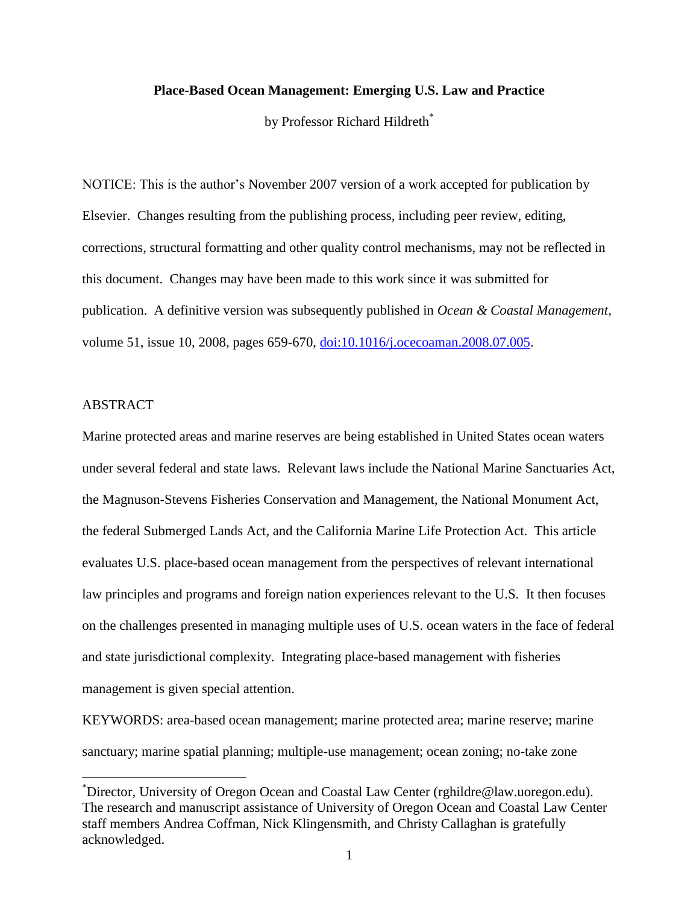# Place-Based Ocean Management: Emerging U.S. Law and Practice

by Professor Richard Hildreth[*]

NOTICE: This is the author's November 2007 version of a work accepted for publication by Elsevier. Changes resulting from the publishing process, including peer review, editing, corrections, structural formatting and other quality control mechanisms, may not be reflected in this document. Changes may have been made to this work since it was submitted for publication. A definitive version was subsequently published in *Ocean & Coastal Management*, volume 51, issue 10, 2008, pages 659-670, [doi:10.1016/j.ocecoaman.2008.07.005](https://doi.org/10.1016/j.ocecoaman.2008.07.005).

## ABSTRACT

Marine protected areas and marine reserves are being established in United States ocean waters under several federal and state laws. Relevant laws include the National Marine Sanctuaries Act, the Magnuson-Stevens Fisheries Conservation and Management, the National Monument Act, the federal Submerged Lands Act, and the California Marine Life Protection Act. This article evaluates U.S. place-based ocean management from the perspectives of relevant international law principles and programs and foreign nation experiences relevant to the U.S. It then focuses on the challenges presented in managing multiple uses of U.S. ocean waters in the face of federal and state jurisdictional complexity. Integrating place-based management with fisheries management is given special attention.

KEYWORDS: area-based ocean management; marine protected area; marine reserve; marine sanctuary; marine spatial planning; multiple-use management; ocean zoning; no-take zone

---

[*] Director, University of Oregon Ocean and Coastal Law Center (rghildre@law.uoregon.edu). The research and manuscript assistance of University of Oregon Ocean and Coastal Law Center staff members Andrea Coffman, Nick Klingensmith, and Christy Callaghan is gratefully acknowledged.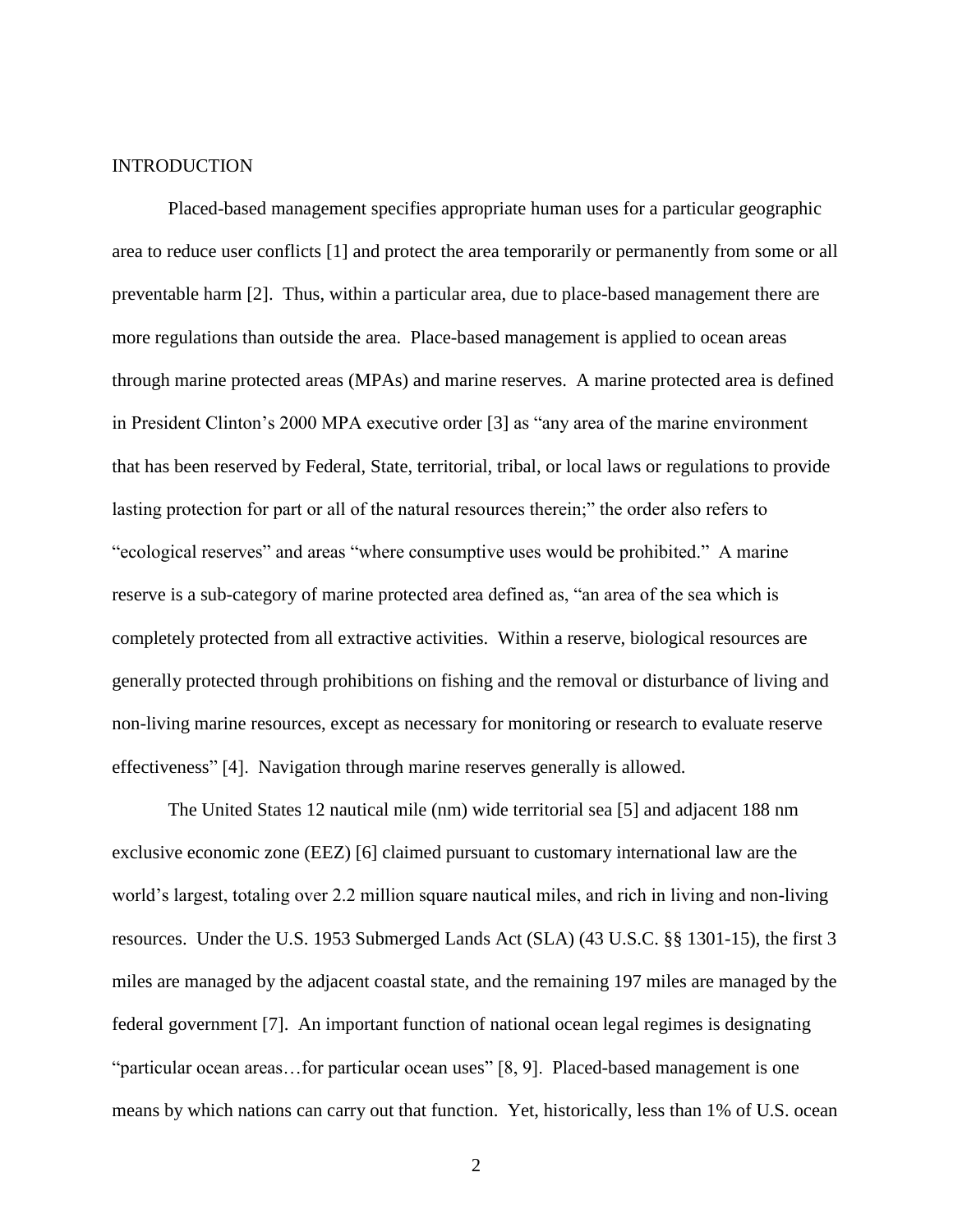## INTRODUCTION

Placed-based management specifies appropriate human uses for a particular geographic area to reduce user conflicts [1] and protect the area temporarily or permanently from some or all preventable harm [2]. Thus, within a particular area, due to place-based management there are more regulations than outside the area. Place-based management is applied to ocean areas through marine protected areas (MPAs) and marine reserves. A marine protected area is defined in President Clinton's 2000 MPA executive order [3] as "any area of the marine environment that has been reserved by Federal, State, territorial, tribal, or local laws or regulations to provide lasting protection for part or all of the natural resources therein;" the order also refers to "ecological reserves" and areas "where consumptive uses would be prohibited." A marine reserve is a sub-category of marine protected area defined as, "an area of the sea which is completely protected from all extractive activities. Within a reserve, biological resources are generally protected through prohibitions on fishing and the removal or disturbance of living and non-living marine resources, except as necessary for monitoring or research to evaluate reserve effectiveness" [4]. Navigation through marine reserves generally is allowed.

The United States 12 nautical mile (nm) wide territorial sea [5] and adjacent 188 nm exclusive economic zone (EEZ) [6] claimed pursuant to customary international law are the world's largest, totaling over 2.2 million square nautical miles, and rich in living and non-living resources. Under the U.S. 1953 Submerged Lands Act (SLA) (43 U.S.C. §§ 1301-15), the first 3 miles are managed by the adjacent coastal state, and the remaining 197 miles are managed by the federal government [7]. An important function of national ocean legal regimes is designating "particular ocean areas…for particular ocean uses" [8, 9]. Placed-based management is one means by which nations can carry out that function. Yet, historically, less than 1% of U.S. ocean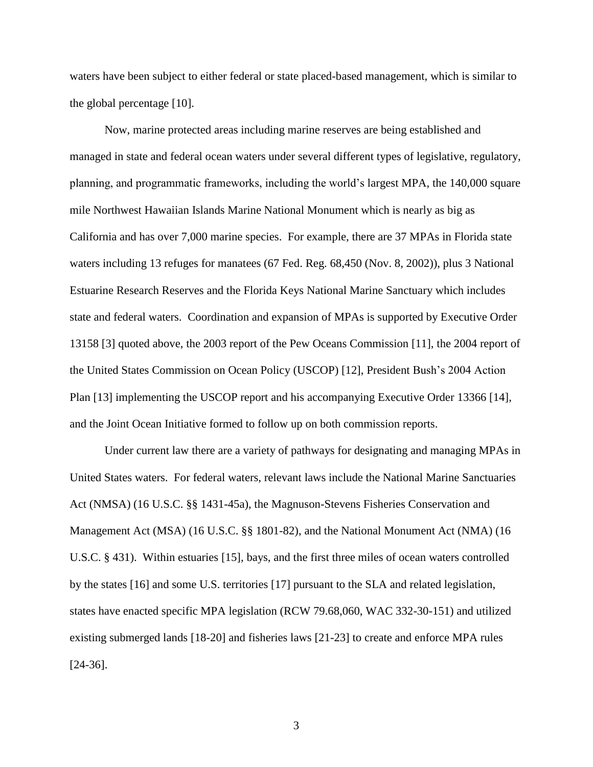waters have been subject to either federal or state placed-based management, which is similar to the global percentage [10].

Now, marine protected areas including marine reserves are being established and managed in state and federal ocean waters under several different types of legislative, regulatory, planning, and programmatic frameworks, including the world's largest MPA, the 140,000 square mile Northwest Hawaiian Islands Marine National Monument which is nearly as big as California and has over 7,000 marine species. For example, there are 37 MPAs in Florida state waters including 13 refuges for manatees (67 Fed. Reg. 68,450 (Nov. 8, 2002)), plus 3 National Estuarine Research Reserves and the Florida Keys National Marine Sanctuary which includes state and federal waters. Coordination and expansion of MPAs is supported by Executive Order 13158 [3] quoted above, the 2003 report of the Pew Oceans Commission [11], the 2004 report of the United States Commission on Ocean Policy (USCOP) [12], President Bush's 2004 Action Plan [13] implementing the USCOP report and his accompanying Executive Order 13366 [14], and the Joint Ocean Initiative formed to follow up on both commission reports.

Under current law there are a variety of pathways for designating and managing MPAs in United States waters. For federal waters, relevant laws include the National Marine Sanctuaries Act (NMSA) (16 U.S.C. §§ 1431-45a), the Magnuson-Stevens Fisheries Conservation and Management Act (MSA) (16 U.S.C. §§ 1801-82), and the National Monument Act (NMA) (16 U.S.C. § 431). Within estuaries [15], bays, and the first three miles of ocean waters controlled by the states [16] and some U.S. territories [17] pursuant to the SLA and related legislation, states have enacted specific MPA legislation (RCW 79.68,060, WAC 332-30-151) and utilized existing submerged lands [18-20] and fisheries laws [21-23] to create and enforce MPA rules [24-36].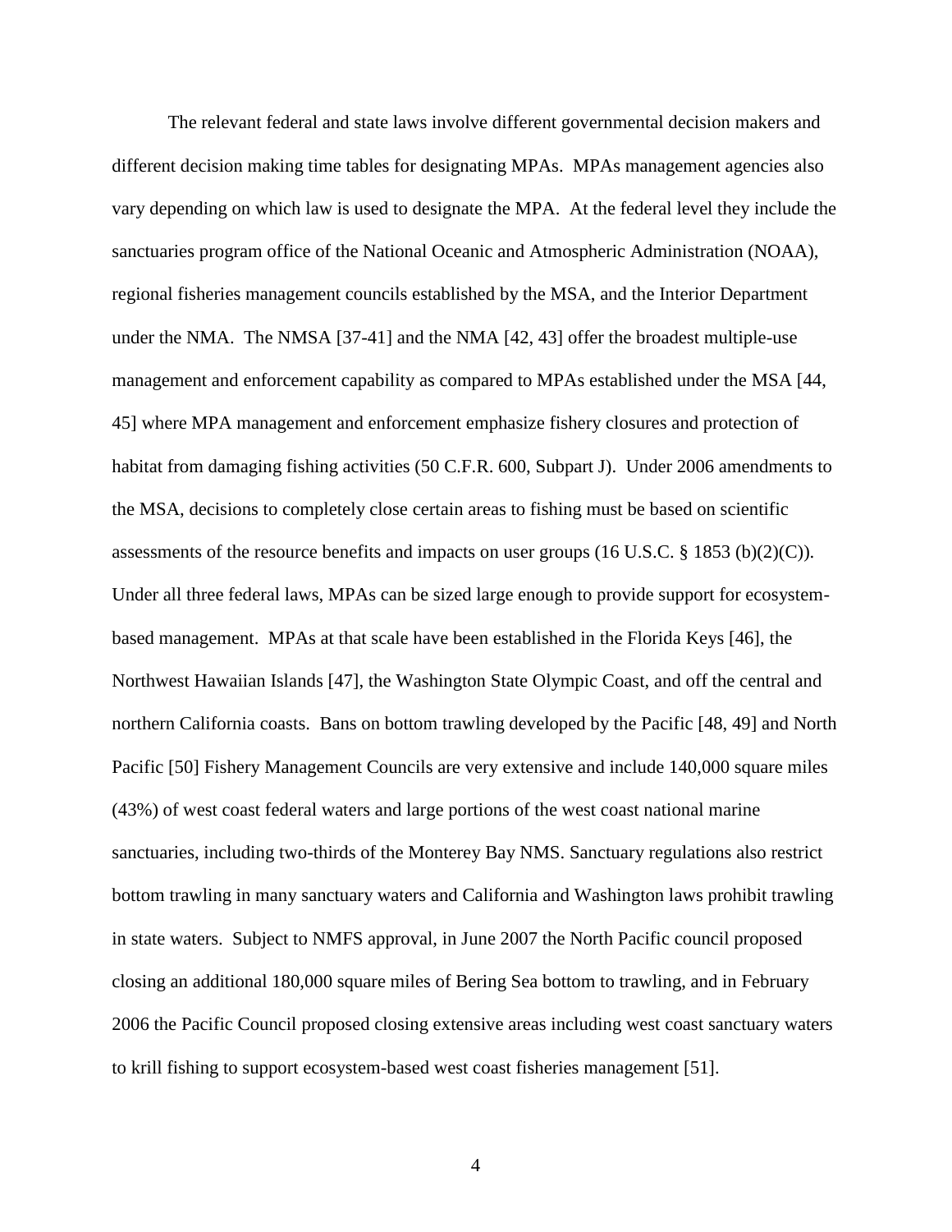The relevant federal and state laws involve different governmental decision makers and different decision making time tables for designating MPAs. MPAs management agencies also vary depending on which law is used to designate the MPA. At the federal level they include the sanctuaries program office of the National Oceanic and Atmospheric Administration (NOAA), regional fisheries management councils established by the MSA, and the Interior Department under the NMA. The NMSA [37-41] and the NMA [42, 43] offer the broadest multiple-use management and enforcement capability as compared to MPAs established under the MSA [44, 45] where MPA management and enforcement emphasize fishery closures and protection of habitat from damaging fishing activities (50 C.F.R. 600, Subpart J). Under 2006 amendments to the MSA, decisions to completely close certain areas to fishing must be based on scientific assessments of the resource benefits and impacts on user groups (16 U.S.C. § 1853 (b)(2)(C)). Under all three federal laws, MPAs can be sized large enough to provide support for ecosystem-based management. MPAs at that scale have been established in the Florida Keys [46], the Northwest Hawaiian Islands [47], the Washington State Olympic Coast, and off the central and northern California coasts. Bans on bottom trawling developed by the Pacific [48, 49] and North Pacific [50] Fishery Management Councils are very extensive and include 140,000 square miles (43%) of west coast federal waters and large portions of the west coast national marine sanctuaries, including two-thirds of the Monterey Bay NMS. Sanctuary regulations also restrict bottom trawling in many sanctuary waters and California and Washington laws prohibit trawling in state waters. Subject to NMFS approval, in June 2007 the North Pacific council proposed closing an additional 180,000 square miles of Bering Sea bottom to trawling, and in February 2006 the Pacific Council proposed closing extensive areas including west coast sanctuary waters to krill fishing to support ecosystem-based west coast fisheries management [51].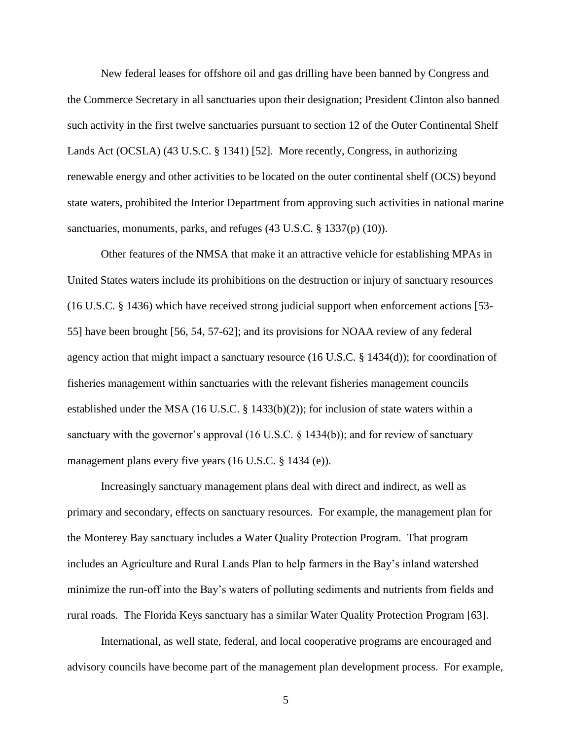New federal leases for offshore oil and gas drilling have been banned by Congress and the Commerce Secretary in all sanctuaries upon their designation; President Clinton also banned such activity in the first twelve sanctuaries pursuant to section 12 of the Outer Continental Shelf Lands Act (OCSLA) (43 U.S.C. § 1341) [52]. More recently, Congress, in authorizing renewable energy and other activities to be located on the outer continental shelf (OCS) beyond state waters, prohibited the Interior Department from approving such activities in national marine sanctuaries, monuments, parks, and refuges (43 U.S.C. § 1337(p) (10)).

Other features of the NMSA that make it an attractive vehicle for establishing MPAs in United States waters include its prohibitions on the destruction or injury of sanctuary resources (16 U.S.C. § 1436) which have received strong judicial support when enforcement actions [53-55] have been brought [56, 54, 57-62]; and its provisions for NOAA review of any federal agency action that might impact a sanctuary resource (16 U.S.C. § 1434(d)); for coordination of fisheries management within sanctuaries with the relevant fisheries management councils established under the MSA (16 U.S.C. § 1433(b)(2)); for inclusion of state waters within a sanctuary with the governor's approval (16 U.S.C. § 1434(b)); and for review of sanctuary management plans every five years (16 U.S.C. § 1434 (e)).

Increasingly sanctuary management plans deal with direct and indirect, as well as primary and secondary, effects on sanctuary resources. For example, the management plan for the Monterey Bay sanctuary includes a Water Quality Protection Program. That program includes an Agriculture and Rural Lands Plan to help farmers in the Bay's inland watershed minimize the run-off into the Bay's waters of polluting sediments and nutrients from fields and rural roads. The Florida Keys sanctuary has a similar Water Quality Protection Program [63].

International, as well state, federal, and local cooperative programs are encouraged and advisory councils have become part of the management plan development process. For example,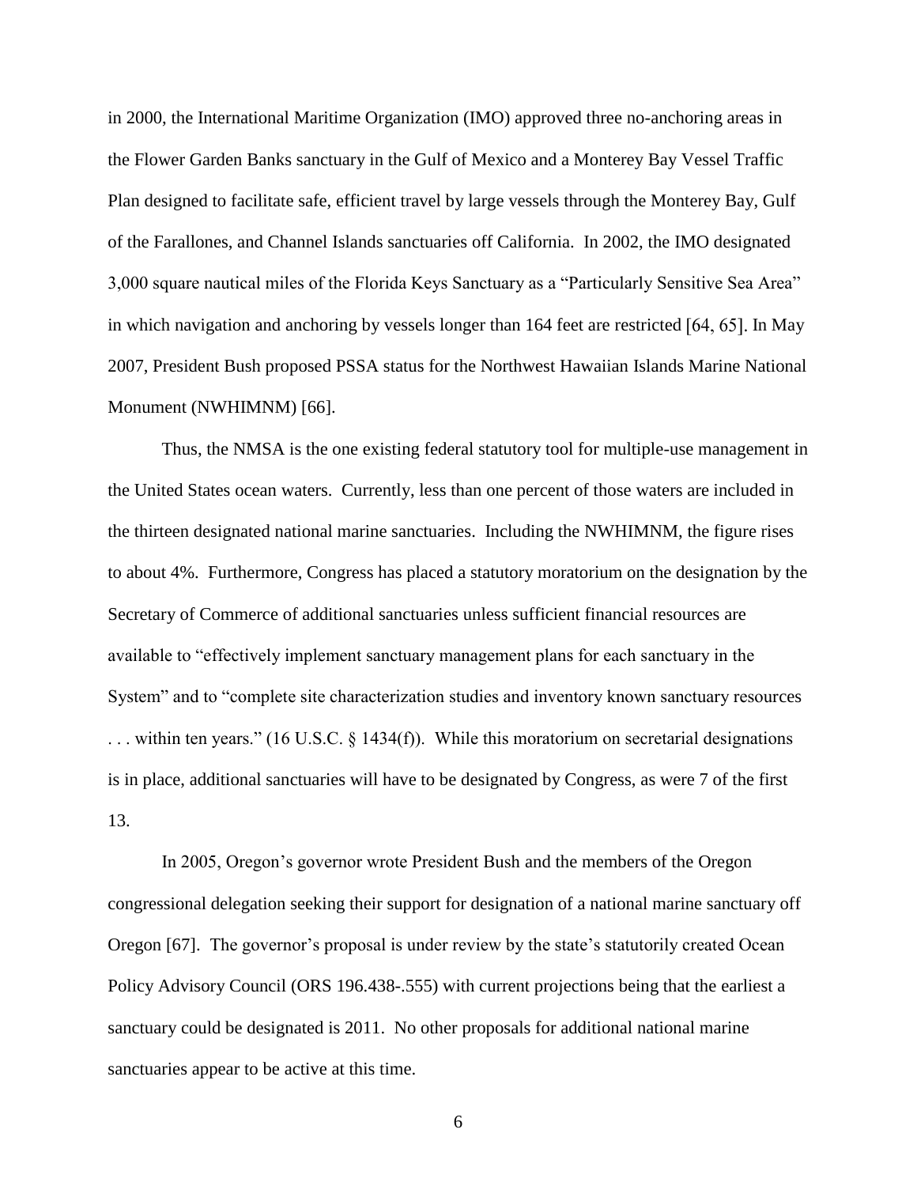in 2000, the International Maritime Organization (IMO) approved three no-anchoring areas in the Flower Garden Banks sanctuary in the Gulf of Mexico and a Monterey Bay Vessel Traffic Plan designed to facilitate safe, efficient travel by large vessels through the Monterey Bay, Gulf of the Farallones, and Channel Islands sanctuaries off California. In 2002, the IMO designated 3,000 square nautical miles of the Florida Keys Sanctuary as a "Particularly Sensitive Sea Area" in which navigation and anchoring by vessels longer than 164 feet are restricted [64, 65]. In May 2007, President Bush proposed PSSA status for the Northwest Hawaiian Islands Marine National Monument (NWHIMNM) [66].

Thus, the NMSA is the one existing federal statutory tool for multiple-use management in the United States ocean waters. Currently, less than one percent of those waters are included in the thirteen designated national marine sanctuaries. Including the NWHIMNM, the figure rises to about 4%. Furthermore, Congress has placed a statutory moratorium on the designation by the Secretary of Commerce of additional sanctuaries unless sufficient financial resources are available to "effectively implement sanctuary management plans for each sanctuary in the System" and to "complete site characterization studies and inventory known sanctuary resources . . . within ten years." (16 U.S.C. § 1434(f)). While this moratorium on secretarial designations is in place, additional sanctuaries will have to be designated by Congress, as were 7 of the first 13.

In 2005, Oregon's governor wrote President Bush and the members of the Oregon congressional delegation seeking their support for designation of a national marine sanctuary off Oregon [67]. The governor's proposal is under review by the state's statutorily created Ocean Policy Advisory Council (ORS 196.438-.555) with current projections being that the earliest a sanctuary could be designated is 2011. No other proposals for additional national marine sanctuaries appear to be active at this time.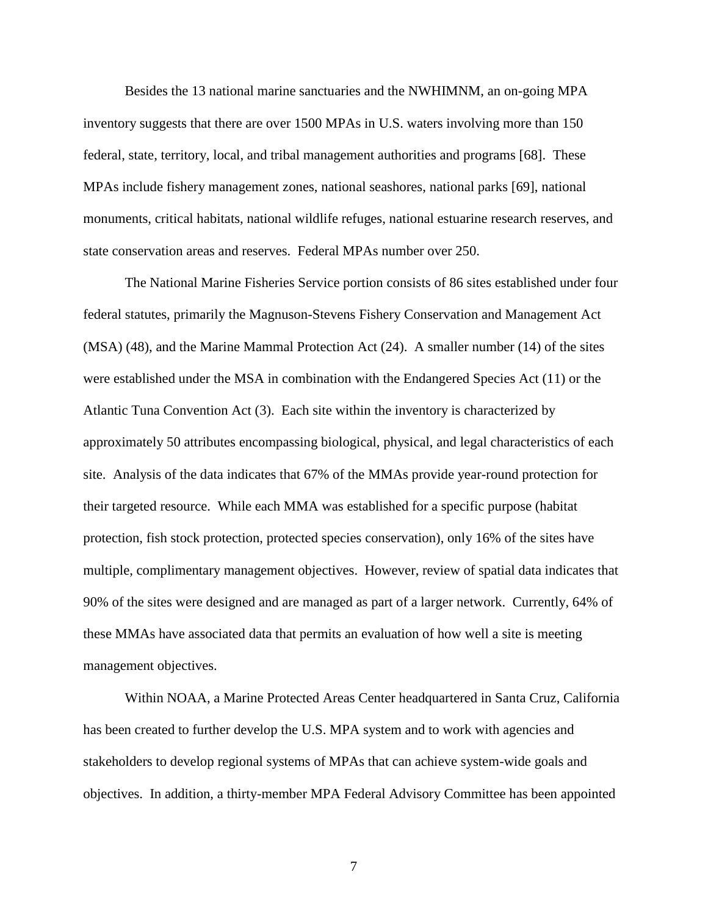Besides the 13 national marine sanctuaries and the NWHIMNM, an on-going MPA inventory suggests that there are over 1500 MPAs in U.S. waters involving more than 150 federal, state, territory, local, and tribal management authorities and programs [68]. These MPAs include fishery management zones, national seashores, national parks [69], national monuments, critical habitats, national wildlife refuges, national estuarine research reserves, and state conservation areas and reserves. Federal MPAs number over 250.

The National Marine Fisheries Service portion consists of 86 sites established under four federal statutes, primarily the Magnuson-Stevens Fishery Conservation and Management Act (MSA) (48), and the Marine Mammal Protection Act (24). A smaller number (14) of the sites were established under the MSA in combination with the Endangered Species Act (11) or the Atlantic Tuna Convention Act (3). Each site within the inventory is characterized by approximately 50 attributes encompassing biological, physical, and legal characteristics of each site. Analysis of the data indicates that 67% of the MMAs provide year-round protection for their targeted resource. While each MMA was established for a specific purpose (habitat protection, fish stock protection, protected species conservation), only 16% of the sites have multiple, complimentary management objectives. However, review of spatial data indicates that 90% of the sites were designed and are managed as part of a larger network. Currently, 64% of these MMAs have associated data that permits an evaluation of how well a site is meeting management objectives.

Within NOAA, a Marine Protected Areas Center headquartered in Santa Cruz, California has been created to further develop the U.S. MPA system and to work with agencies and stakeholders to develop regional systems of MPAs that can achieve system-wide goals and objectives. In addition, a thirty-member MPA Federal Advisory Committee has been appointed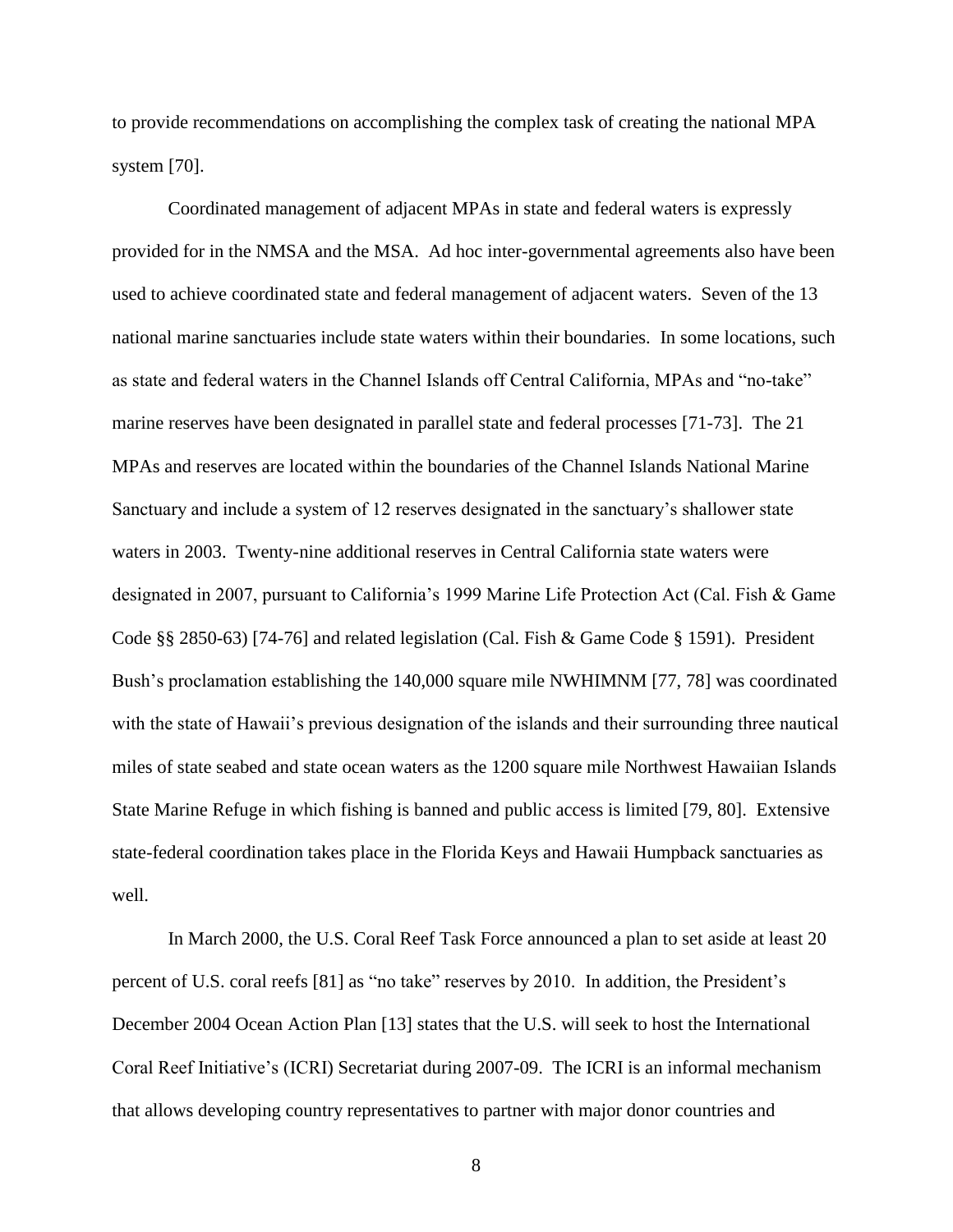to provide recommendations on accomplishing the complex task of creating the national MPA system [70].

Coordinated management of adjacent MPAs in state and federal waters is expressly provided for in the NMSA and the MSA. Ad hoc inter-governmental agreements also have been used to achieve coordinated state and federal management of adjacent waters. Seven of the 13 national marine sanctuaries include state waters within their boundaries. In some locations, such as state and federal waters in the Channel Islands off Central California, MPAs and "no-take" marine reserves have been designated in parallel state and federal processes [71-73]. The 21 MPAs and reserves are located within the boundaries of the Channel Islands National Marine Sanctuary and include a system of 12 reserves designated in the sanctuary's shallower state waters in 2003. Twenty-nine additional reserves in Central California state waters were designated in 2007, pursuant to California's 1999 Marine Life Protection Act (Cal. Fish & Game Code §§ 2850-63) [74-76] and related legislation (Cal. Fish & Game Code § 1591). President Bush's proclamation establishing the 140,000 square mile NWHIMNM [77, 78] was coordinated with the state of Hawaii's previous designation of the islands and their surrounding three nautical miles of state seabed and state ocean waters as the 1200 square mile Northwest Hawaiian Islands State Marine Refuge in which fishing is banned and public access is limited [79, 80]. Extensive state-federal coordination takes place in the Florida Keys and Hawaii Humpback sanctuaries as well.

In March 2000, the U.S. Coral Reef Task Force announced a plan to set aside at least 20 percent of U.S. coral reefs [81] as "no take" reserves by 2010. In addition, the President's December 2004 Ocean Action Plan [13] states that the U.S. will seek to host the International Coral Reef Initiative's (ICRI) Secretariat during 2007-09. The ICRI is an informal mechanism that allows developing country representatives to partner with major donor countries and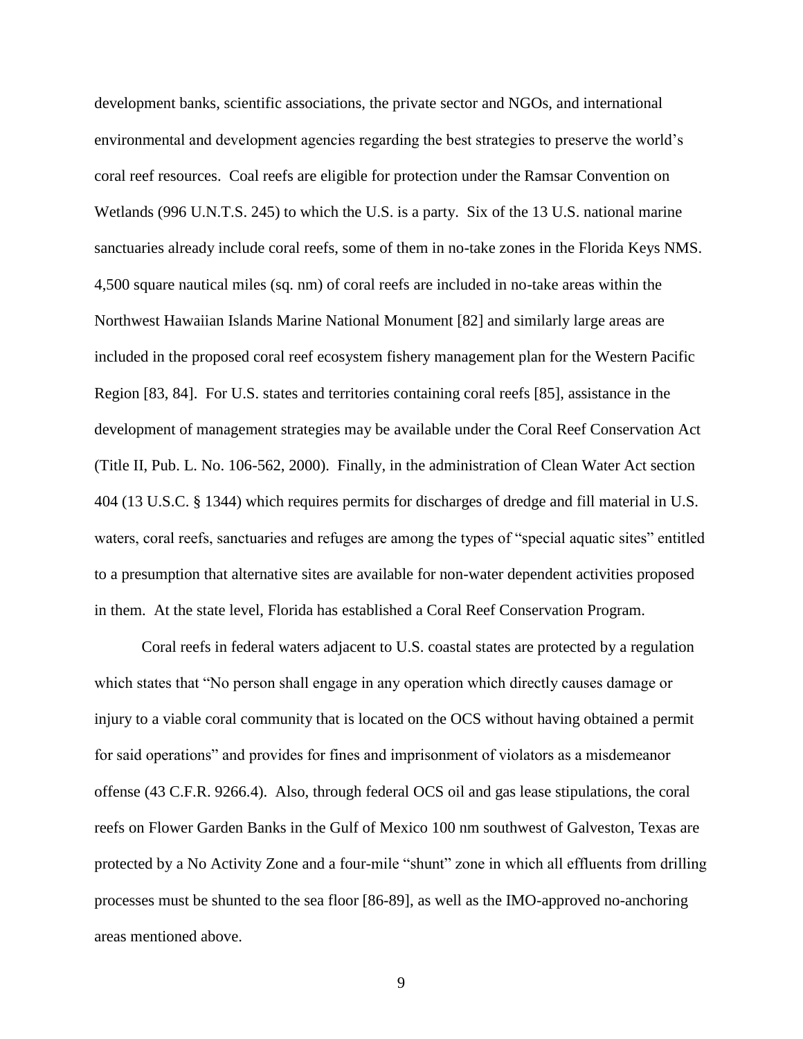development banks, scientific associations, the private sector and NGOs, and international environmental and development agencies regarding the best strategies to preserve the world's coral reef resources. Coal reefs are eligible for protection under the Ramsar Convention on Wetlands (996 U.N.T.S. 245) to which the U.S. is a party. Six of the 13 U.S. national marine sanctuaries already include coral reefs, some of them in no-take zones in the Florida Keys NMS. 4,500 square nautical miles (sq. nm) of coral reefs are included in no-take areas within the Northwest Hawaiian Islands Marine National Monument [82] and similarly large areas are included in the proposed coral reef ecosystem fishery management plan for the Western Pacific Region [83, 84]. For U.S. states and territories containing coral reefs [85], assistance in the development of management strategies may be available under the Coral Reef Conservation Act (Title II, Pub. L. No. 106-562, 2000). Finally, in the administration of Clean Water Act section 404 (13 U.S.C. § 1344) which requires permits for discharges of dredge and fill material in U.S. waters, coral reefs, sanctuaries and refuges are among the types of "special aquatic sites" entitled to a presumption that alternative sites are available for non-water dependent activities proposed in them. At the state level, Florida has established a Coral Reef Conservation Program.

Coral reefs in federal waters adjacent to U.S. coastal states are protected by a regulation which states that "No person shall engage in any operation which directly causes damage or injury to a viable coral community that is located on the OCS without having obtained a permit for said operations" and provides for fines and imprisonment of violators as a misdemeanor offense (43 C.F.R. 9266.4). Also, through federal OCS oil and gas lease stipulations, the coral reefs on Flower Garden Banks in the Gulf of Mexico 100 nm southwest of Galveston, Texas are protected by a No Activity Zone and a four-mile "shunt" zone in which all effluents from drilling processes must be shunted to the sea floor [86-89], as well as the IMO-approved no-anchoring areas mentioned above.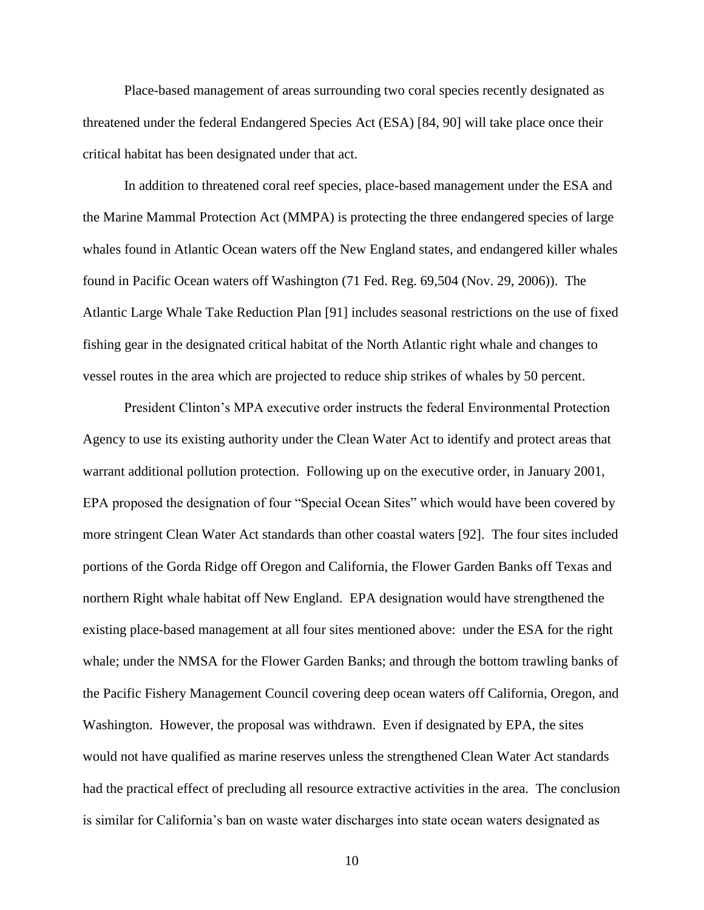Place-based management of areas surrounding two coral species recently designated as threatened under the federal Endangered Species Act (ESA) [84, 90] will take place once their critical habitat has been designated under that act.

In addition to threatened coral reef species, place-based management under the ESA and the Marine Mammal Protection Act (MMPA) is protecting the three endangered species of large whales found in Atlantic Ocean waters off the New England states, and endangered killer whales found in Pacific Ocean waters off Washington (71 Fed. Reg. 69,504 (Nov. 29, 2006)). The Atlantic Large Whale Take Reduction Plan [91] includes seasonal restrictions on the use of fixed fishing gear in the designated critical habitat of the North Atlantic right whale and changes to vessel routes in the area which are projected to reduce ship strikes of whales by 50 percent.

President Clinton's MPA executive order instructs the federal Environmental Protection Agency to use its existing authority under the Clean Water Act to identify and protect areas that warrant additional pollution protection. Following up on the executive order, in January 2001, EPA proposed the designation of four "Special Ocean Sites" which would have been covered by more stringent Clean Water Act standards than other coastal waters [92]. The four sites included portions of the Gorda Ridge off Oregon and California, the Flower Garden Banks off Texas and northern Right whale habitat off New England. EPA designation would have strengthened the existing place-based management at all four sites mentioned above: under the ESA for the right whale; under the NMSA for the Flower Garden Banks; and through the bottom trawling banks of the Pacific Fishery Management Council covering deep ocean waters off California, Oregon, and Washington. However, the proposal was withdrawn. Even if designated by EPA, the sites would not have qualified as marine reserves unless the strengthened Clean Water Act standards had the practical effect of precluding all resource extractive activities in the area. The conclusion is similar for California's ban on waste water discharges into state ocean waters designated as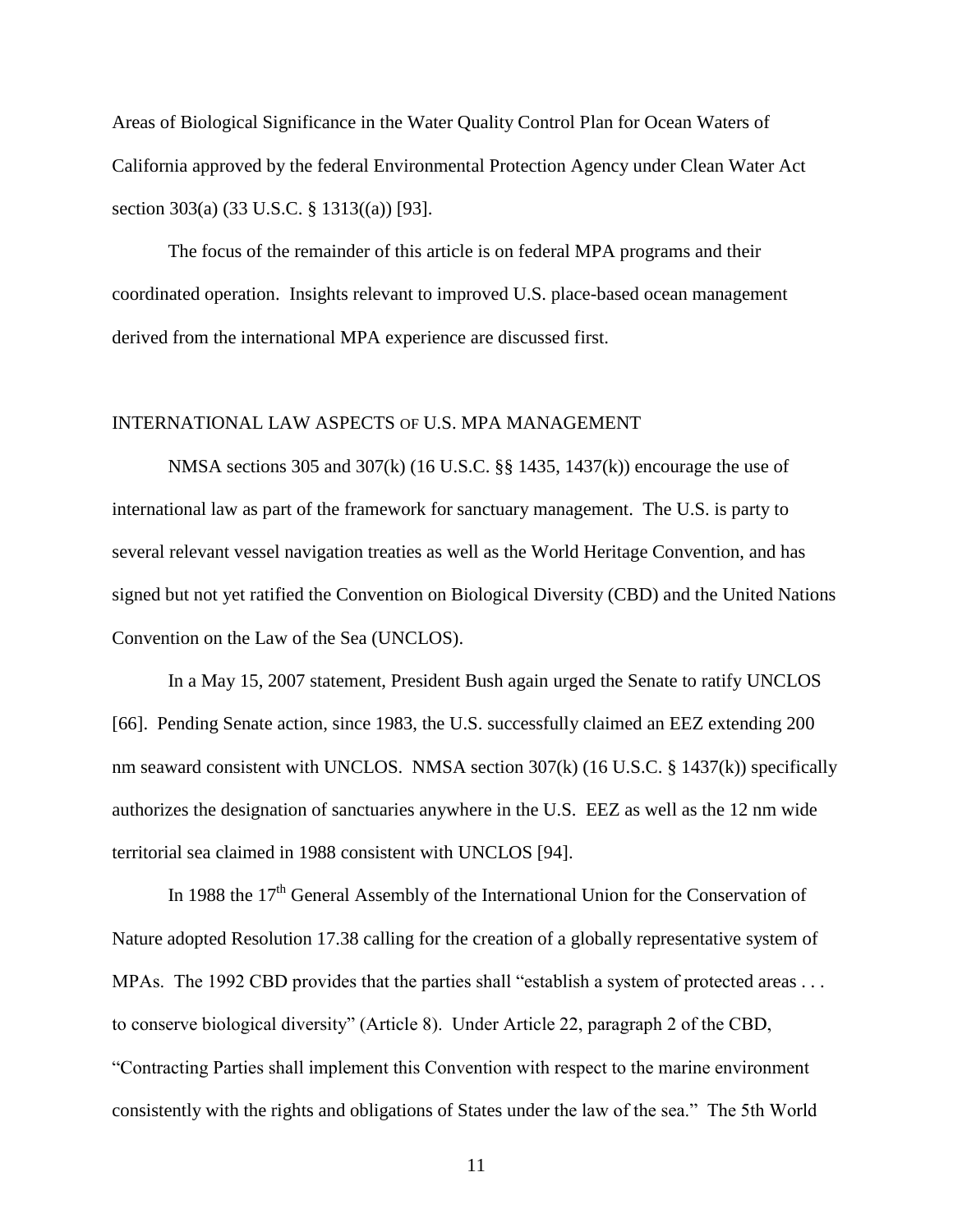Areas of Biological Significance in the Water Quality Control Plan for Ocean Waters of California approved by the federal Environmental Protection Agency under Clean Water Act section 303(a) (33 U.S.C. § 1313((a)) [93].

The focus of the remainder of this article is on federal MPA programs and their coordinated operation. Insights relevant to improved U.S. place-based ocean management derived from the international MPA experience are discussed first.

## INTERNATIONAL LAW ASPECTS OF U.S. MPA MANAGEMENT

NMSA sections 305 and 307(k) (16 U.S.C. §§ 1435, 1437(k)) encourage the use of international law as part of the framework for sanctuary management. The U.S. is party to several relevant vessel navigation treaties as well as the World Heritage Convention, and has signed but not yet ratified the Convention on Biological Diversity (CBD) and the United Nations Convention on the Law of the Sea (UNCLOS).

In a May 15, 2007 statement, President Bush again urged the Senate to ratify UNCLOS [66]. Pending Senate action, since 1983, the U.S. successfully claimed an EEZ extending 200 nm seaward consistent with UNCLOS. NMSA section 307(k) (16 U.S.C. § 1437(k)) specifically authorizes the designation of sanctuaries anywhere in the U.S. EEZ as well as the 12 nm wide territorial sea claimed in 1988 consistent with UNCLOS [94].

In 1988 the 17th General Assembly of the International Union for the Conservation of Nature adopted Resolution 17.38 calling for the creation of a globally representative system of MPAs. The 1992 CBD provides that the parties shall "establish a system of protected areas . . . to conserve biological diversity" (Article 8). Under Article 22, paragraph 2 of the CBD, "Contracting Parties shall implement this Convention with respect to the marine environment consistently with the rights and obligations of States under the law of the sea." The 5th World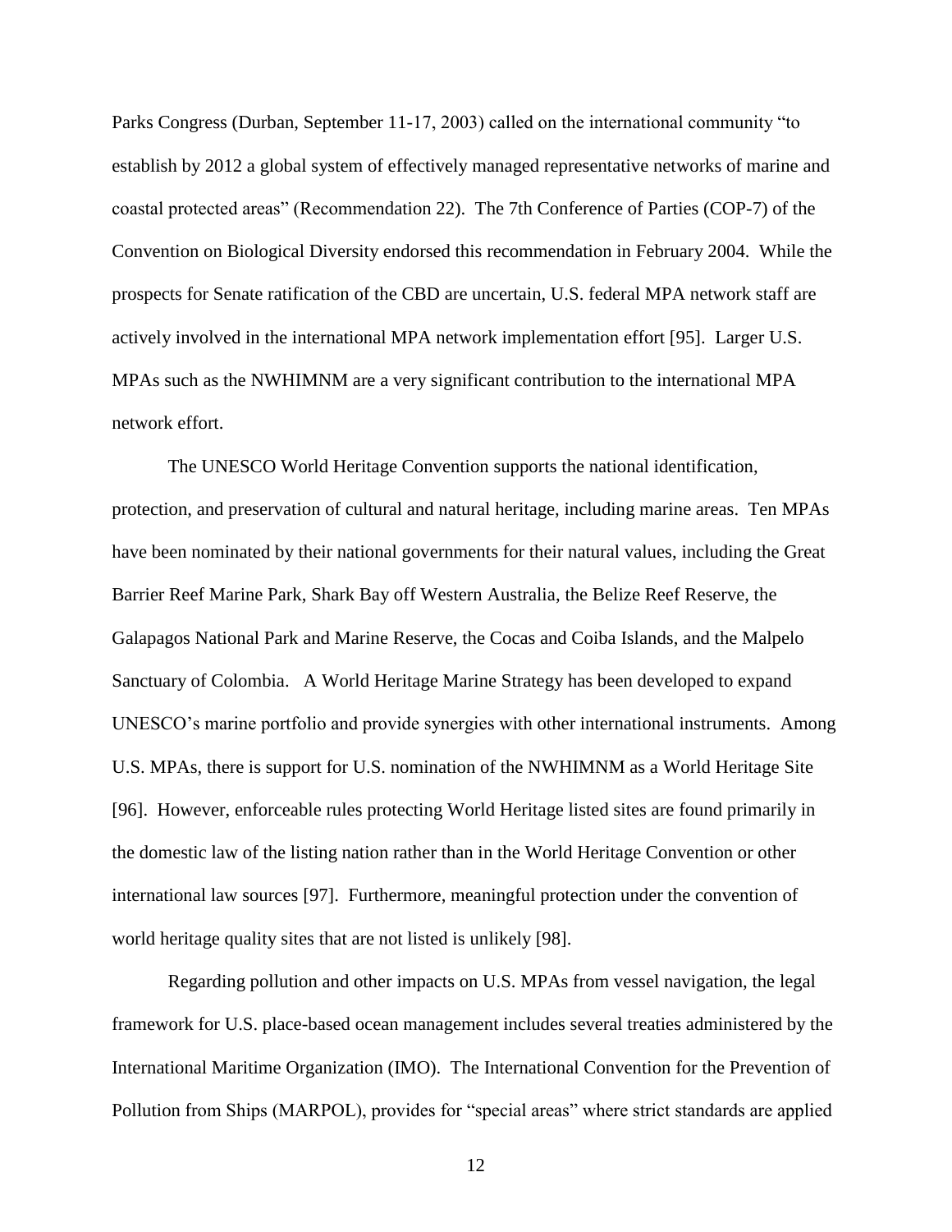Parks Congress (Durban, September 11-17, 2003) called on the international community "to establish by 2012 a global system of effectively managed representative networks of marine and coastal protected areas" (Recommendation 22). The 7th Conference of Parties (COP-7) of the Convention on Biological Diversity endorsed this recommendation in February 2004. While the prospects for Senate ratification of the CBD are uncertain, U.S. federal MPA network staff are actively involved in the international MPA network implementation effort [95]. Larger U.S. MPAs such as the NWHIMNM are a very significant contribution to the international MPA network effort.

The UNESCO World Heritage Convention supports the national identification, protection, and preservation of cultural and natural heritage, including marine areas. Ten MPAs have been nominated by their national governments for their natural values, including the Great Barrier Reef Marine Park, Shark Bay off Western Australia, the Belize Reef Reserve, the Galapagos National Park and Marine Reserve, the Cocas and Coiba Islands, and the Malpelo Sanctuary of Colombia. A World Heritage Marine Strategy has been developed to expand UNESCO's marine portfolio and provide synergies with other international instruments. Among U.S. MPAs, there is support for U.S. nomination of the NWHIMNM as a World Heritage Site [96]. However, enforceable rules protecting World Heritage listed sites are found primarily in the domestic law of the listing nation rather than in the World Heritage Convention or other international law sources [97]. Furthermore, meaningful protection under the convention of world heritage quality sites that are not listed is unlikely [98].

Regarding pollution and other impacts on U.S. MPAs from vessel navigation, the legal framework for U.S. place-based ocean management includes several treaties administered by the International Maritime Organization (IMO). The International Convention for the Prevention of Pollution from Ships (MARPOL), provides for "special areas" where strict standards are applied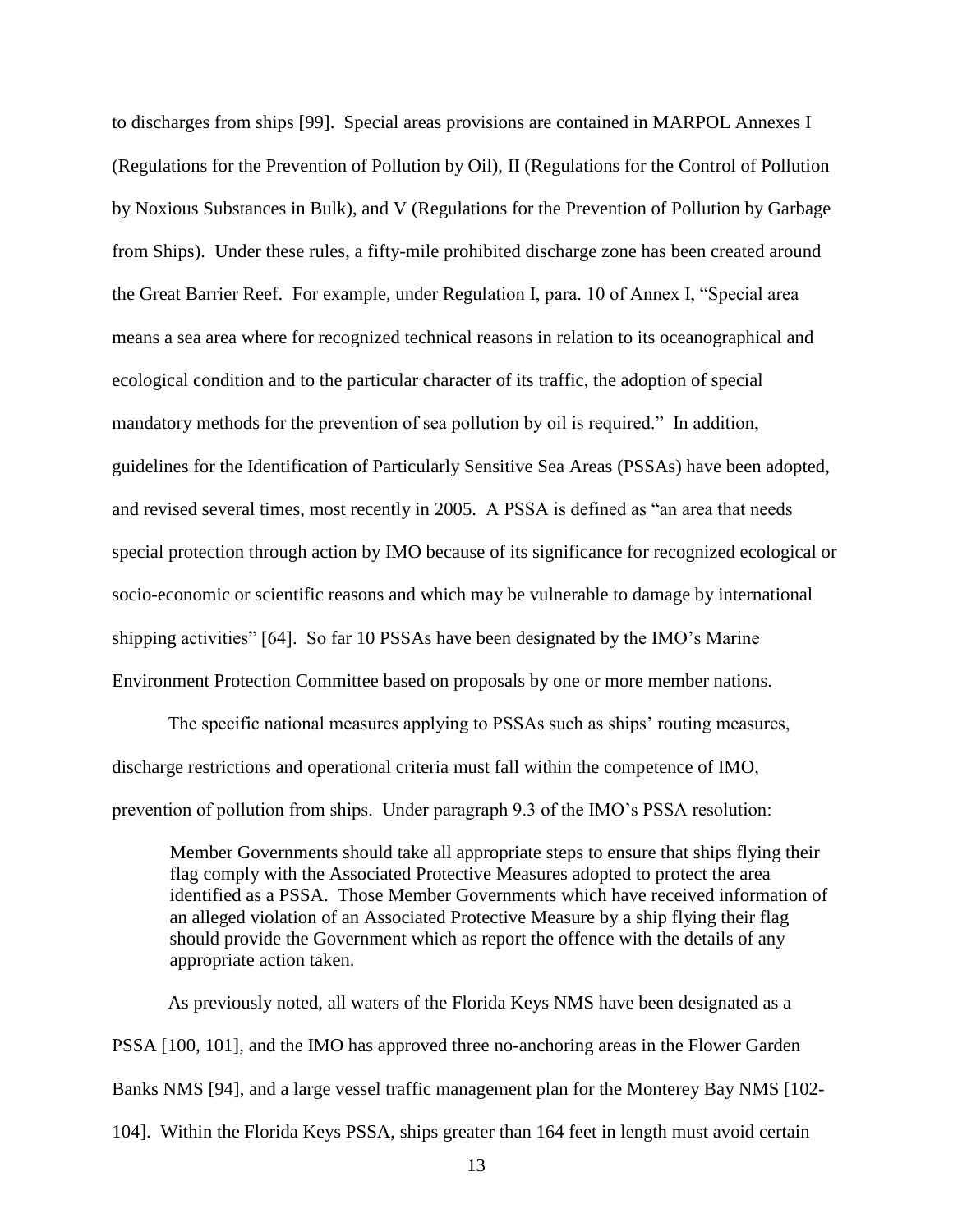to discharges from ships [99]. Special areas provisions are contained in MARPOL Annexes I (Regulations for the Prevention of Pollution by Oil), II (Regulations for the Control of Pollution by Noxious Substances in Bulk), and V (Regulations for the Prevention of Pollution by Garbage from Ships). Under these rules, a fifty-mile prohibited discharge zone has been created around the Great Barrier Reef. For example, under Regulation I, para. 10 of Annex I, "Special area means a sea area where for recognized technical reasons in relation to its oceanographical and ecological condition and to the particular character of its traffic, the adoption of special mandatory methods for the prevention of sea pollution by oil is required." In addition, guidelines for the Identification of Particularly Sensitive Sea Areas (PSSAs) have been adopted, and revised several times, most recently in 2005. A PSSA is defined as "an area that needs special protection through action by IMO because of its significance for recognized ecological or socio-economic or scientific reasons and which may be vulnerable to damage by international shipping activities" [64]. So far 10 PSSAs have been designated by the IMO's Marine Environment Protection Committee based on proposals by one or more member nations.

The specific national measures applying to PSSAs such as ships' routing measures, discharge restrictions and operational criteria must fall within the competence of IMO, prevention of pollution from ships. Under paragraph 9.3 of the IMO's PSSA resolution:

> Member Governments should take all appropriate steps to ensure that ships flying their flag comply with the Associated Protective Measures adopted to protect the area identified as a PSSA. Those Member Governments which have received information of an alleged violation of an Associated Protective Measure by a ship flying their flag should provide the Government which as report the offence with the details of any appropriate action taken.

As previously noted, all waters of the Florida Keys NMS have been designated as a PSSA [100, 101], and the IMO has approved three no-anchoring areas in the Flower Garden Banks NMS [94], and a large vessel traffic management plan for the Monterey Bay NMS [102-104]. Within the Florida Keys PSSA, ships greater than 164 feet in length must avoid certain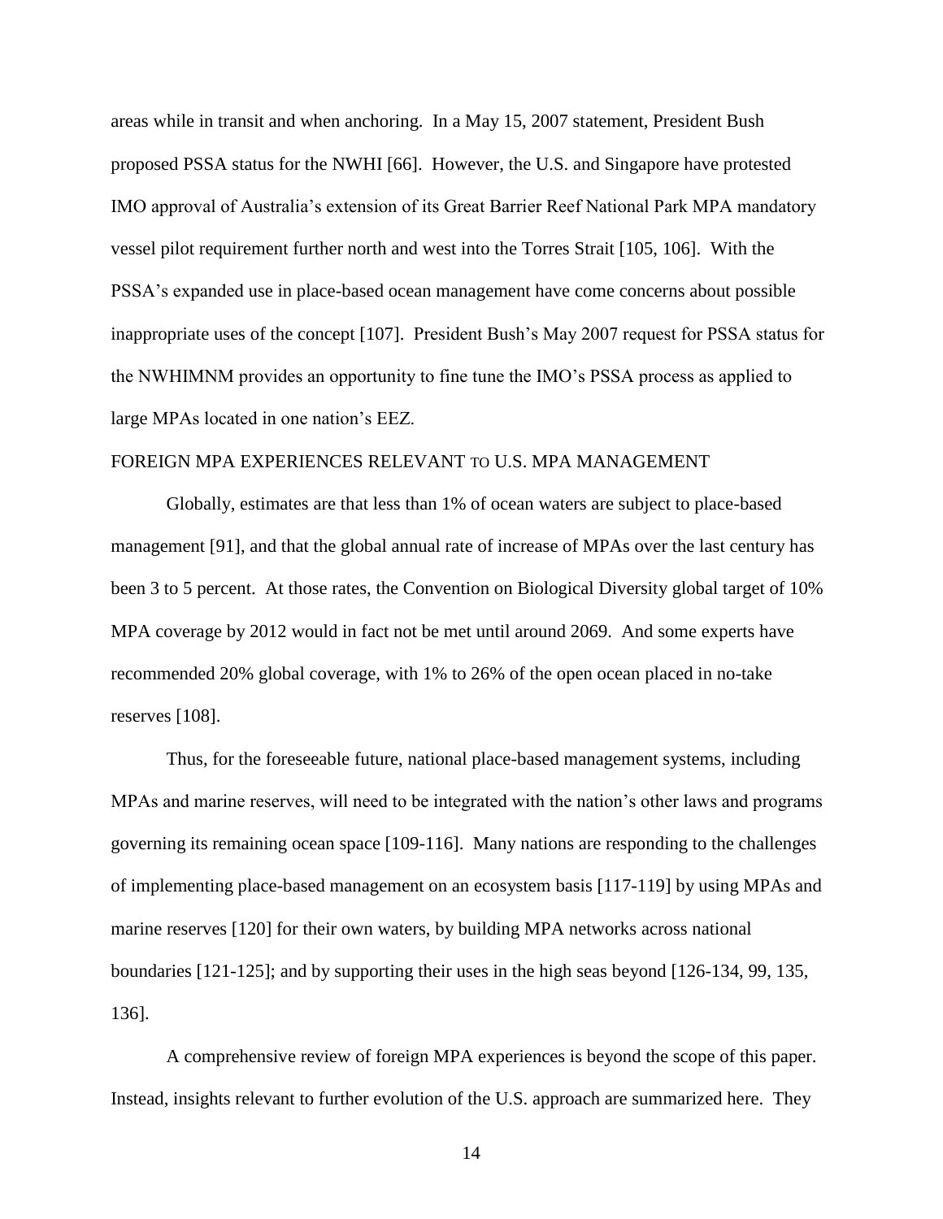areas while in transit and when anchoring. In a May 15, 2007 statement, President Bush proposed PSSA status for the NWHI [66]. However, the U.S. and Singapore have protested IMO approval of Australia's extension of its Great Barrier Reef National Park MPA mandatory vessel pilot requirement further north and west into the Torres Strait [105, 106]. With the PSSA's expanded use in place-based ocean management have come concerns about possible inappropriate uses of the concept [107]. President Bush's May 2007 request for PSSA status for the NWHIMNM provides an opportunity to fine tune the IMO's PSSA process as applied to large MPAs located in one nation's EEZ.

## FOREIGN MPA EXPERIENCES RELEVANT TO U.S. MPA MANAGEMENT

Globally, estimates are that less than 1% of ocean waters are subject to place-based management [91], and that the global annual rate of increase of MPAs over the last century has been 3 to 5 percent. At those rates, the Convention on Biological Diversity global target of 10% MPA coverage by 2012 would in fact not be met until around 2069. And some experts have recommended 20% global coverage, with 1% to 26% of the open ocean placed in no-take reserves [108].

Thus, for the foreseeable future, national place-based management systems, including MPAs and marine reserves, will need to be integrated with the nation's other laws and programs governing its remaining ocean space [109-116]. Many nations are responding to the challenges of implementing place-based management on an ecosystem basis [117-119] by using MPAs and marine reserves [120] for their own waters, by building MPA networks across national boundaries [121-125]; and by supporting their uses in the high seas beyond [126-134, 99, 135, 136].

A comprehensive review of foreign MPA experiences is beyond the scope of this paper. Instead, insights relevant to further evolution of the U.S. approach are summarized here. They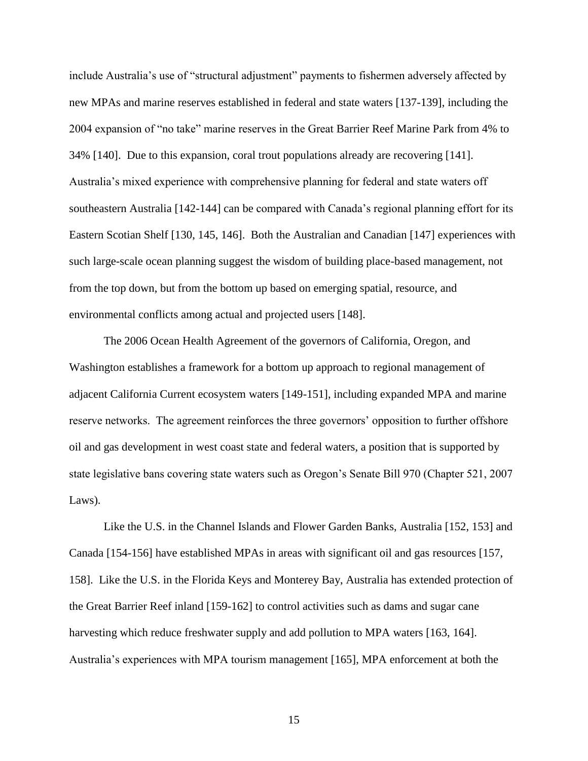include Australia's use of "structural adjustment" payments to fishermen adversely affected by new MPAs and marine reserves established in federal and state waters [137-139], including the 2004 expansion of "no take" marine reserves in the Great Barrier Reef Marine Park from 4% to 34% [140]. Due to this expansion, coral trout populations already are recovering [141]. Australia's mixed experience with comprehensive planning for federal and state waters off southeastern Australia [142-144] can be compared with Canada's regional planning effort for its Eastern Scotian Shelf [130, 145, 146]. Both the Australian and Canadian [147] experiences with such large-scale ocean planning suggest the wisdom of building place-based management, not from the top down, but from the bottom up based on emerging spatial, resource, and environmental conflicts among actual and projected users [148].

The 2006 Ocean Health Agreement of the governors of California, Oregon, and Washington establishes a framework for a bottom up approach to regional management of adjacent California Current ecosystem waters [149-151], including expanded MPA and marine reserve networks. The agreement reinforces the three governors' opposition to further offshore oil and gas development in west coast state and federal waters, a position that is supported by state legislative bans covering state waters such as Oregon's Senate Bill 970 (Chapter 521, 2007 Laws).

Like the U.S. in the Channel Islands and Flower Garden Banks, Australia [152, 153] and Canada [154-156] have established MPAs in areas with significant oil and gas resources [157, 158]. Like the U.S. in the Florida Keys and Monterey Bay, Australia has extended protection of the Great Barrier Reef inland [159-162] to control activities such as dams and sugar cane harvesting which reduce freshwater supply and add pollution to MPA waters [163, 164]. Australia's experiences with MPA tourism management [165], MPA enforcement at both the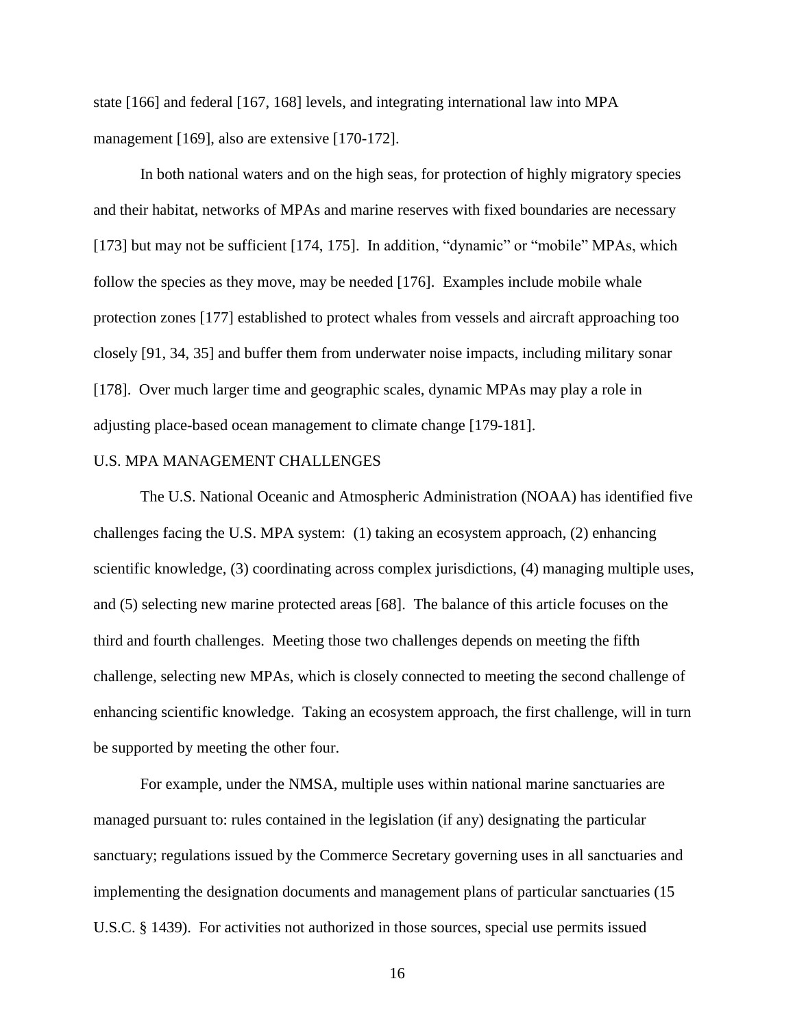state [166] and federal [167, 168] levels, and integrating international law into MPA management [169], also are extensive [170-172].

In both national waters and on the high seas, for protection of highly migratory species and their habitat, networks of MPAs and marine reserves with fixed boundaries are necessary [173] but may not be sufficient [174, 175]. In addition, "dynamic" or "mobile" MPAs, which follow the species as they move, may be needed [176]. Examples include mobile whale protection zones [177] established to protect whales from vessels and aircraft approaching too closely [91, 34, 35] and buffer them from underwater noise impacts, including military sonar [178]. Over much larger time and geographic scales, dynamic MPAs may play a role in adjusting place-based ocean management to climate change [179-181].

## U.S. MPA MANAGEMENT CHALLENGES

The U.S. National Oceanic and Atmospheric Administration (NOAA) has identified five challenges facing the U.S. MPA system: (1) taking an ecosystem approach, (2) enhancing scientific knowledge, (3) coordinating across complex jurisdictions, (4) managing multiple uses, and (5) selecting new marine protected areas [68]. The balance of this article focuses on the third and fourth challenges. Meeting those two challenges depends on meeting the fifth challenge, selecting new MPAs, which is closely connected to meeting the second challenge of enhancing scientific knowledge. Taking an ecosystem approach, the first challenge, will in turn be supported by meeting the other four.

For example, under the NMSA, multiple uses within national marine sanctuaries are managed pursuant to: rules contained in the legislation (if any) designating the particular sanctuary; regulations issued by the Commerce Secretary governing uses in all sanctuaries and implementing the designation documents and management plans of particular sanctuaries (15 U.S.C. § 1439). For activities not authorized in those sources, special use permits issued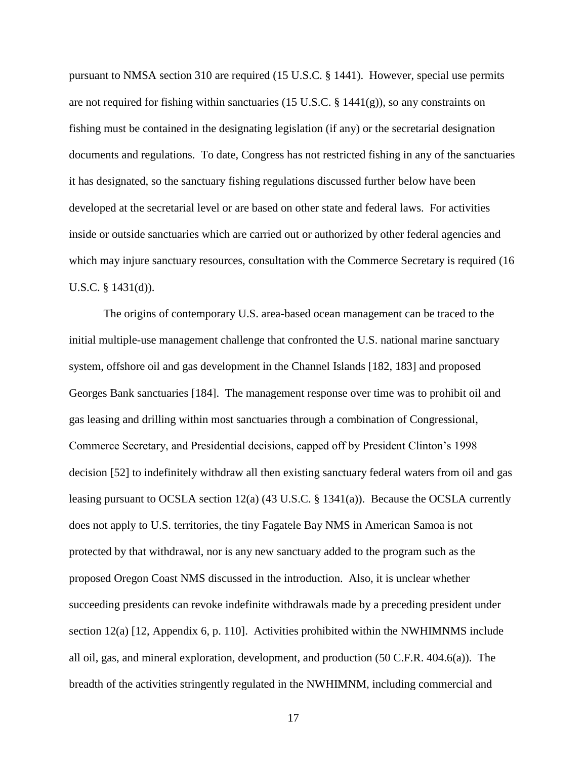pursuant to NMSA section 310 are required (15 U.S.C. § 1441). However, special use permits are not required for fishing within sanctuaries (15 U.S.C. § 1441(g)), so any constraints on fishing must be contained in the designating legislation (if any) or the secretarial designation documents and regulations. To date, Congress has not restricted fishing in any of the sanctuaries it has designated, so the sanctuary fishing regulations discussed further below have been developed at the secretarial level or are based on other state and federal laws. For activities inside or outside sanctuaries which are carried out or authorized by other federal agencies and which may injure sanctuary resources, consultation with the Commerce Secretary is required (16 U.S.C. § 1431(d)).

The origins of contemporary U.S. area-based ocean management can be traced to the initial multiple-use management challenge that confronted the U.S. national marine sanctuary system, offshore oil and gas development in the Channel Islands [182, 183] and proposed Georges Bank sanctuaries [184]. The management response over time was to prohibit oil and gas leasing and drilling within most sanctuaries through a combination of Congressional, Commerce Secretary, and Presidential decisions, capped off by President Clinton's 1998 decision [52] to indefinitely withdraw all then existing sanctuary federal waters from oil and gas leasing pursuant to OCSLA section 12(a) (43 U.S.C. § 1341(a)). Because the OCSLA currently does not apply to U.S. territories, the tiny Fagatele Bay NMS in American Samoa is not protected by that withdrawal, nor is any new sanctuary added to the program such as the proposed Oregon Coast NMS discussed in the introduction. Also, it is unclear whether succeeding presidents can revoke indefinite withdrawals made by a preceding president under section 12(a) [12, Appendix 6, p. 110]. Activities prohibited within the NWHIMNMS include all oil, gas, and mineral exploration, development, and production (50 C.F.R. 404.6(a)). The breadth of the activities stringently regulated in the NWHIMNM, including commercial and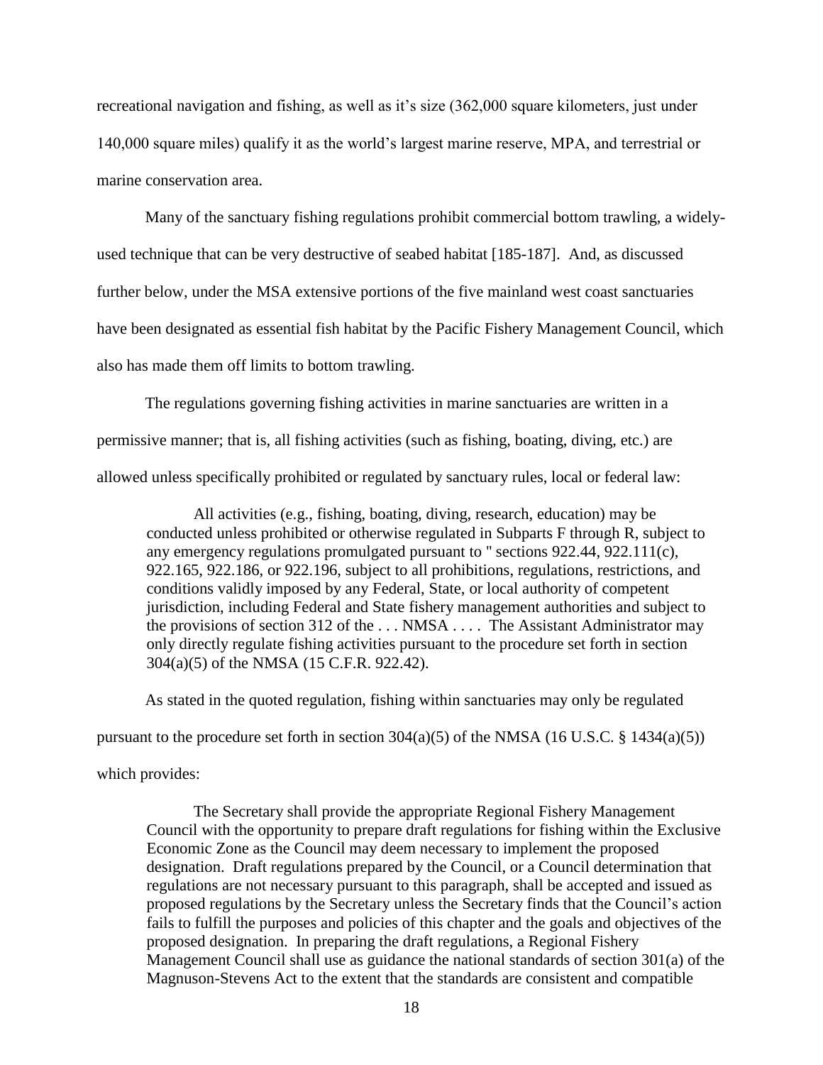recreational navigation and fishing, as well as it's size (362,000 square kilometers, just under 140,000 square miles) qualify it as the world's largest marine reserve, MPA, and terrestrial or marine conservation area.

Many of the sanctuary fishing regulations prohibit commercial bottom trawling, a widely-used technique that can be very destructive of seabed habitat [185-187]. And, as discussed further below, under the MSA extensive portions of the five mainland west coast sanctuaries have been designated as essential fish habitat by the Pacific Fishery Management Council, which also has made them off limits to bottom trawling.

The regulations governing fishing activities in marine sanctuaries are written in a permissive manner; that is, all fishing activities (such as fishing, boating, diving, etc.) are allowed unless specifically prohibited or regulated by sanctuary rules, local or federal law:

> All activities (e.g., fishing, boating, diving, research, education) may be conducted unless prohibited or otherwise regulated in Subparts F through R, subject to any emergency regulations promulgated pursuant to " sections 922.44, 922.111(c), 922.165, 922.186, or 922.196, subject to all prohibitions, regulations, restrictions, and conditions validly imposed by any Federal, State, or local authority of competent jurisdiction, including Federal and State fishery management authorities and subject to the provisions of section 312 of the . . . NMSA . . . . The Assistant Administrator may only directly regulate fishing activities pursuant to the procedure set forth in section 304(a)(5) of the NMSA (15 C.F.R. 922.42).

As stated in the quoted regulation, fishing within sanctuaries may only be regulated pursuant to the procedure set forth in section 304(a)(5) of the NMSA (16 U.S.C. § 1434(a)(5)) which provides:

> The Secretary shall provide the appropriate Regional Fishery Management Council with the opportunity to prepare draft regulations for fishing within the Exclusive Economic Zone as the Council may deem necessary to implement the proposed designation. Draft regulations prepared by the Council, or a Council determination that regulations are not necessary pursuant to this paragraph, shall be accepted and issued as proposed regulations by the Secretary unless the Secretary finds that the Council's action fails to fulfill the purposes and policies of this chapter and the goals and objectives of the proposed designation. In preparing the draft regulations, a Regional Fishery Management Council shall use as guidance the national standards of section 301(a) of the Magnuson-Stevens Act to the extent that the standards are consistent and compatible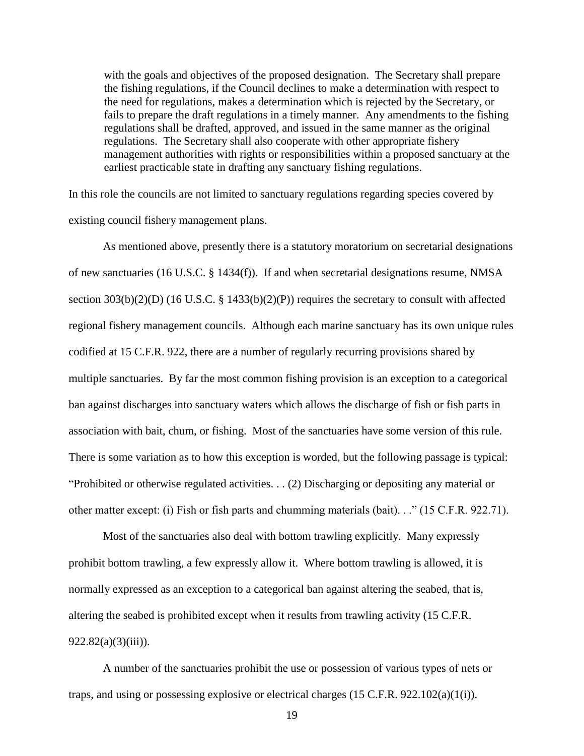> with the goals and objectives of the proposed designation. The Secretary shall prepare the fishing regulations, if the Council declines to make a determination with respect to the need for regulations, makes a determination which is rejected by the Secretary, or fails to prepare the draft regulations in a timely manner. Any amendments to the fishing regulations shall be drafted, approved, and issued in the same manner as the original regulations. The Secretary shall also cooperate with other appropriate fishery management authorities with rights or responsibilities within a proposed sanctuary at the earliest practicable state in drafting any sanctuary fishing regulations.

In this role the councils are not limited to sanctuary regulations regarding species covered by existing council fishery management plans.

As mentioned above, presently there is a statutory moratorium on secretarial designations of new sanctuaries (16 U.S.C. § 1434(f)). If and when secretarial designations resume, NMSA section 303(b)(2)(D) (16 U.S.C. § 1433(b)(2)(P)) requires the secretary to consult with affected regional fishery management councils. Although each marine sanctuary has its own unique rules codified at 15 C.F.R. 922, there are a number of regularly recurring provisions shared by multiple sanctuaries. By far the most common fishing provision is an exception to a categorical ban against discharges into sanctuary waters which allows the discharge of fish or fish parts in association with bait, chum, or fishing. Most of the sanctuaries have some version of this rule. There is some variation as to how this exception is worded, but the following passage is typical: "Prohibited or otherwise regulated activities. . . (2) Discharging or depositing any material or other matter except: (i) Fish or fish parts and chumming materials (bait). . ." (15 C.F.R. 922.71).

Most of the sanctuaries also deal with bottom trawling explicitly. Many expressly prohibit bottom trawling, a few expressly allow it. Where bottom trawling is allowed, it is normally expressed as an exception to a categorical ban against altering the seabed, that is, altering the seabed is prohibited except when it results from trawling activity (15 C.F.R. 922.82(a)(3)(iii)).

A number of the sanctuaries prohibit the use or possession of various types of nets or traps, and using or possessing explosive or electrical charges (15 C.F.R. 922.102(a)(1(i)).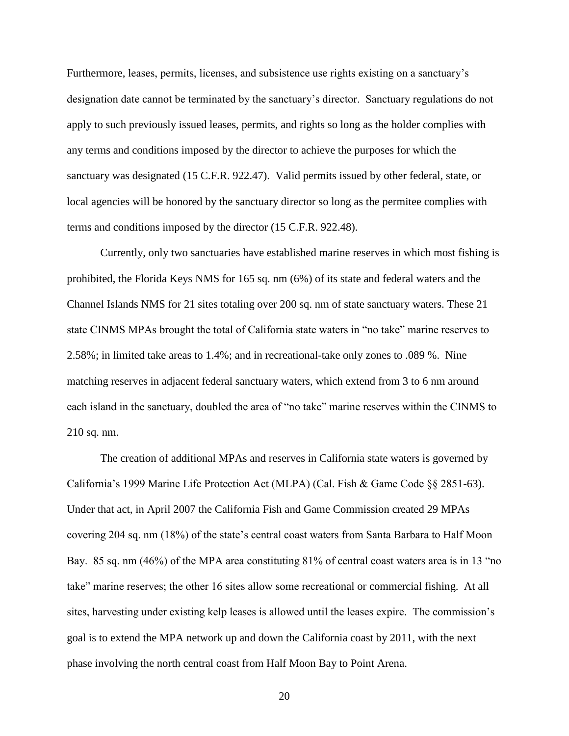Furthermore, leases, permits, licenses, and subsistence use rights existing on a sanctuary's designation date cannot be terminated by the sanctuary's director. Sanctuary regulations do not apply to such previously issued leases, permits, and rights so long as the holder complies with any terms and conditions imposed by the director to achieve the purposes for which the sanctuary was designated (15 C.F.R. 922.47). Valid permits issued by other federal, state, or local agencies will be honored by the sanctuary director so long as the permitee complies with terms and conditions imposed by the director (15 C.F.R. 922.48).

Currently, only two sanctuaries have established marine reserves in which most fishing is prohibited, the Florida Keys NMS for 165 sq. nm (6%) of its state and federal waters and the Channel Islands NMS for 21 sites totaling over 200 sq. nm of state sanctuary waters. These 21 state CINMS MPAs brought the total of California state waters in "no take" marine reserves to 2.58%; in limited take areas to 1.4%; and in recreational-take only zones to .089 %. Nine matching reserves in adjacent federal sanctuary waters, which extend from 3 to 6 nm around each island in the sanctuary, doubled the area of "no take" marine reserves within the CINMS to 210 sq. nm.

The creation of additional MPAs and reserves in California state waters is governed by California's 1999 Marine Life Protection Act (MLPA) (Cal. Fish & Game Code §§ 2851-63). Under that act, in April 2007 the California Fish and Game Commission created 29 MPAs covering 204 sq. nm (18%) of the state's central coast waters from Santa Barbara to Half Moon Bay. 85 sq. nm (46%) of the MPA area constituting 81% of central coast waters area is in 13 "no take" marine reserves; the other 16 sites allow some recreational or commercial fishing. At all sites, harvesting under existing kelp leases is allowed until the leases expire. The commission's goal is to extend the MPA network up and down the California coast by 2011, with the next phase involving the north central coast from Half Moon Bay to Point Arena.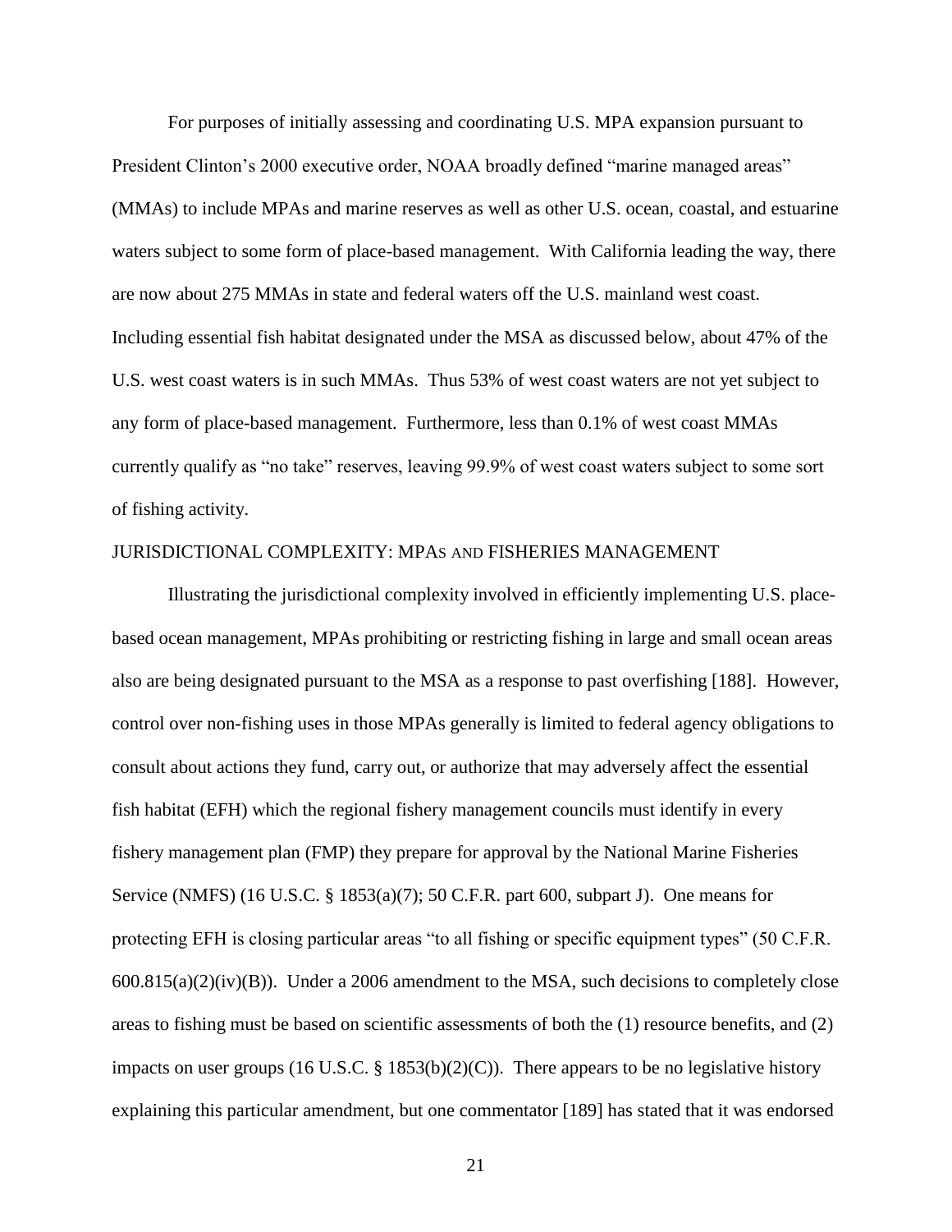For purposes of initially assessing and coordinating U.S. MPA expansion pursuant to President Clinton's 2000 executive order, NOAA broadly defined "marine managed areas" (MMAs) to include MPAs and marine reserves as well as other U.S. ocean, coastal, and estuarine waters subject to some form of place-based management. With California leading the way, there are now about 275 MMAs in state and federal waters off the U.S. mainland west coast. Including essential fish habitat designated under the MSA as discussed below, about 47% of the U.S. west coast waters is in such MMAs. Thus 53% of west coast waters are not yet subject to any form of place-based management. Furthermore, less than 0.1% of west coast MMAs currently qualify as "no take" reserves, leaving 99.9% of west coast waters subject to some sort of fishing activity.

## JURISDICTIONAL COMPLEXITY: MPAS AND FISHERIES MANAGEMENT

Illustrating the jurisdictional complexity involved in efficiently implementing U.S. place-based ocean management, MPAs prohibiting or restricting fishing in large and small ocean areas also are being designated pursuant to the MSA as a response to past overfishing [188]. However, control over non-fishing uses in those MPAs generally is limited to federal agency obligations to consult about actions they fund, carry out, or authorize that may adversely affect the essential fish habitat (EFH) which the regional fishery management councils must identify in every fishery management plan (FMP) they prepare for approval by the National Marine Fisheries Service (NMFS) (16 U.S.C. § 1853(a)(7); 50 C.F.R. part 600, subpart J). One means for protecting EFH is closing particular areas "to all fishing or specific equipment types" (50 C.F.R. 600.815(a)(2)(iv)(B)). Under a 2006 amendment to the MSA, such decisions to completely close areas to fishing must be based on scientific assessments of both the (1) resource benefits, and (2) impacts on user groups (16 U.S.C. § 1853(b)(2)(C)). There appears to be no legislative history explaining this particular amendment, but one commentator [189] has stated that it was endorsed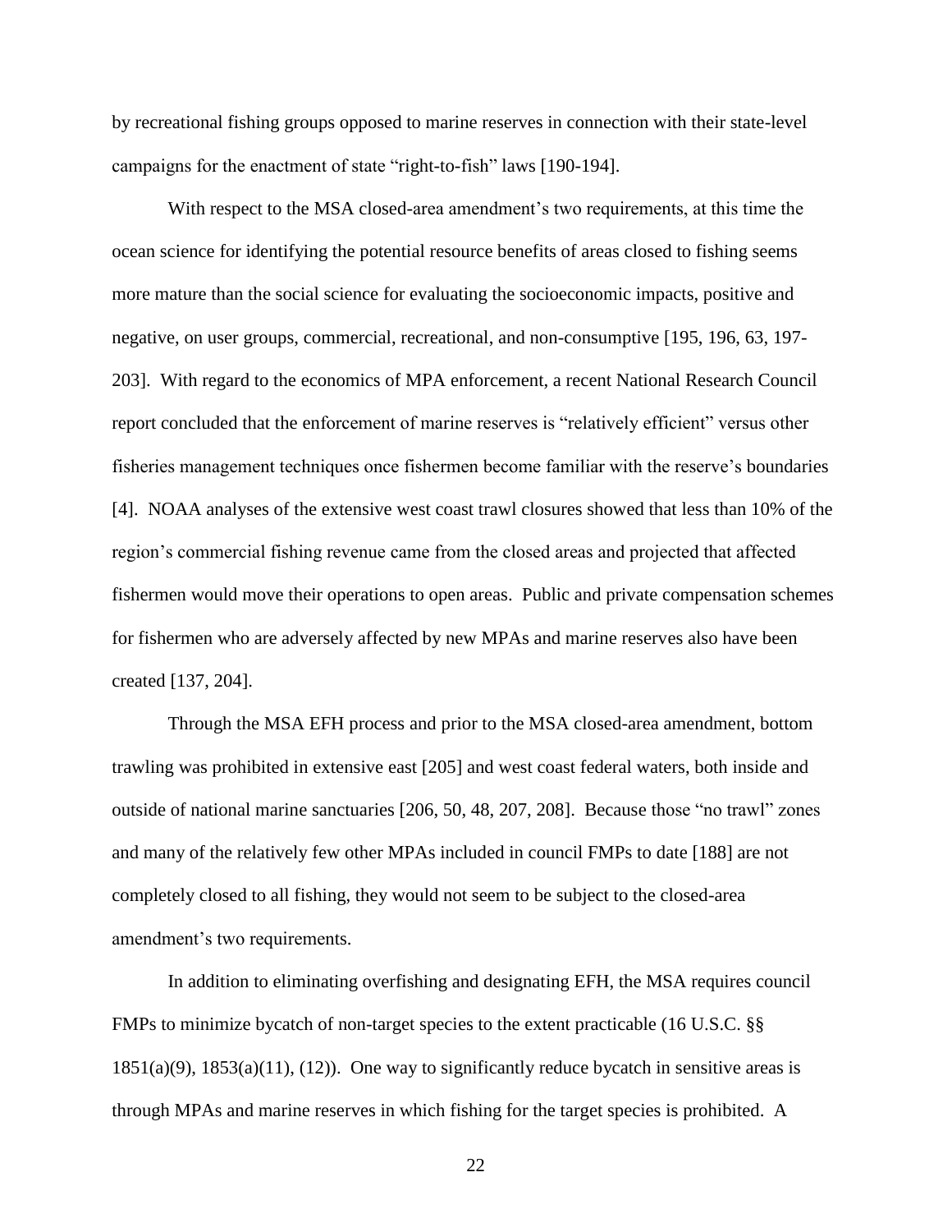by recreational fishing groups opposed to marine reserves in connection with their state-level campaigns for the enactment of state "right-to-fish" laws [190-194].

With respect to the MSA closed-area amendment's two requirements, at this time the ocean science for identifying the potential resource benefits of areas closed to fishing seems more mature than the social science for evaluating the socioeconomic impacts, positive and negative, on user groups, commercial, recreational, and non-consumptive [195, 196, 63, 197-203]. With regard to the economics of MPA enforcement, a recent National Research Council report concluded that the enforcement of marine reserves is "relatively efficient" versus other fisheries management techniques once fishermen become familiar with the reserve's boundaries [4]. NOAA analyses of the extensive west coast trawl closures showed that less than 10% of the region's commercial fishing revenue came from the closed areas and projected that affected fishermen would move their operations to open areas. Public and private compensation schemes for fishermen who are adversely affected by new MPAs and marine reserves also have been created [137, 204].

Through the MSA EFH process and prior to the MSA closed-area amendment, bottom trawling was prohibited in extensive east [205] and west coast federal waters, both inside and outside of national marine sanctuaries [206, 50, 48, 207, 208]. Because those "no trawl" zones and many of the relatively few other MPAs included in council FMPs to date [188] are not completely closed to all fishing, they would not seem to be subject to the closed-area amendment's two requirements.

In addition to eliminating overfishing and designating EFH, the MSA requires council FMPs to minimize bycatch of non-target species to the extent practicable (16 U.S.C. §§ 1851(a)(9), 1853(a)(11), (12)). One way to significantly reduce bycatch in sensitive areas is through MPAs and marine reserves in which fishing for the target species is prohibited. A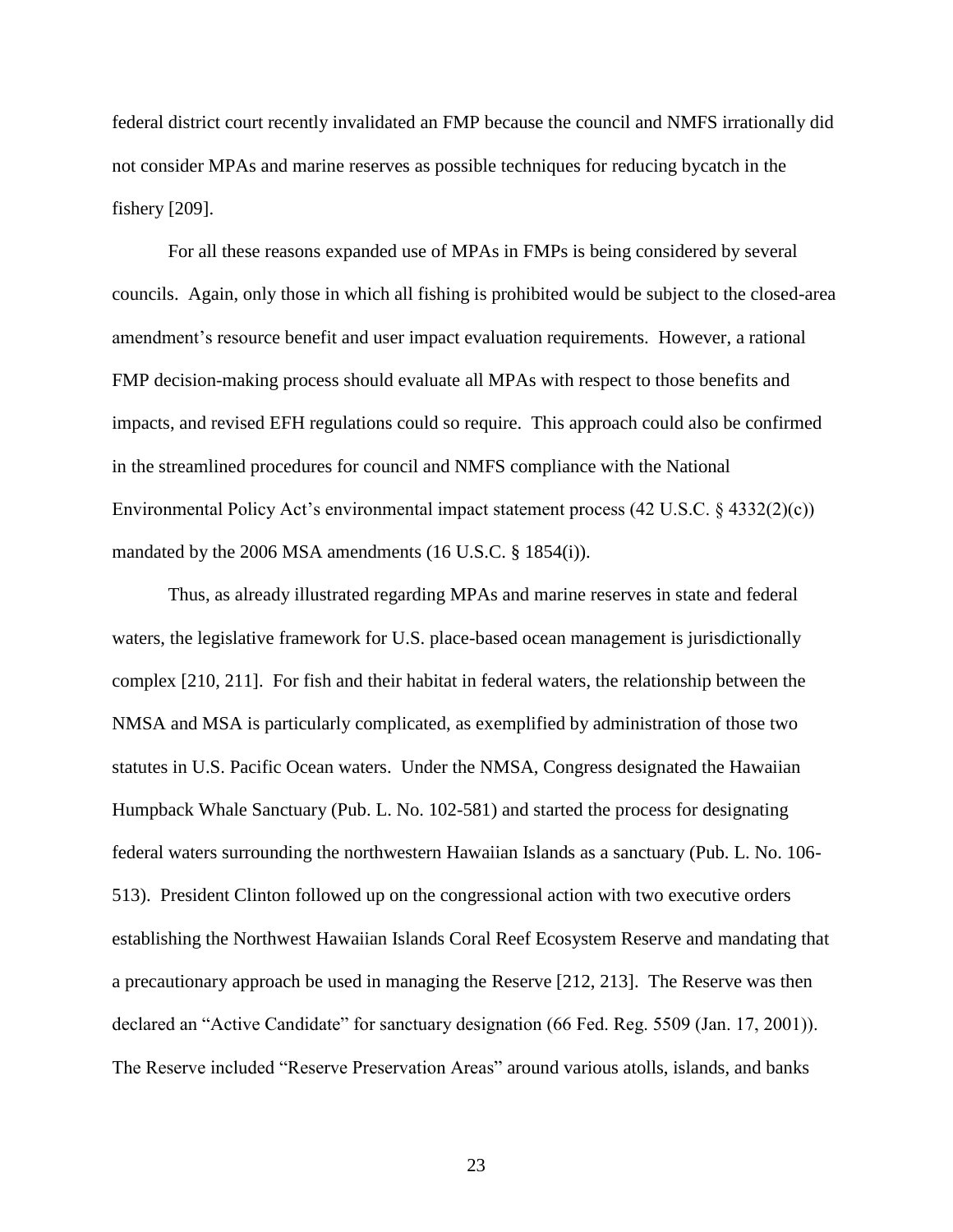federal district court recently invalidated an FMP because the council and NMFS irrationally did not consider MPAs and marine reserves as possible techniques for reducing bycatch in the fishery [209].

For all these reasons expanded use of MPAs in FMPs is being considered by several councils. Again, only those in which all fishing is prohibited would be subject to the closed-area amendment's resource benefit and user impact evaluation requirements. However, a rational FMP decision-making process should evaluate all MPAs with respect to those benefits and impacts, and revised EFH regulations could so require. This approach could also be confirmed in the streamlined procedures for council and NMFS compliance with the National Environmental Policy Act's environmental impact statement process (42 U.S.C. § 4332(2)(c)) mandated by the 2006 MSA amendments (16 U.S.C. § 1854(i)).

Thus, as already illustrated regarding MPAs and marine reserves in state and federal waters, the legislative framework for U.S. place-based ocean management is jurisdictionally complex [210, 211]. For fish and their habitat in federal waters, the relationship between the NMSA and MSA is particularly complicated, as exemplified by administration of those two statutes in U.S. Pacific Ocean waters. Under the NMSA, Congress designated the Hawaiian Humpback Whale Sanctuary (Pub. L. No. 102-581) and started the process for designating federal waters surrounding the northwestern Hawaiian Islands as a sanctuary (Pub. L. No. 106-513). President Clinton followed up on the congressional action with two executive orders establishing the Northwest Hawaiian Islands Coral Reef Ecosystem Reserve and mandating that a precautionary approach be used in managing the Reserve [212, 213]. The Reserve was then declared an "Active Candidate" for sanctuary designation (66 Fed. Reg. 5509 (Jan. 17, 2001)). The Reserve included "Reserve Preservation Areas" around various atolls, islands, and banks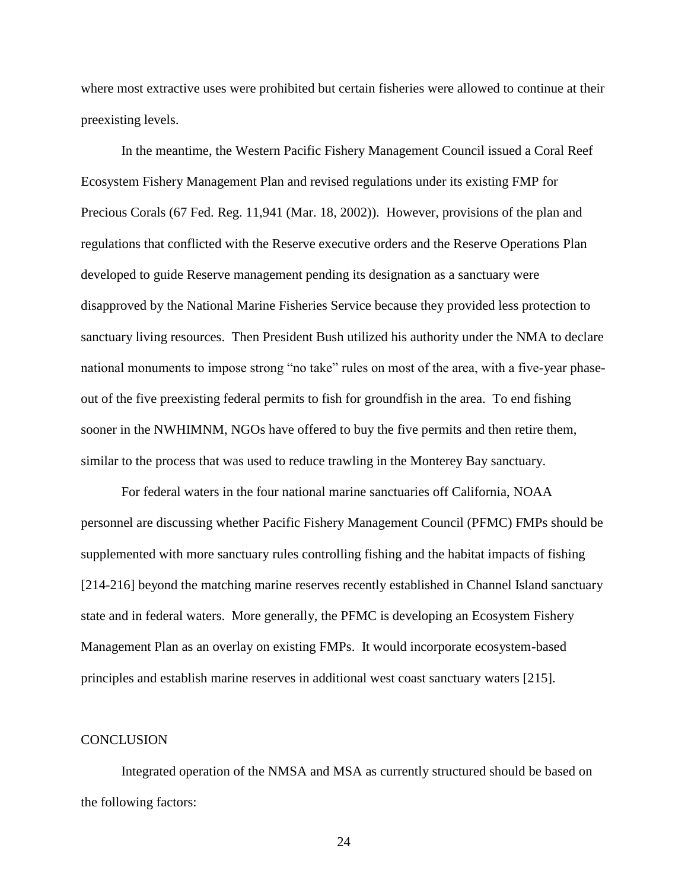where most extractive uses were prohibited but certain fisheries were allowed to continue at their preexisting levels.

In the meantime, the Western Pacific Fishery Management Council issued a Coral Reef Ecosystem Fishery Management Plan and revised regulations under its existing FMP for Precious Corals (67 Fed. Reg. 11,941 (Mar. 18, 2002)). However, provisions of the plan and regulations that conflicted with the Reserve executive orders and the Reserve Operations Plan developed to guide Reserve management pending its designation as a sanctuary were disapproved by the National Marine Fisheries Service because they provided less protection to sanctuary living resources. Then President Bush utilized his authority under the NMA to declare national monuments to impose strong "no take" rules on most of the area, with a five-year phase-out of the five preexisting federal permits to fish for groundfish in the area. To end fishing sooner in the NWHIMNM, NGOs have offered to buy the five permits and then retire them, similar to the process that was used to reduce trawling in the Monterey Bay sanctuary.

For federal waters in the four national marine sanctuaries off California, NOAA personnel are discussing whether Pacific Fishery Management Council (PFMC) FMPs should be supplemented with more sanctuary rules controlling fishing and the habitat impacts of fishing [214-216] beyond the matching marine reserves recently established in Channel Island sanctuary state and in federal waters. More generally, the PFMC is developing an Ecosystem Fishery Management Plan as an overlay on existing FMPs. It would incorporate ecosystem-based principles and establish marine reserves in additional west coast sanctuary waters [215].

## CONCLUSION

Integrated operation of the NMSA and MSA as currently structured should be based on the following factors: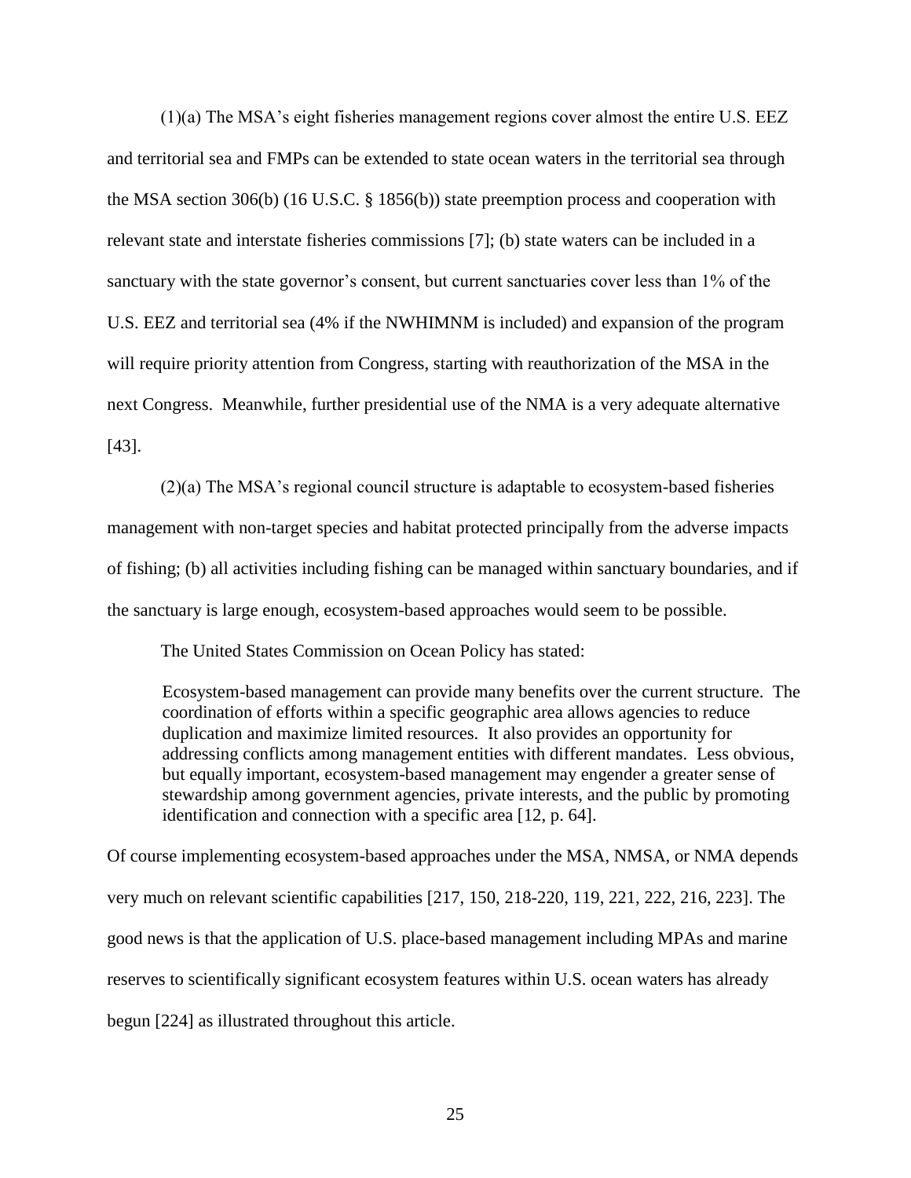(1)(a) The MSA's eight fisheries management regions cover almost the entire U.S. EEZ and territorial sea and FMPs can be extended to state ocean waters in the territorial sea through the MSA section 306(b) (16 U.S.C. § 1856(b)) state preemption process and cooperation with relevant state and interstate fisheries commissions [7]; (b) state waters can be included in a sanctuary with the state governor's consent, but current sanctuaries cover less than 1% of the U.S. EEZ and territorial sea (4% if the NWHIMNM is included) and expansion of the program will require priority attention from Congress, starting with reauthorization of the MSA in the next Congress. Meanwhile, further presidential use of the NMA is a very adequate alternative [43].

(2)(a) The MSA's regional council structure is adaptable to ecosystem-based fisheries management with non-target species and habitat protected principally from the adverse impacts of fishing; (b) all activities including fishing can be managed within sanctuary boundaries, and if the sanctuary is large enough, ecosystem-based approaches would seem to be possible.

The United States Commission on Ocean Policy has stated:

> Ecosystem-based management can provide many benefits over the current structure. The coordination of efforts within a specific geographic area allows agencies to reduce duplication and maximize limited resources. It also provides an opportunity for addressing conflicts among management entities with different mandates. Less obvious, but equally important, ecosystem-based management may engender a greater sense of stewardship among government agencies, private interests, and the public by promoting identification and connection with a specific area [12, p. 64].

Of course implementing ecosystem-based approaches under the MSA, NMSA, or NMA depends very much on relevant scientific capabilities [217, 150, 218-220, 119, 221, 222, 216, 223]. The good news is that the application of U.S. place-based management including MPAs and marine reserves to scientifically significant ecosystem features within U.S. ocean waters has already begun [224] as illustrated throughout this article.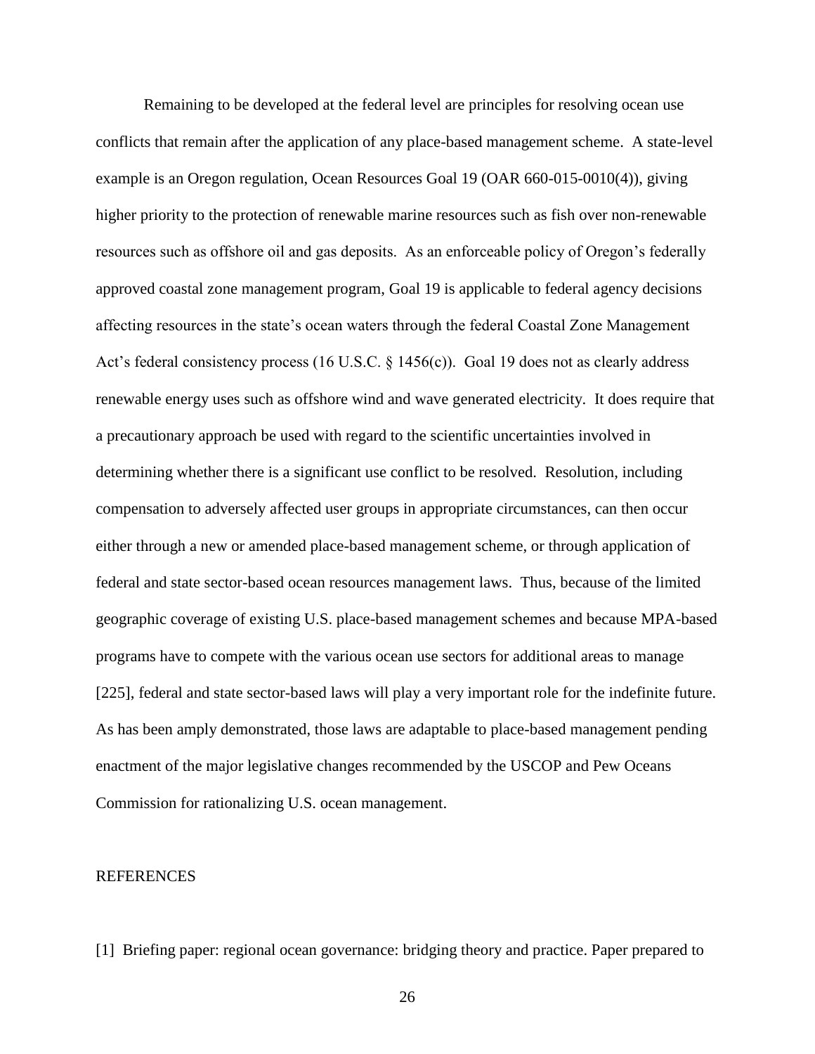Remaining to be developed at the federal level are principles for resolving ocean use conflicts that remain after the application of any place-based management scheme. A state-level example is an Oregon regulation, Ocean Resources Goal 19 (OAR 660-015-0010(4)), giving higher priority to the protection of renewable marine resources such as fish over non-renewable resources such as offshore oil and gas deposits. As an enforceable policy of Oregon's federally approved coastal zone management program, Goal 19 is applicable to federal agency decisions affecting resources in the state's ocean waters through the federal Coastal Zone Management Act's federal consistency process (16 U.S.C. § 1456(c)). Goal 19 does not as clearly address renewable energy uses such as offshore wind and wave generated electricity. It does require that a precautionary approach be used with regard to the scientific uncertainties involved in determining whether there is a significant use conflict to be resolved. Resolution, including compensation to adversely affected user groups in appropriate circumstances, can then occur either through a new or amended place-based management scheme, or through application of federal and state sector-based ocean resources management laws. Thus, because of the limited geographic coverage of existing U.S. place-based management schemes and because MPA-based programs have to compete with the various ocean use sectors for additional areas to manage [225], federal and state sector-based laws will play a very important role for the indefinite future. As has been amply demonstrated, those laws are adaptable to place-based management pending enactment of the major legislative changes recommended by the USCOP and Pew Oceans Commission for rationalizing U.S. ocean management.

## REFERENCES

[1] Briefing paper: regional ocean governance: bridging theory and practice. Paper prepared to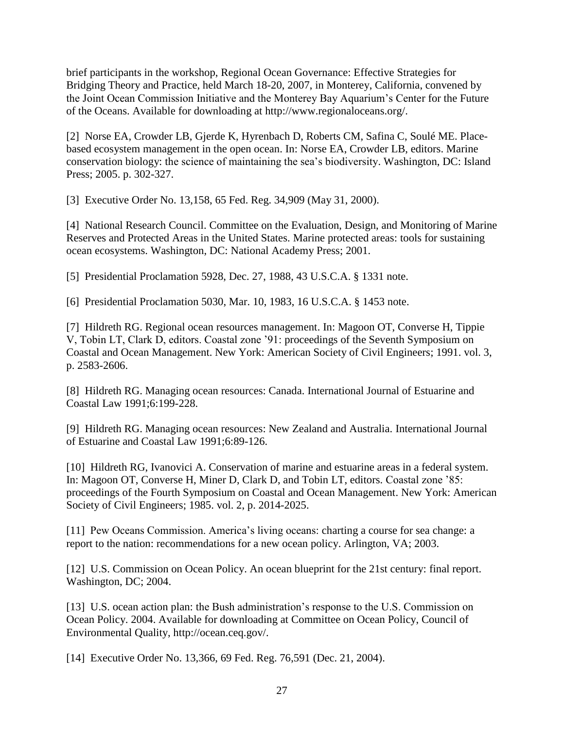brief participants in the workshop, Regional Ocean Governance: Effective Strategies for Bridging Theory and Practice, held March 18-20, 2007, in Monterey, California, convened by the Joint Ocean Commission Initiative and the Monterey Bay Aquarium's Center for the Future of the Oceans. Available for downloading at http://www.regionaloceans.org/.

[2] Norse EA, Crowder LB, Gjerde K, Hyrenbach D, Roberts CM, Safina C, Soulé ME. Place-based ecosystem management in the open ocean. In: Norse EA, Crowder LB, editors. Marine conservation biology: the science of maintaining the sea's biodiversity. Washington, DC: Island Press; 2005. p. 302-327.

[3] Executive Order No. 13,158, 65 Fed. Reg. 34,909 (May 31, 2000).

[4] National Research Council. Committee on the Evaluation, Design, and Monitoring of Marine Reserves and Protected Areas in the United States. Marine protected areas: tools for sustaining ocean ecosystems. Washington, DC: National Academy Press; 2001.

[5] Presidential Proclamation 5928, Dec. 27, 1988, 43 U.S.C.A. § 1331 note.

[6] Presidential Proclamation 5030, Mar. 10, 1983, 16 U.S.C.A. § 1453 note.

[7] Hildreth RG. Regional ocean resources management. In: Magoon OT, Converse H, Tippie V, Tobin LT, Clark D, editors. Coastal zone '91: proceedings of the Seventh Symposium on Coastal and Ocean Management. New York: American Society of Civil Engineers; 1991. vol. 3, p. 2583-2606.

[8] Hildreth RG. Managing ocean resources: Canada. International Journal of Estuarine and Coastal Law 1991;6:199-228.

[9] Hildreth RG. Managing ocean resources: New Zealand and Australia. International Journal of Estuarine and Coastal Law 1991;6:89-126.

[10] Hildreth RG, Ivanovici A. Conservation of marine and estuarine areas in a federal system. In: Magoon OT, Converse H, Miner D, Clark D, and Tobin LT, editors. Coastal zone '85: proceedings of the Fourth Symposium on Coastal and Ocean Management. New York: American Society of Civil Engineers; 1985. vol. 2, p. 2014-2025.

[11] Pew Oceans Commission. America's living oceans: charting a course for sea change: a report to the nation: recommendations for a new ocean policy. Arlington, VA; 2003.

[12] U.S. Commission on Ocean Policy. An ocean blueprint for the 21st century: final report. Washington, DC; 2004.

[13] U.S. ocean action plan: the Bush administration's response to the U.S. Commission on Ocean Policy. 2004. Available for downloading at Committee on Ocean Policy, Council of Environmental Quality, http://ocean.ceq.gov/.

[14] Executive Order No. 13,366, 69 Fed. Reg. 76,591 (Dec. 21, 2004).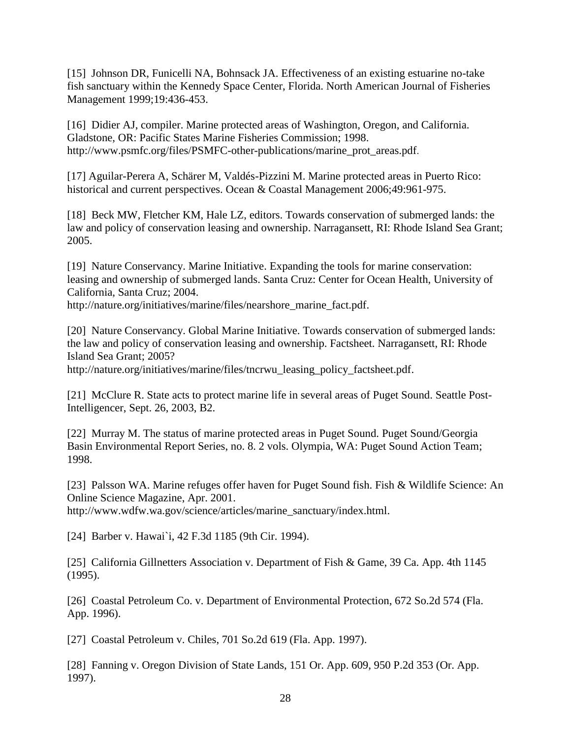[15] Johnson DR, Funicelli NA, Bohnsack JA. Effectiveness of an existing estuarine no-take fish sanctuary within the Kennedy Space Center, Florida. North American Journal of Fisheries Management 1999;19:436-453.

[16] Didier AJ, compiler. Marine protected areas of Washington, Oregon, and California. Gladstone, OR: Pacific States Marine Fisheries Commission; 1998. http://www.psmfc.org/files/PSMFC-other-publications/marine_prot_areas.pdf.

[17] Aguilar-Perera A, Schärer M, Valdés-Pizzini M. Marine protected areas in Puerto Rico: historical and current perspectives. Ocean & Coastal Management 2006;49:961-975.

[18] Beck MW, Fletcher KM, Hale LZ, editors. Towards conservation of submerged lands: the law and policy of conservation leasing and ownership. Narragansett, RI: Rhode Island Sea Grant; 2005.

[19] Nature Conservancy. Marine Initiative. Expanding the tools for marine conservation: leasing and ownership of submerged lands. Santa Cruz: Center for Ocean Health, University of California, Santa Cruz; 2004. http://nature.org/initiatives/marine/files/nearshore_marine_fact.pdf.

[20] Nature Conservancy. Global Marine Initiative. Towards conservation of submerged lands: the law and policy of conservation leasing and ownership. Factsheet. Narragansett, RI: Rhode Island Sea Grant; 2005? http://nature.org/initiatives/marine/files/tncrwu_leasing_policy_factsheet.pdf.

[21] McClure R. State acts to protect marine life in several areas of Puget Sound. Seattle Post-Intelligencer, Sept. 26, 2003, B2.

[22] Murray M. The status of marine protected areas in Puget Sound. Puget Sound/Georgia Basin Environmental Report Series, no. 8. 2 vols. Olympia, WA: Puget Sound Action Team; 1998.

[23] Palsson WA. Marine refuges offer haven for Puget Sound fish. Fish & Wildlife Science: An Online Science Magazine, Apr. 2001. http://www.wdfw.wa.gov/science/articles/marine_sanctuary/index.html.

[24] Barber v. Hawai`i, 42 F.3d 1185 (9th Cir. 1994).

[25] California Gillnetters Association v. Department of Fish & Game, 39 Ca. App. 4th 1145 (1995).

[26] Coastal Petroleum Co. v. Department of Environmental Protection, 672 So.2d 574 (Fla. App. 1996).

[27] Coastal Petroleum v. Chiles, 701 So.2d 619 (Fla. App. 1997).

[28] Fanning v. Oregon Division of State Lands, 151 Or. App. 609, 950 P.2d 353 (Or. App. 1997).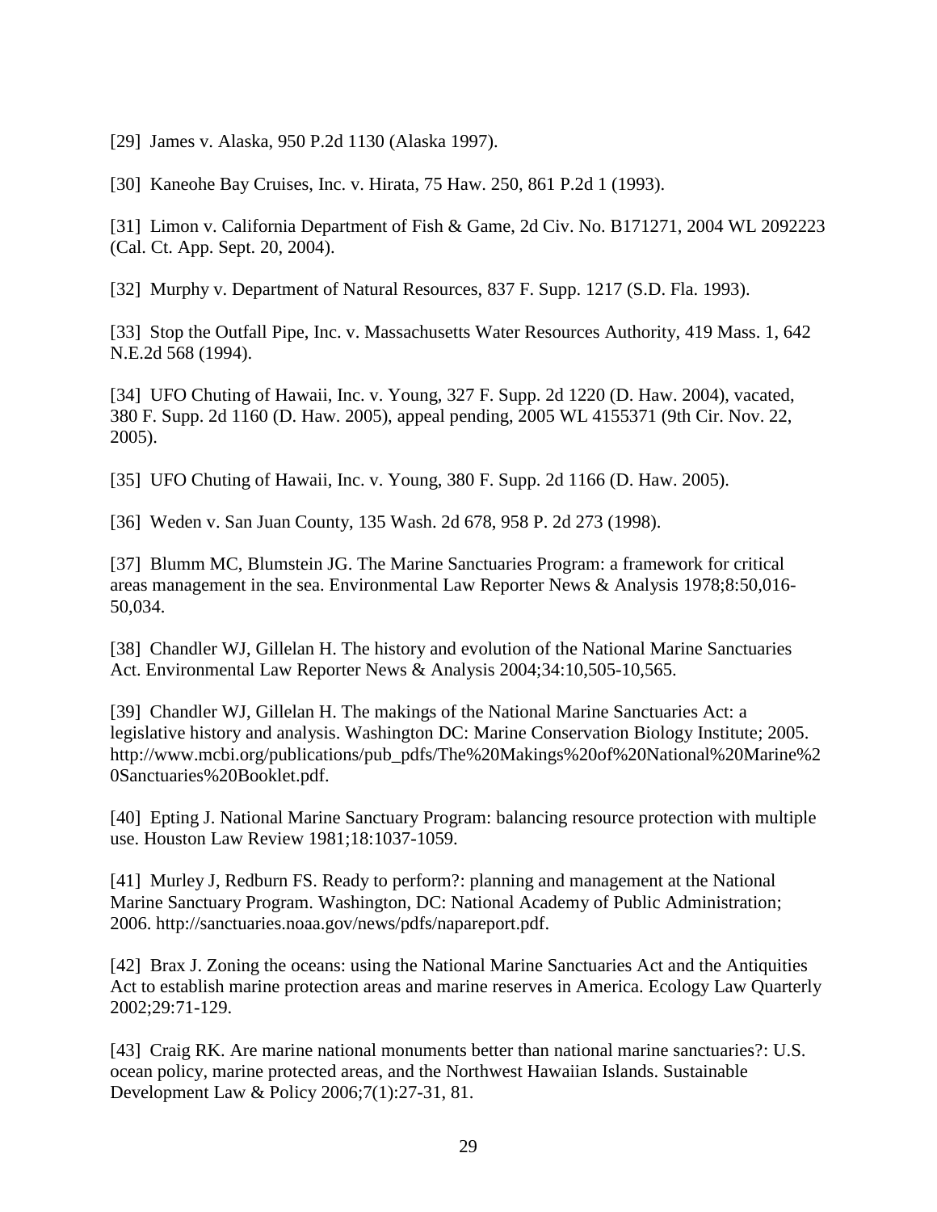[29] James v. Alaska, 950 P.2d 1130 (Alaska 1997).

[30] Kaneohe Bay Cruises, Inc. v. Hirata, 75 Haw. 250, 861 P.2d 1 (1993).

[31] Limon v. California Department of Fish & Game, 2d Civ. No. B171271, 2004 WL 2092223 (Cal. Ct. App. Sept. 20, 2004).

[32] Murphy v. Department of Natural Resources, 837 F. Supp. 1217 (S.D. Fla. 1993).

[33] Stop the Outfall Pipe, Inc. v. Massachusetts Water Resources Authority, 419 Mass. 1, 642 N.E.2d 568 (1994).

[34] UFO Chuting of Hawaii, Inc. v. Young, 327 F. Supp. 2d 1220 (D. Haw. 2004), vacated, 380 F. Supp. 2d 1160 (D. Haw. 2005), appeal pending, 2005 WL 4155371 (9th Cir. Nov. 22, 2005).

[35] UFO Chuting of Hawaii, Inc. v. Young, 380 F. Supp. 2d 1166 (D. Haw. 2005).

[36] Weden v. San Juan County, 135 Wash. 2d 678, 958 P. 2d 273 (1998).

[37] Blumm MC, Blumstein JG. The Marine Sanctuaries Program: a framework for critical areas management in the sea. Environmental Law Reporter News & Analysis 1978;8:50,016-50,034.

[38] Chandler WJ, Gillelan H. The history and evolution of the National Marine Sanctuaries Act. Environmental Law Reporter News & Analysis 2004;34:10,505-10,565.

[39] Chandler WJ, Gillelan H. The makings of the National Marine Sanctuaries Act: a legislative history and analysis. Washington DC: Marine Conservation Biology Institute; 2005. http://www.mcbi.org/publications/pub_pdfs/The%20Makings%20of%20National%20Marine%20Sanctuaries%20Booklet.pdf.

[40] Epting J. National Marine Sanctuary Program: balancing resource protection with multiple use. Houston Law Review 1981;18:1037-1059.

[41] Murley J, Redburn FS. Ready to perform?: planning and management at the National Marine Sanctuary Program. Washington, DC: National Academy of Public Administration; 2006. http://sanctuaries.noaa.gov/news/pdfs/napareport.pdf.

[42] Brax J. Zoning the oceans: using the National Marine Sanctuaries Act and the Antiquities Act to establish marine protection areas and marine reserves in America. Ecology Law Quarterly 2002;29:71-129.

[43] Craig RK. Are marine national monuments better than national marine sanctuaries?: U.S. ocean policy, marine protected areas, and the Northwest Hawaiian Islands. Sustainable Development Law & Policy 2006;7(1):27-31, 81.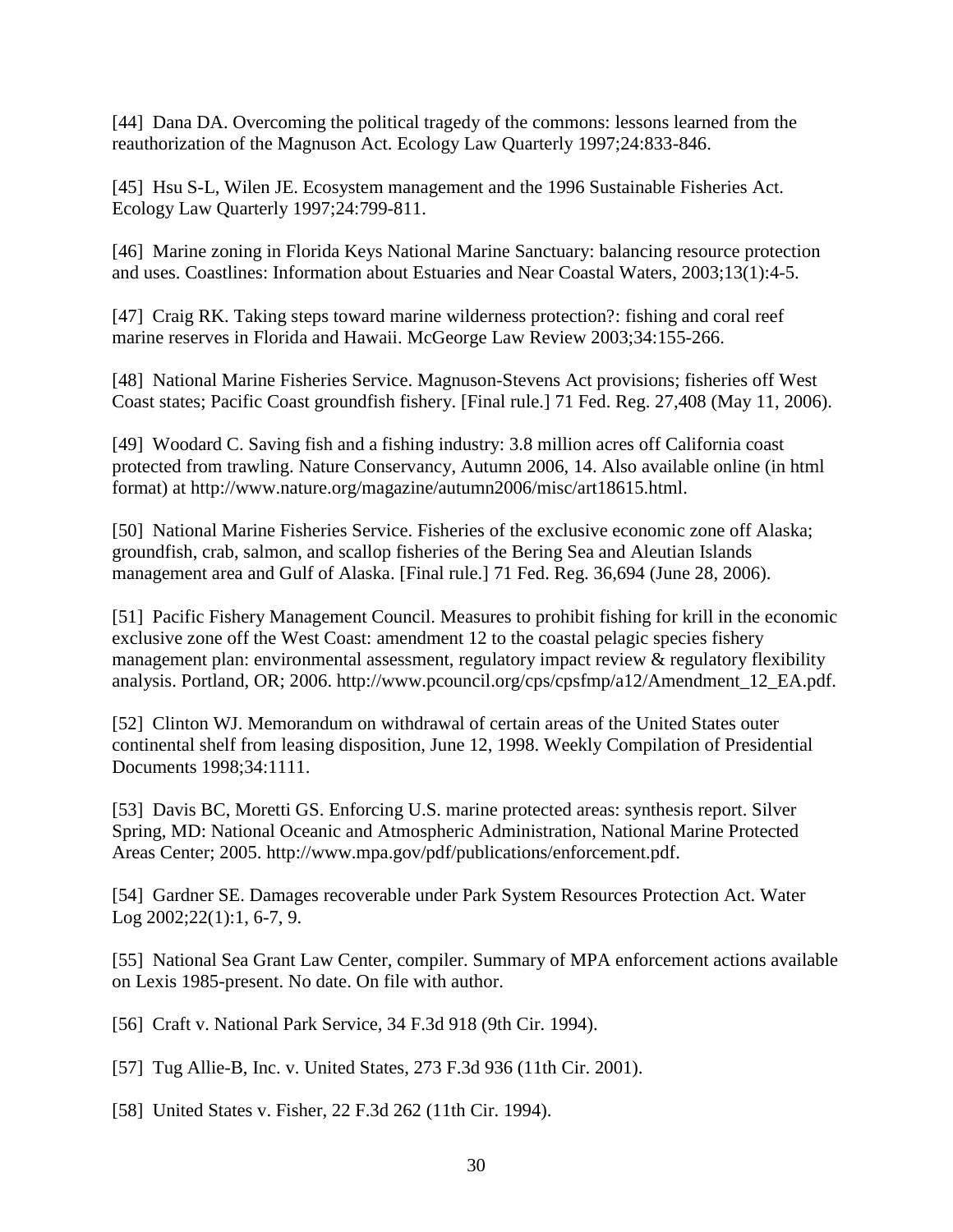[44] Dana DA. Overcoming the political tragedy of the commons: lessons learned from the reauthorization of the Magnuson Act. Ecology Law Quarterly 1997;24:833-846.

[45] Hsu S-L, Wilen JE. Ecosystem management and the 1996 Sustainable Fisheries Act. Ecology Law Quarterly 1997;24:799-811.

[46] Marine zoning in Florida Keys National Marine Sanctuary: balancing resource protection and uses. Coastlines: Information about Estuaries and Near Coastal Waters, 2003;13(1):4-5.

[47] Craig RK. Taking steps toward marine wilderness protection?: fishing and coral reef marine reserves in Florida and Hawaii. McGeorge Law Review 2003;34:155-266.

[48] National Marine Fisheries Service. Magnuson-Stevens Act provisions; fisheries off West Coast states; Pacific Coast groundfish fishery. [Final rule.] 71 Fed. Reg. 27,408 (May 11, 2006).

[49] Woodard C. Saving fish and a fishing industry: 3.8 million acres off California coast protected from trawling. Nature Conservancy, Autumn 2006, 14. Also available online (in html format) at http://www.nature.org/magazine/autumn2006/misc/art18615.html.

[50] National Marine Fisheries Service. Fisheries of the exclusive economic zone off Alaska; groundfish, crab, salmon, and scallop fisheries of the Bering Sea and Aleutian Islands management area and Gulf of Alaska. [Final rule.] 71 Fed. Reg. 36,694 (June 28, 2006).

[51] Pacific Fishery Management Council. Measures to prohibit fishing for krill in the economic exclusive zone off the West Coast: amendment 12 to the coastal pelagic species fishery management plan: environmental assessment, regulatory impact review & regulatory flexibility analysis. Portland, OR; 2006. http://www.pcouncil.org/cps/cpsfmp/a12/Amendment_12_EA.pdf.

[52] Clinton WJ. Memorandum on withdrawal of certain areas of the United States outer continental shelf from leasing disposition, June 12, 1998. Weekly Compilation of Presidential Documents 1998;34:1111.

[53] Davis BC, Moretti GS. Enforcing U.S. marine protected areas: synthesis report. Silver Spring, MD: National Oceanic and Atmospheric Administration, National Marine Protected Areas Center; 2005. http://www.mpa.gov/pdf/publications/enforcement.pdf.

[54] Gardner SE. Damages recoverable under Park System Resources Protection Act. Water Log 2002;22(1):1, 6-7, 9.

[55] National Sea Grant Law Center, compiler. Summary of MPA enforcement actions available on Lexis 1985-present. No date. On file with author.

[56] Craft v. National Park Service, 34 F.3d 918 (9th Cir. 1994).

[57] Tug Allie-B, Inc. v. United States, 273 F.3d 936 (11th Cir. 2001).

[58] United States v. Fisher, 22 F.3d 262 (11th Cir. 1994).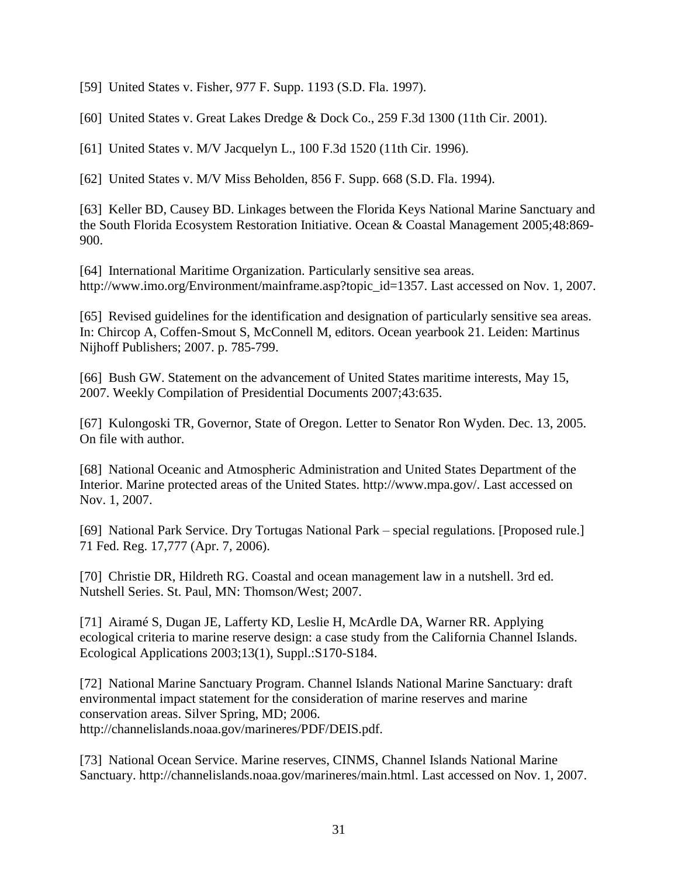[59] United States v. Fisher, 977 F. Supp. 1193 (S.D. Fla. 1997).

[60] United States v. Great Lakes Dredge & Dock Co., 259 F.3d 1300 (11th Cir. 2001).

[61] United States v. M/V Jacquelyn L., 100 F.3d 1520 (11th Cir. 1996).

[62] United States v. M/V Miss Beholden, 856 F. Supp. 668 (S.D. Fla. 1994).

[63] Keller BD, Causey BD. Linkages between the Florida Keys National Marine Sanctuary and the South Florida Ecosystem Restoration Initiative. Ocean & Coastal Management 2005;48:869-900.

[64] International Maritime Organization. Particularly sensitive sea areas. http://www.imo.org/Environment/mainframe.asp?topic_id=1357. Last accessed on Nov. 1, 2007.

[65] Revised guidelines for the identification and designation of particularly sensitive sea areas. In: Chircop A, Coffen-Smout S, McConnell M, editors. Ocean yearbook 21. Leiden: Martinus Nijhoff Publishers; 2007. p. 785-799.

[66] Bush GW. Statement on the advancement of United States maritime interests, May 15, 2007. Weekly Compilation of Presidential Documents 2007;43:635.

[67] Kulongoski TR, Governor, State of Oregon. Letter to Senator Ron Wyden. Dec. 13, 2005. On file with author.

[68] National Oceanic and Atmospheric Administration and United States Department of the Interior. Marine protected areas of the United States. http://www.mpa.gov/. Last accessed on Nov. 1, 2007.

[69] National Park Service. Dry Tortugas National Park – special regulations. [Proposed rule.] 71 Fed. Reg. 17,777 (Apr. 7, 2006).

[70] Christie DR, Hildreth RG. Coastal and ocean management law in a nutshell. 3rd ed. Nutshell Series. St. Paul, MN: Thomson/West; 2007.

[71] Airamé S, Dugan JE, Lafferty KD, Leslie H, McArdle DA, Warner RR. Applying ecological criteria to marine reserve design: a case study from the California Channel Islands. Ecological Applications 2003;13(1), Suppl.:S170-S184.

[72] National Marine Sanctuary Program. Channel Islands National Marine Sanctuary: draft environmental impact statement for the consideration of marine reserves and marine conservation areas. Silver Spring, MD; 2006. http://channelislands.noaa.gov/marineres/PDF/DEIS.pdf.

[73] National Ocean Service. Marine reserves, CINMS, Channel Islands National Marine Sanctuary. http://channelislands.noaa.gov/marineres/main.html. Last accessed on Nov. 1, 2007.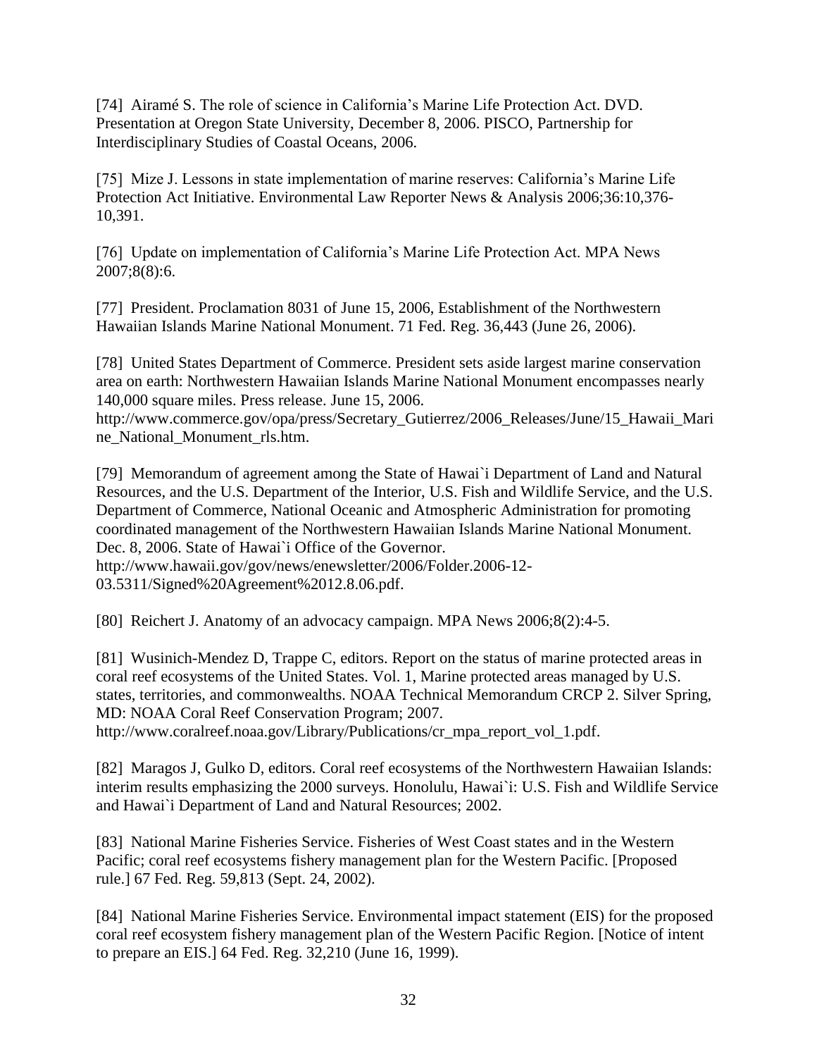[74] Airamé S. The role of science in California's Marine Life Protection Act. DVD. Presentation at Oregon State University, December 8, 2006. PISCO, Partnership for Interdisciplinary Studies of Coastal Oceans, 2006.

[75] Mize J. Lessons in state implementation of marine reserves: California's Marine Life Protection Act Initiative. Environmental Law Reporter News & Analysis 2006;36:10,376-10,391.

[76] Update on implementation of California's Marine Life Protection Act. MPA News 2007;8(8):6.

[77] President. Proclamation 8031 of June 15, 2006, Establishment of the Northwestern Hawaiian Islands Marine National Monument. 71 Fed. Reg. 36,443 (June 26, 2006).

[78] United States Department of Commerce. President sets aside largest marine conservation area on earth: Northwestern Hawaiian Islands Marine National Monument encompasses nearly 140,000 square miles. Press release. June 15, 2006. http://www.commerce.gov/opa/press/Secretary_Gutierrez/2006_Releases/June/15_Hawaii_Marine_National_Monument_rls.htm.

[79] Memorandum of agreement among the State of Hawai`i Department of Land and Natural Resources, and the U.S. Department of the Interior, U.S. Fish and Wildlife Service, and the U.S. Department of Commerce, National Oceanic and Atmospheric Administration for promoting coordinated management of the Northwestern Hawaiian Islands Marine National Monument. Dec. 8, 2006. State of Hawai`i Office of the Governor. http://www.hawaii.gov/gov/news/enewsletter/2006/Folder.2006-12-03.5311/Signed%20Agreement%2012.8.06.pdf.

[80] Reichert J. Anatomy of an advocacy campaign. MPA News 2006;8(2):4-5.

[81] Wusinich-Mendez D, Trappe C, editors. Report on the status of marine protected areas in coral reef ecosystems of the United States. Vol. 1, Marine protected areas managed by U.S. states, territories, and commonwealths. NOAA Technical Memorandum CRCP 2. Silver Spring, MD: NOAA Coral Reef Conservation Program; 2007. http://www.coralreef.noaa.gov/Library/Publications/cr_mpa_report_vol_1.pdf.

[82] Maragos J, Gulko D, editors. Coral reef ecosystems of the Northwestern Hawaiian Islands: interim results emphasizing the 2000 surveys. Honolulu, Hawai`i: U.S. Fish and Wildlife Service and Hawai`i Department of Land and Natural Resources; 2002.

[83] National Marine Fisheries Service. Fisheries of West Coast states and in the Western Pacific; coral reef ecosystems fishery management plan for the Western Pacific. [Proposed rule.] 67 Fed. Reg. 59,813 (Sept. 24, 2002).

[84] National Marine Fisheries Service. Environmental impact statement (EIS) for the proposed coral reef ecosystem fishery management plan of the Western Pacific Region. [Notice of intent to prepare an EIS.] 64 Fed. Reg. 32,210 (June 16, 1999).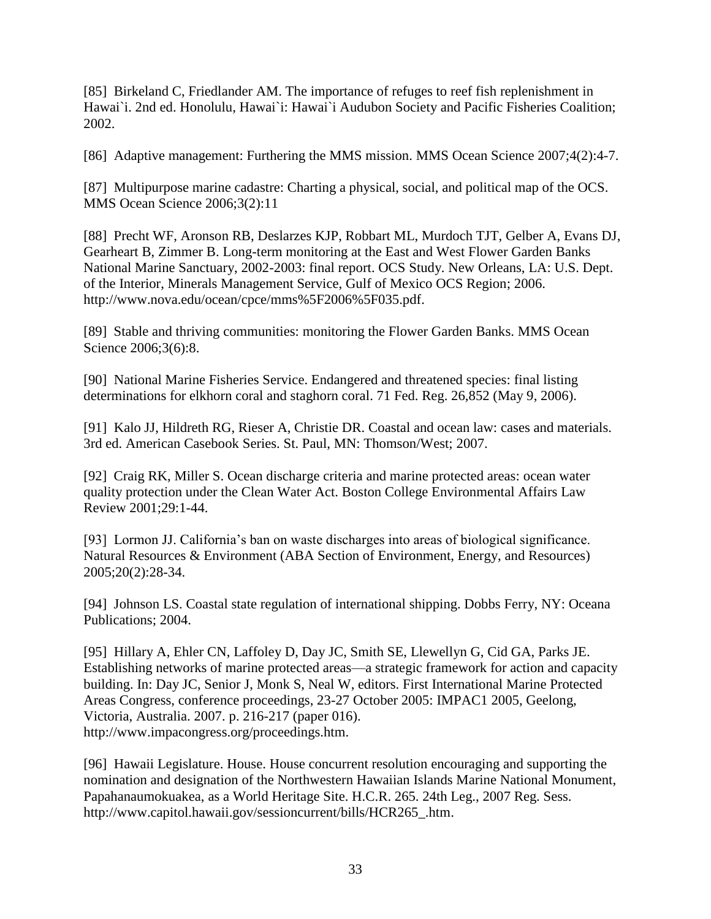[85] Birkeland C, Friedlander AM. The importance of refuges to reef fish replenishment in Hawai`i. 2nd ed. Honolulu, Hawai`i: Hawai`i Audubon Society and Pacific Fisheries Coalition; 2002.

[86] Adaptive management: Furthering the MMS mission. MMS Ocean Science 2007;4(2):4-7.

[87] Multipurpose marine cadastre: Charting a physical, social, and political map of the OCS. MMS Ocean Science 2006;3(2):11

[88] Precht WF, Aronson RB, Deslarzes KJP, Robbart ML, Murdoch TJT, Gelber A, Evans DJ, Gearheart B, Zimmer B. Long-term monitoring at the East and West Flower Garden Banks National Marine Sanctuary, 2002-2003: final report. OCS Study. New Orleans, LA: U.S. Dept. of the Interior, Minerals Management Service, Gulf of Mexico OCS Region; 2006. http://www.nova.edu/ocean/cpce/mms%5F2006%5F035.pdf.

[89] Stable and thriving communities: monitoring the Flower Garden Banks. MMS Ocean Science 2006;3(6):8.

[90] National Marine Fisheries Service. Endangered and threatened species: final listing determinations for elkhorn coral and staghorn coral. 71 Fed. Reg. 26,852 (May 9, 2006).

[91] Kalo JJ, Hildreth RG, Rieser A, Christie DR. Coastal and ocean law: cases and materials. 3rd ed. American Casebook Series. St. Paul, MN: Thomson/West; 2007.

[92] Craig RK, Miller S. Ocean discharge criteria and marine protected areas: ocean water quality protection under the Clean Water Act. Boston College Environmental Affairs Law Review 2001;29:1-44.

[93] Lormon JJ. California's ban on waste discharges into areas of biological significance. Natural Resources & Environment (ABA Section of Environment, Energy, and Resources) 2005;20(2):28-34.

[94] Johnson LS. Coastal state regulation of international shipping. Dobbs Ferry, NY: Oceana Publications; 2004.

[95] Hillary A, Ehler CN, Laffoley D, Day JC, Smith SE, Llewellyn G, Cid GA, Parks JE. Establishing networks of marine protected areas—a strategic framework for action and capacity building. In: Day JC, Senior J, Monk S, Neal W, editors. First International Marine Protected Areas Congress, conference proceedings, 23-27 October 2005: IMPAC1 2005, Geelong, Victoria, Australia. 2007. p. 216-217 (paper 016). http://www.impacongress.org/proceedings.htm.

[96] Hawaii Legislature. House. House concurrent resolution encouraging and supporting the nomination and designation of the Northwestern Hawaiian Islands Marine National Monument, Papahanaumokuakea, as a World Heritage Site. H.C.R. 265. 24th Leg., 2007 Reg. Sess. http://www.capitol.hawaii.gov/sessioncurrent/bills/HCR265_.htm.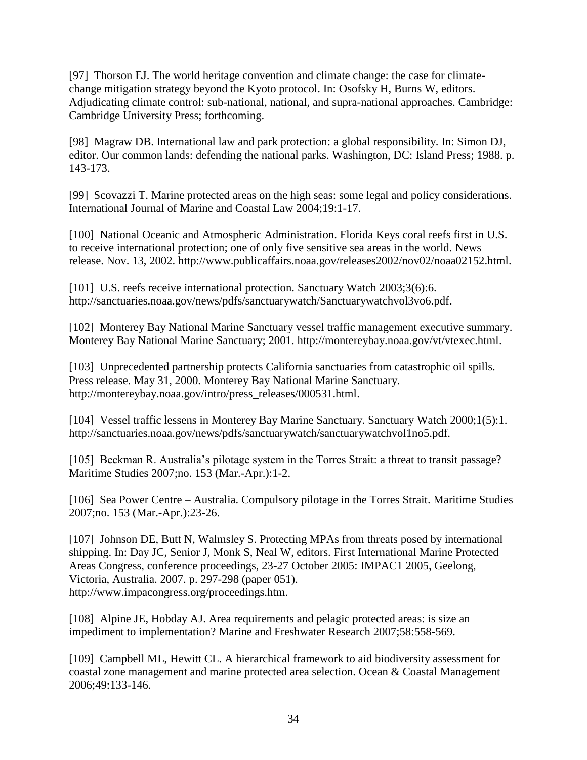[97] Thorson EJ. The world heritage convention and climate change: the case for climate-change mitigation strategy beyond the Kyoto protocol. In: Osofsky H, Burns W, editors. Adjudicating climate control: sub-national, national, and supra-national approaches. Cambridge: Cambridge University Press; forthcoming.

[98] Magraw DB. International law and park protection: a global responsibility. In: Simon DJ, editor. Our common lands: defending the national parks. Washington, DC: Island Press; 1988. p. 143-173.

[99] Scovazzi T. Marine protected areas on the high seas: some legal and policy considerations. International Journal of Marine and Coastal Law 2004;19:1-17.

[100] National Oceanic and Atmospheric Administration. Florida Keys coral reefs first in U.S. to receive international protection; one of only five sensitive sea areas in the world. News release. Nov. 13, 2002. http://www.publicaffairs.noaa.gov/releases2002/nov02/noaa02152.html.

[101] U.S. reefs receive international protection. Sanctuary Watch 2003;3(6):6. http://sanctuaries.noaa.gov/news/pdfs/sanctuarywatch/Sanctuarywatchvol3vo6.pdf.

[102] Monterey Bay National Marine Sanctuary vessel traffic management executive summary. Monterey Bay National Marine Sanctuary; 2001. http://montereybay.noaa.gov/vt/vtexec.html.

[103] Unprecedented partnership protects California sanctuaries from catastrophic oil spills. Press release. May 31, 2000. Monterey Bay National Marine Sanctuary. http://montereybay.noaa.gov/intro/press_releases/000531.html.

[104] Vessel traffic lessens in Monterey Bay Marine Sanctuary. Sanctuary Watch 2000;1(5):1. http://sanctuaries.noaa.gov/news/pdfs/sanctuarywatch/sanctuarywatchvol1no5.pdf.

[105] Beckman R. Australia's pilotage system in the Torres Strait: a threat to transit passage? Maritime Studies 2007;no. 153 (Mar.-Apr.):1-2.

[106] Sea Power Centre – Australia. Compulsory pilotage in the Torres Strait. Maritime Studies 2007;no. 153 (Mar.-Apr.):23-26.

[107] Johnson DE, Butt N, Walmsley S. Protecting MPAs from threats posed by international shipping. In: Day JC, Senior J, Monk S, Neal W, editors. First International Marine Protected Areas Congress, conference proceedings, 23-27 October 2005: IMPAC1 2005, Geelong, Victoria, Australia. 2007. p. 297-298 (paper 051). http://www.impacongress.org/proceedings.htm.

[108] Alpine JE, Hobday AJ. Area requirements and pelagic protected areas: is size an impediment to implementation? Marine and Freshwater Research 2007;58:558-569.

[109] Campbell ML, Hewitt CL. A hierarchical framework to aid biodiversity assessment for coastal zone management and marine protected area selection. Ocean & Coastal Management 2006;49:133-146.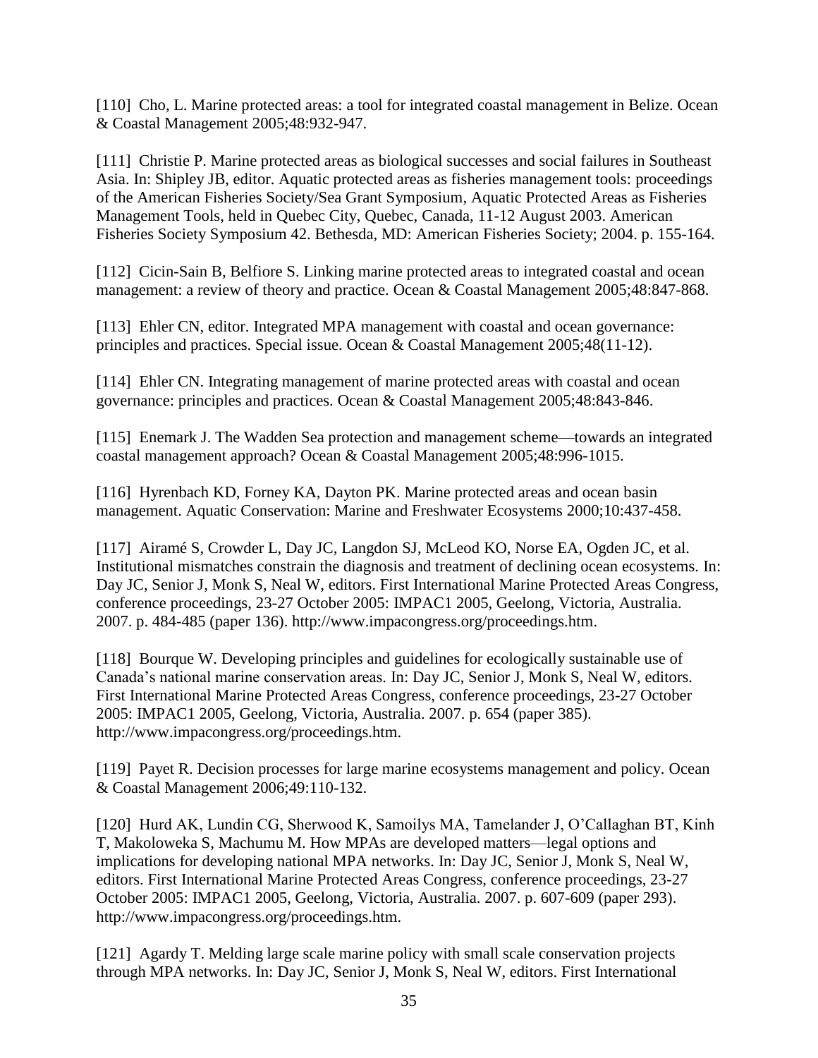[110] Cho, L. Marine protected areas: a tool for integrated coastal management in Belize. Ocean & Coastal Management 2005;48:932-947.

[111] Christie P. Marine protected areas as biological successes and social failures in Southeast Asia. In: Shipley JB, editor. Aquatic protected areas as fisheries management tools: proceedings of the American Fisheries Society/Sea Grant Symposium, Aquatic Protected Areas as Fisheries Management Tools, held in Quebec City, Quebec, Canada, 11-12 August 2003. American Fisheries Society Symposium 42. Bethesda, MD: American Fisheries Society; 2004. p. 155-164.

[112] Cicin-Sain B, Belfiore S. Linking marine protected areas to integrated coastal and ocean management: a review of theory and practice. Ocean & Coastal Management 2005;48:847-868.

[113] Ehler CN, editor. Integrated MPA management with coastal and ocean governance: principles and practices. Special issue. Ocean & Coastal Management 2005;48(11-12).

[114] Ehler CN. Integrating management of marine protected areas with coastal and ocean governance: principles and practices. Ocean & Coastal Management 2005;48:843-846.

[115] Enemark J. The Wadden Sea protection and management scheme—towards an integrated coastal management approach? Ocean & Coastal Management 2005;48:996-1015.

[116] Hyrenbach KD, Forney KA, Dayton PK. Marine protected areas and ocean basin management. Aquatic Conservation: Marine and Freshwater Ecosystems 2000;10:437-458.

[117] Airamé S, Crowder L, Day JC, Langdon SJ, McLeod KO, Norse EA, Ogden JC, et al. Institutional mismatches constrain the diagnosis and treatment of declining ocean ecosystems. In: Day JC, Senior J, Monk S, Neal W, editors. First International Marine Protected Areas Congress, conference proceedings, 23-27 October 2005: IMPAC1 2005, Geelong, Victoria, Australia. 2007. p. 484-485 (paper 136). http://www.impacongress.org/proceedings.htm.

[118] Bourque W. Developing principles and guidelines for ecologically sustainable use of Canada's national marine conservation areas. In: Day JC, Senior J, Monk S, Neal W, editors. First International Marine Protected Areas Congress, conference proceedings, 23-27 October 2005: IMPAC1 2005, Geelong, Victoria, Australia. 2007. p. 654 (paper 385). http://www.impacongress.org/proceedings.htm.

[119] Payet R. Decision processes for large marine ecosystems management and policy. Ocean & Coastal Management 2006;49:110-132.

[120] Hurd AK, Lundin CG, Sherwood K, Samoilys MA, Tamelander J, O'Callaghan BT, Kinh T, Makoloweka S, Machumu M. How MPAs are developed matters—legal options and implications for developing national MPA networks. In: Day JC, Senior J, Monk S, Neal W, editors. First International Marine Protected Areas Congress, conference proceedings, 23-27 October 2005: IMPAC1 2005, Geelong, Victoria, Australia. 2007. p. 607-609 (paper 293). http://www.impacongress.org/proceedings.htm.

[121] Agardy T. Melding large scale marine policy with small scale conservation projects through MPA networks. In: Day JC, Senior J, Monk S, Neal W, editors. First International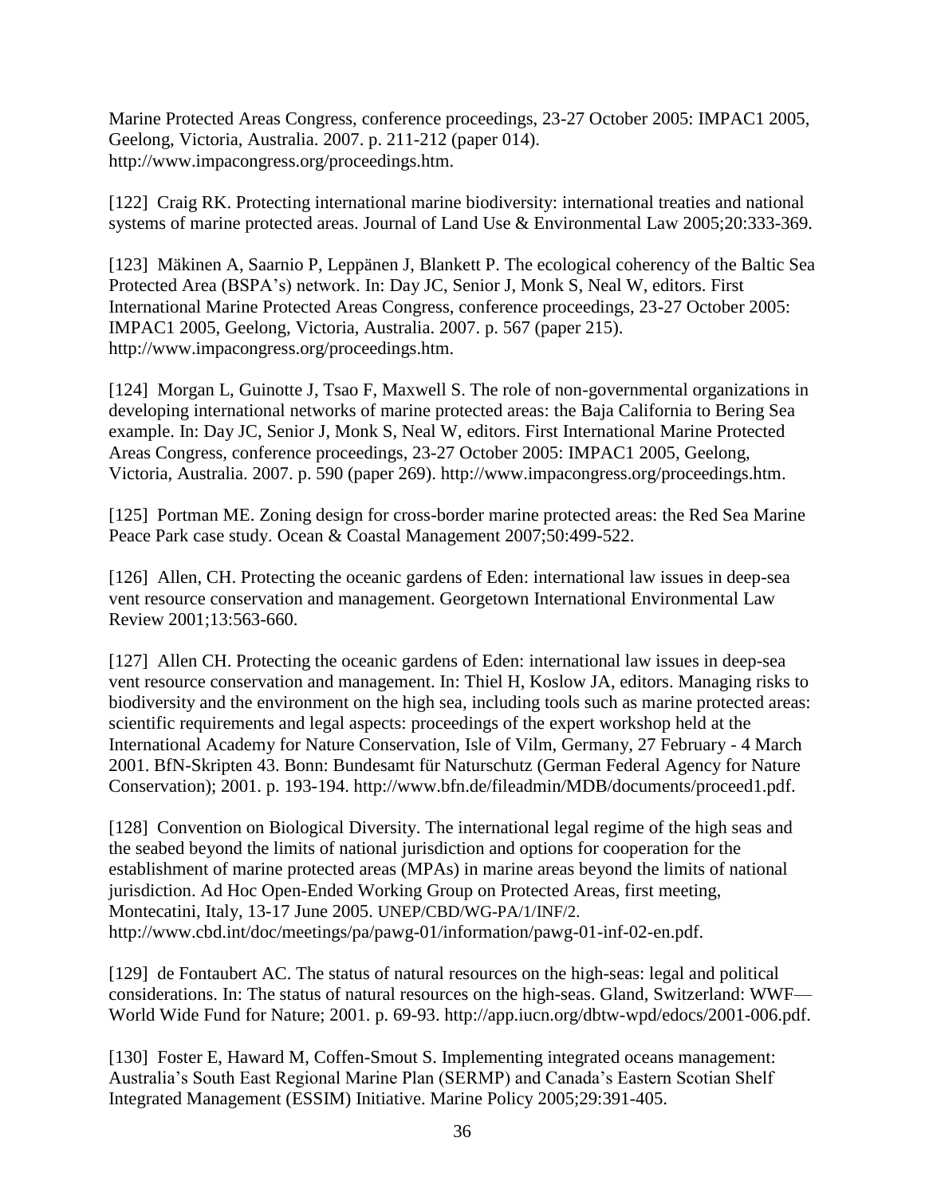Marine Protected Areas Congress, conference proceedings, 23-27 October 2005: IMPAC1 2005, Geelong, Victoria, Australia. 2007. p. 211-212 (paper 014). http://www.impacongress.org/proceedings.htm.

[122] Craig RK. Protecting international marine biodiversity: international treaties and national systems of marine protected areas. Journal of Land Use & Environmental Law 2005;20:333-369.

[123] Mäkinen A, Saarnio P, Leppänen J, Blankett P. The ecological coherency of the Baltic Sea Protected Area (BSPA's) network. In: Day JC, Senior J, Monk S, Neal W, editors. First International Marine Protected Areas Congress, conference proceedings, 23-27 October 2005: IMPAC1 2005, Geelong, Victoria, Australia. 2007. p. 567 (paper 215). http://www.impacongress.org/proceedings.htm.

[124] Morgan L, Guinotte J, Tsao F, Maxwell S. The role of non-governmental organizations in developing international networks of marine protected areas: the Baja California to Bering Sea example. In: Day JC, Senior J, Monk S, Neal W, editors. First International Marine Protected Areas Congress, conference proceedings, 23-27 October 2005: IMPAC1 2005, Geelong, Victoria, Australia. 2007. p. 590 (paper 269). http://www.impacongress.org/proceedings.htm.

[125] Portman ME. Zoning design for cross-border marine protected areas: the Red Sea Marine Peace Park case study. Ocean & Coastal Management 2007;50:499-522.

[126] Allen, CH. Protecting the oceanic gardens of Eden: international law issues in deep-sea vent resource conservation and management. Georgetown International Environmental Law Review 2001;13:563-660.

[127] Allen CH. Protecting the oceanic gardens of Eden: international law issues in deep-sea vent resource conservation and management. In: Thiel H, Koslow JA, editors. Managing risks to biodiversity and the environment on the high sea, including tools such as marine protected areas: scientific requirements and legal aspects: proceedings of the expert workshop held at the International Academy for Nature Conservation, Isle of Vilm, Germany, 27 February - 4 March 2001. BfN-Skripten 43. Bonn: Bundesamt für Naturschutz (German Federal Agency for Nature Conservation); 2001. p. 193-194. http://www.bfn.de/fileadmin/MDB/documents/proceed1.pdf.

[128] Convention on Biological Diversity. The international legal regime of the high seas and the seabed beyond the limits of national jurisdiction and options for cooperation for the establishment of marine protected areas (MPAs) in marine areas beyond the limits of national jurisdiction. Ad Hoc Open-Ended Working Group on Protected Areas, first meeting, Montecatini, Italy, 13-17 June 2005. UNEP/CBD/WG-PA/1/INF/2. http://www.cbd.int/doc/meetings/pa/pawg-01/information/pawg-01-inf-02-en.pdf.

[129] de Fontaubert AC. The status of natural resources on the high-seas: legal and political considerations. In: The status of natural resources on the high-seas. Gland, Switzerland: WWF—World Wide Fund for Nature; 2001. p. 69-93. http://app.iucn.org/dbtw-wpd/edocs/2001-006.pdf.

[130] Foster E, Haward M, Coffen-Smout S. Implementing integrated oceans management: Australia's South East Regional Marine Plan (SERMP) and Canada's Eastern Scotian Shelf Integrated Management (ESSIM) Initiative. Marine Policy 2005;29:391-405.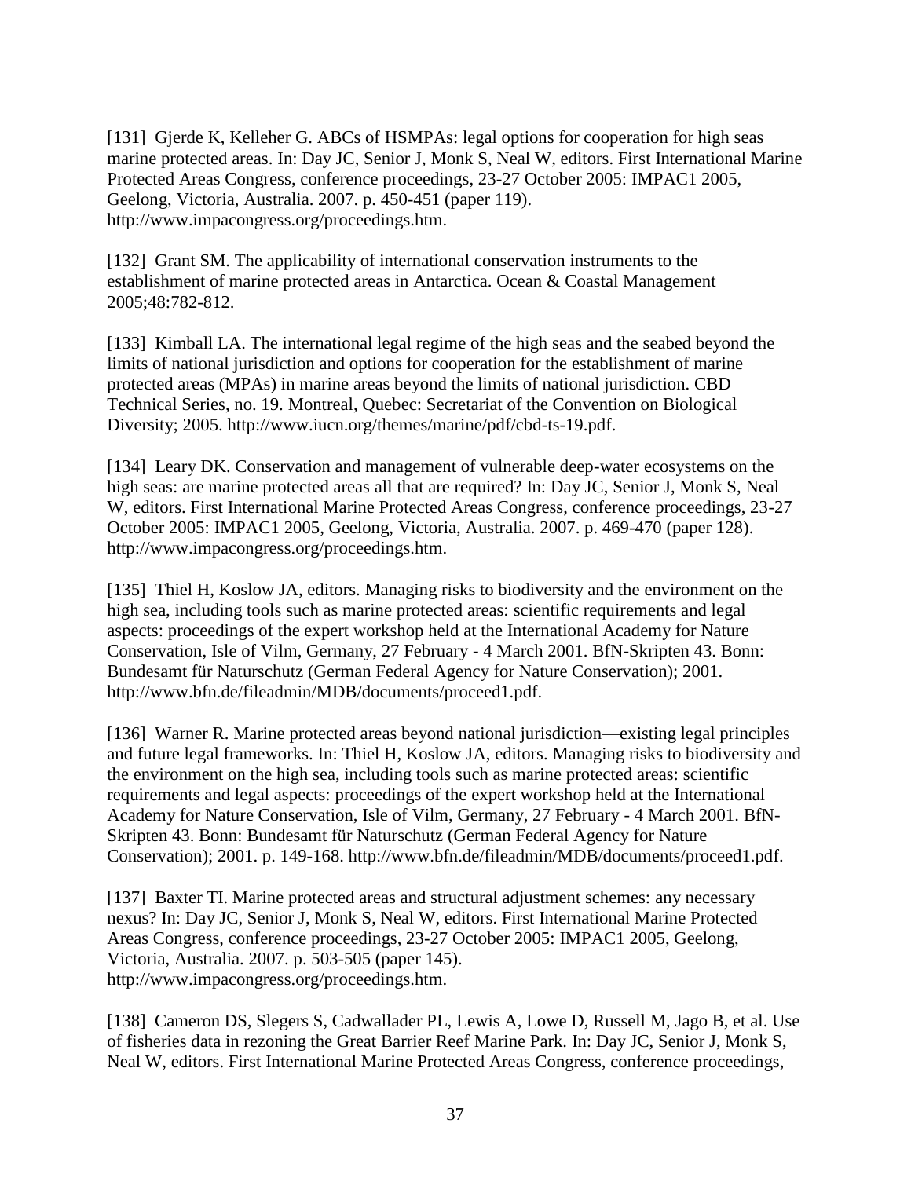[131] Gjerde K, Kelleher G. ABCs of HSMPAs: legal options for cooperation for high seas marine protected areas. In: Day JC, Senior J, Monk S, Neal W, editors. First International Marine Protected Areas Congress, conference proceedings, 23-27 October 2005: IMPAC1 2005, Geelong, Victoria, Australia. 2007. p. 450-451 (paper 119). http://www.impacongress.org/proceedings.htm.

[132] Grant SM. The applicability of international conservation instruments to the establishment of marine protected areas in Antarctica. Ocean & Coastal Management 2005;48:782-812.

[133] Kimball LA. The international legal regime of the high seas and the seabed beyond the limits of national jurisdiction and options for cooperation for the establishment of marine protected areas (MPAs) in marine areas beyond the limits of national jurisdiction. CBD Technical Series, no. 19. Montreal, Quebec: Secretariat of the Convention on Biological Diversity; 2005. http://www.iucn.org/themes/marine/pdf/cbd-ts-19.pdf.

[134] Leary DK. Conservation and management of vulnerable deep-water ecosystems on the high seas: are marine protected areas all that are required? In: Day JC, Senior J, Monk S, Neal W, editors. First International Marine Protected Areas Congress, conference proceedings, 23-27 October 2005: IMPAC1 2005, Geelong, Victoria, Australia. 2007. p. 469-470 (paper 128). http://www.impacongress.org/proceedings.htm.

[135] Thiel H, Koslow JA, editors. Managing risks to biodiversity and the environment on the high sea, including tools such as marine protected areas: scientific requirements and legal aspects: proceedings of the expert workshop held at the International Academy for Nature Conservation, Isle of Vilm, Germany, 27 February - 4 March 2001. BfN-Skripten 43. Bonn: Bundesamt für Naturschutz (German Federal Agency for Nature Conservation); 2001. http://www.bfn.de/fileadmin/MDB/documents/proceed1.pdf.

[136] Warner R. Marine protected areas beyond national jurisdiction—existing legal principles and future legal frameworks. In: Thiel H, Koslow JA, editors. Managing risks to biodiversity and the environment on the high sea, including tools such as marine protected areas: scientific requirements and legal aspects: proceedings of the expert workshop held at the International Academy for Nature Conservation, Isle of Vilm, Germany, 27 February - 4 March 2001. BfN-Skripten 43. Bonn: Bundesamt für Naturschutz (German Federal Agency for Nature Conservation); 2001. p. 149-168. http://www.bfn.de/fileadmin/MDB/documents/proceed1.pdf.

[137] Baxter TI. Marine protected areas and structural adjustment schemes: any necessary nexus? In: Day JC, Senior J, Monk S, Neal W, editors. First International Marine Protected Areas Congress, conference proceedings, 23-27 October 2005: IMPAC1 2005, Geelong, Victoria, Australia. 2007. p. 503-505 (paper 145). http://www.impacongress.org/proceedings.htm.

[138] Cameron DS, Slegers S, Cadwallader PL, Lewis A, Lowe D, Russell M, Jago B, et al. Use of fisheries data in rezoning the Great Barrier Reef Marine Park. In: Day JC, Senior J, Monk S, Neal W, editors. First International Marine Protected Areas Congress, conference proceedings,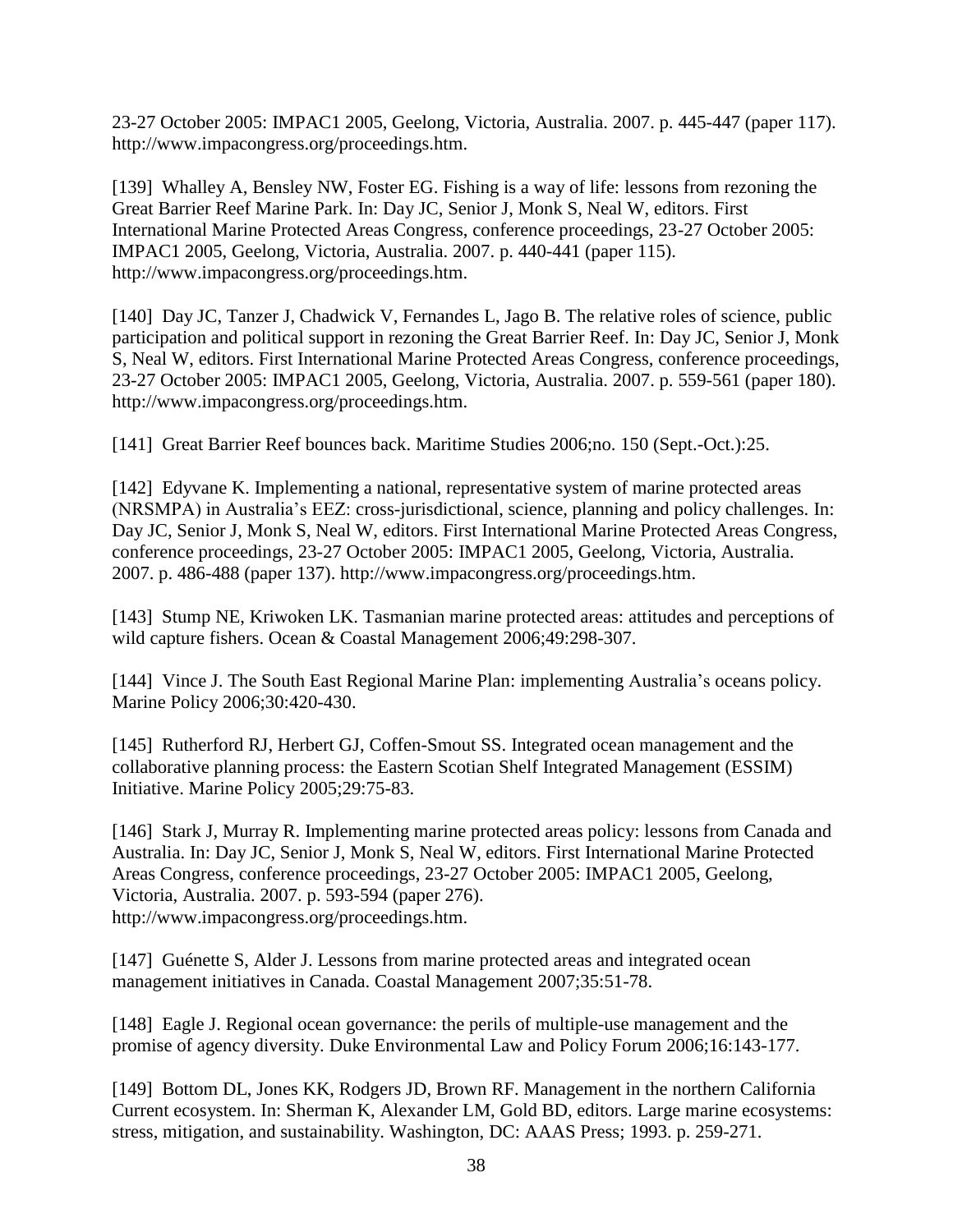23-27 October 2005: IMPAC1 2005, Geelong, Victoria, Australia. 2007. p. 445-447 (paper 117). http://www.impacongress.org/proceedings.htm.

[139] Whalley A, Bensley NW, Foster EG. Fishing is a way of life: lessons from rezoning the Great Barrier Reef Marine Park. In: Day JC, Senior J, Monk S, Neal W, editors. First International Marine Protected Areas Congress, conference proceedings, 23-27 October 2005: IMPAC1 2005, Geelong, Victoria, Australia. 2007. p. 440-441 (paper 115). http://www.impacongress.org/proceedings.htm.

[140] Day JC, Tanzer J, Chadwick V, Fernandes L, Jago B. The relative roles of science, public participation and political support in rezoning the Great Barrier Reef. In: Day JC, Senior J, Monk S, Neal W, editors. First International Marine Protected Areas Congress, conference proceedings, 23-27 October 2005: IMPAC1 2005, Geelong, Victoria, Australia. 2007. p. 559-561 (paper 180). http://www.impacongress.org/proceedings.htm.

[141] Great Barrier Reef bounces back. Maritime Studies 2006;no. 150 (Sept.-Oct.):25.

[142] Edyvane K. Implementing a national, representative system of marine protected areas (NRSMPA) in Australia's EEZ: cross-jurisdictional, science, planning and policy challenges. In: Day JC, Senior J, Monk S, Neal W, editors. First International Marine Protected Areas Congress, conference proceedings, 23-27 October 2005: IMPAC1 2005, Geelong, Victoria, Australia. 2007. p. 486-488 (paper 137). http://www.impacongress.org/proceedings.htm.

[143] Stump NE, Kriwoken LK. Tasmanian marine protected areas: attitudes and perceptions of wild capture fishers. Ocean & Coastal Management 2006;49:298-307.

[144] Vince J. The South East Regional Marine Plan: implementing Australia's oceans policy. Marine Policy 2006;30:420-430.

[145] Rutherford RJ, Herbert GJ, Coffen-Smout SS. Integrated ocean management and the collaborative planning process: the Eastern Scotian Shelf Integrated Management (ESSIM) Initiative. Marine Policy 2005;29:75-83.

[146] Stark J, Murray R. Implementing marine protected areas policy: lessons from Canada and Australia. In: Day JC, Senior J, Monk S, Neal W, editors. First International Marine Protected Areas Congress, conference proceedings, 23-27 October 2005: IMPAC1 2005, Geelong, Victoria, Australia. 2007. p. 593-594 (paper 276). http://www.impacongress.org/proceedings.htm.

[147] Guénette S, Alder J. Lessons from marine protected areas and integrated ocean management initiatives in Canada. Coastal Management 2007;35:51-78.

[148] Eagle J. Regional ocean governance: the perils of multiple-use management and the promise of agency diversity. Duke Environmental Law and Policy Forum 2006;16:143-177.

[149] Bottom DL, Jones KK, Rodgers JD, Brown RF. Management in the northern California Current ecosystem. In: Sherman K, Alexander LM, Gold BD, editors. Large marine ecosystems: stress, mitigation, and sustainability. Washington, DC: AAAS Press; 1993. p. 259-271.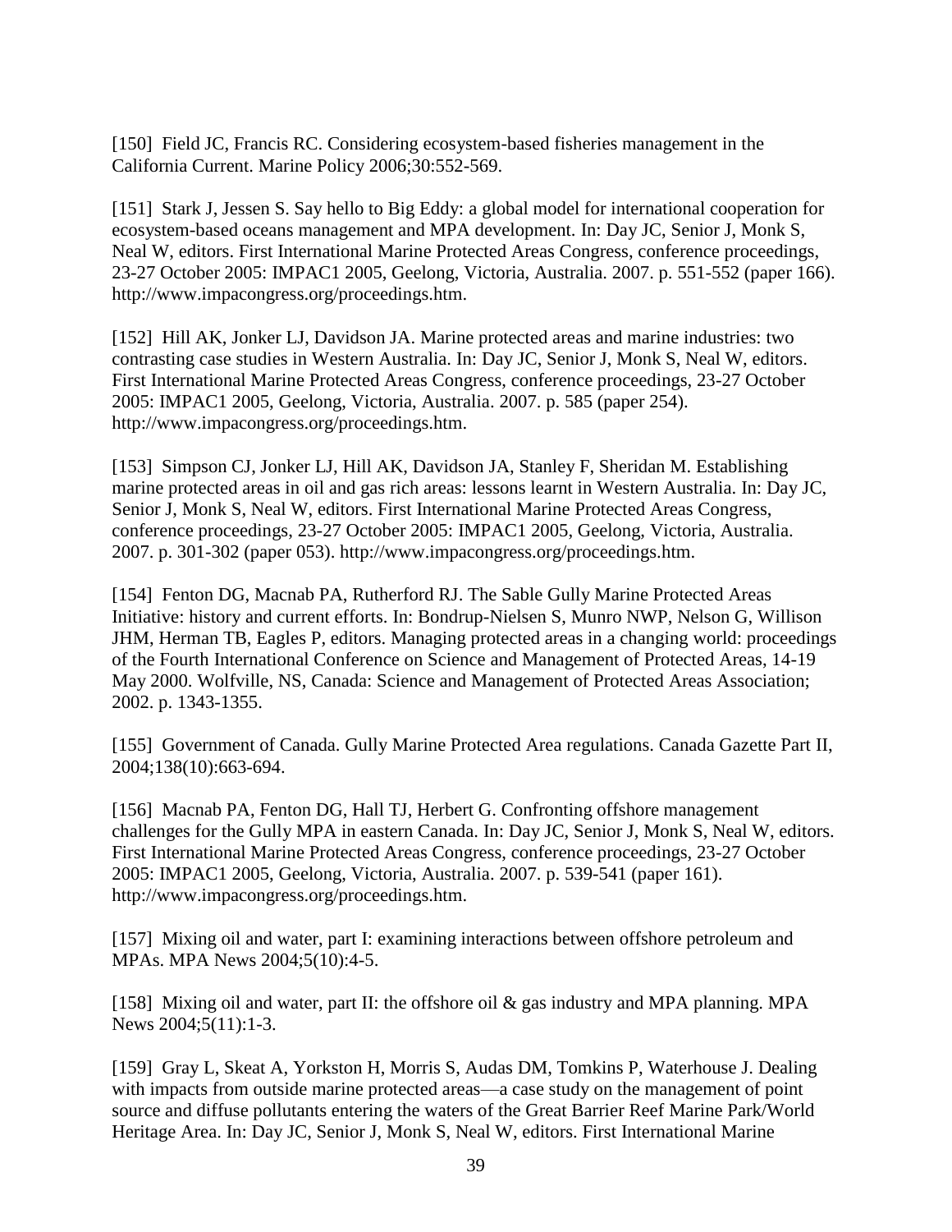[150] Field JC, Francis RC. Considering ecosystem-based fisheries management in the California Current. Marine Policy 2006;30:552-569.

[151] Stark J, Jessen S. Say hello to Big Eddy: a global model for international cooperation for ecosystem-based oceans management and MPA development. In: Day JC, Senior J, Monk S, Neal W, editors. First International Marine Protected Areas Congress, conference proceedings, 23-27 October 2005: IMPAC1 2005, Geelong, Victoria, Australia. 2007. p. 551-552 (paper 166). http://www.impacongress.org/proceedings.htm.

[152] Hill AK, Jonker LJ, Davidson JA. Marine protected areas and marine industries: two contrasting case studies in Western Australia. In: Day JC, Senior J, Monk S, Neal W, editors. First International Marine Protected Areas Congress, conference proceedings, 23-27 October 2005: IMPAC1 2005, Geelong, Victoria, Australia. 2007. p. 585 (paper 254). http://www.impacongress.org/proceedings.htm.

[153] Simpson CJ, Jonker LJ, Hill AK, Davidson JA, Stanley F, Sheridan M. Establishing marine protected areas in oil and gas rich areas: lessons learnt in Western Australia. In: Day JC, Senior J, Monk S, Neal W, editors. First International Marine Protected Areas Congress, conference proceedings, 23-27 October 2005: IMPAC1 2005, Geelong, Victoria, Australia. 2007. p. 301-302 (paper 053). http://www.impacongress.org/proceedings.htm.

[154] Fenton DG, Macnab PA, Rutherford RJ. The Sable Gully Marine Protected Areas Initiative: history and current efforts. In: Bondrup-Nielsen S, Munro NWP, Nelson G, Willison JHM, Herman TB, Eagles P, editors. Managing protected areas in a changing world: proceedings of the Fourth International Conference on Science and Management of Protected Areas, 14-19 May 2000. Wolfville, NS, Canada: Science and Management of Protected Areas Association; 2002. p. 1343-1355.

[155] Government of Canada. Gully Marine Protected Area regulations. Canada Gazette Part II, 2004;138(10):663-694.

[156] Macnab PA, Fenton DG, Hall TJ, Herbert G. Confronting offshore management challenges for the Gully MPA in eastern Canada. In: Day JC, Senior J, Monk S, Neal W, editors. First International Marine Protected Areas Congress, conference proceedings, 23-27 October 2005: IMPAC1 2005, Geelong, Victoria, Australia. 2007. p. 539-541 (paper 161). http://www.impacongress.org/proceedings.htm.

[157] Mixing oil and water, part I: examining interactions between offshore petroleum and MPAs. MPA News 2004;5(10):4-5.

[158] Mixing oil and water, part II: the offshore oil & gas industry and MPA planning. MPA News 2004;5(11):1-3.

[159] Gray L, Skeat A, Yorkston H, Morris S, Audas DM, Tomkins P, Waterhouse J. Dealing with impacts from outside marine protected areas—a case study on the management of point source and diffuse pollutants entering the waters of the Great Barrier Reef Marine Park/World Heritage Area. In: Day JC, Senior J, Monk S, Neal W, editors. First International Marine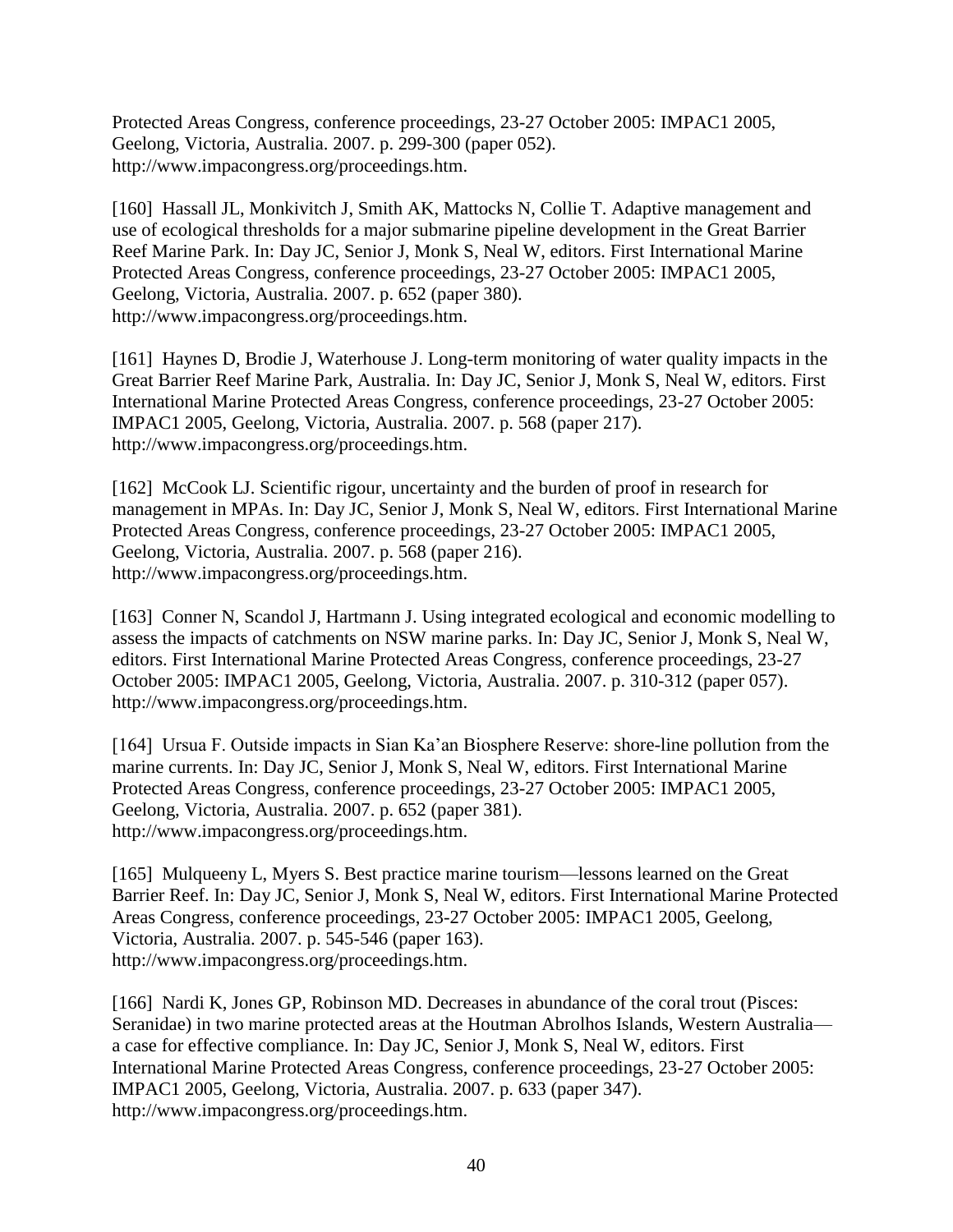Protected Areas Congress, conference proceedings, 23-27 October 2005: IMPAC1 2005, Geelong, Victoria, Australia. 2007. p. 299-300 (paper 052). http://www.impacongress.org/proceedings.htm.

[160] Hassall JL, Monkivitch J, Smith AK, Mattocks N, Collie T. Adaptive management and use of ecological thresholds for a major submarine pipeline development in the Great Barrier Reef Marine Park. In: Day JC, Senior J, Monk S, Neal W, editors. First International Marine Protected Areas Congress, conference proceedings, 23-27 October 2005: IMPAC1 2005, Geelong, Victoria, Australia. 2007. p. 652 (paper 380). http://www.impacongress.org/proceedings.htm.

[161] Haynes D, Brodie J, Waterhouse J. Long-term monitoring of water quality impacts in the Great Barrier Reef Marine Park, Australia. In: Day JC, Senior J, Monk S, Neal W, editors. First International Marine Protected Areas Congress, conference proceedings, 23-27 October 2005: IMPAC1 2005, Geelong, Victoria, Australia. 2007. p. 568 (paper 217). http://www.impacongress.org/proceedings.htm.

[162] McCook LJ. Scientific rigour, uncertainty and the burden of proof in research for management in MPAs. In: Day JC, Senior J, Monk S, Neal W, editors. First International Marine Protected Areas Congress, conference proceedings, 23-27 October 2005: IMPAC1 2005, Geelong, Victoria, Australia. 2007. p. 568 (paper 216). http://www.impacongress.org/proceedings.htm.

[163] Conner N, Scandol J, Hartmann J. Using integrated ecological and economic modelling to assess the impacts of catchments on NSW marine parks. In: Day JC, Senior J, Monk S, Neal W, editors. First International Marine Protected Areas Congress, conference proceedings, 23-27 October 2005: IMPAC1 2005, Geelong, Victoria, Australia. 2007. p. 310-312 (paper 057). http://www.impacongress.org/proceedings.htm.

[164] Ursua F. Outside impacts in Sian Ka'an Biosphere Reserve: shore-line pollution from the marine currents. In: Day JC, Senior J, Monk S, Neal W, editors. First International Marine Protected Areas Congress, conference proceedings, 23-27 October 2005: IMPAC1 2005, Geelong, Victoria, Australia. 2007. p. 652 (paper 381). http://www.impacongress.org/proceedings.htm.

[165] Mulqueeny L, Myers S. Best practice marine tourism—lessons learned on the Great Barrier Reef. In: Day JC, Senior J, Monk S, Neal W, editors. First International Marine Protected Areas Congress, conference proceedings, 23-27 October 2005: IMPAC1 2005, Geelong, Victoria, Australia. 2007. p. 545-546 (paper 163). http://www.impacongress.org/proceedings.htm.

[166] Nardi K, Jones GP, Robinson MD. Decreases in abundance of the coral trout (Pisces: Seranidae) in two marine protected areas at the Houtman Abrolhos Islands, Western Australia—a case for effective compliance. In: Day JC, Senior J, Monk S, Neal W, editors. First International Marine Protected Areas Congress, conference proceedings, 23-27 October 2005: IMPAC1 2005, Geelong, Victoria, Australia. 2007. p. 633 (paper 347). http://www.impacongress.org/proceedings.htm.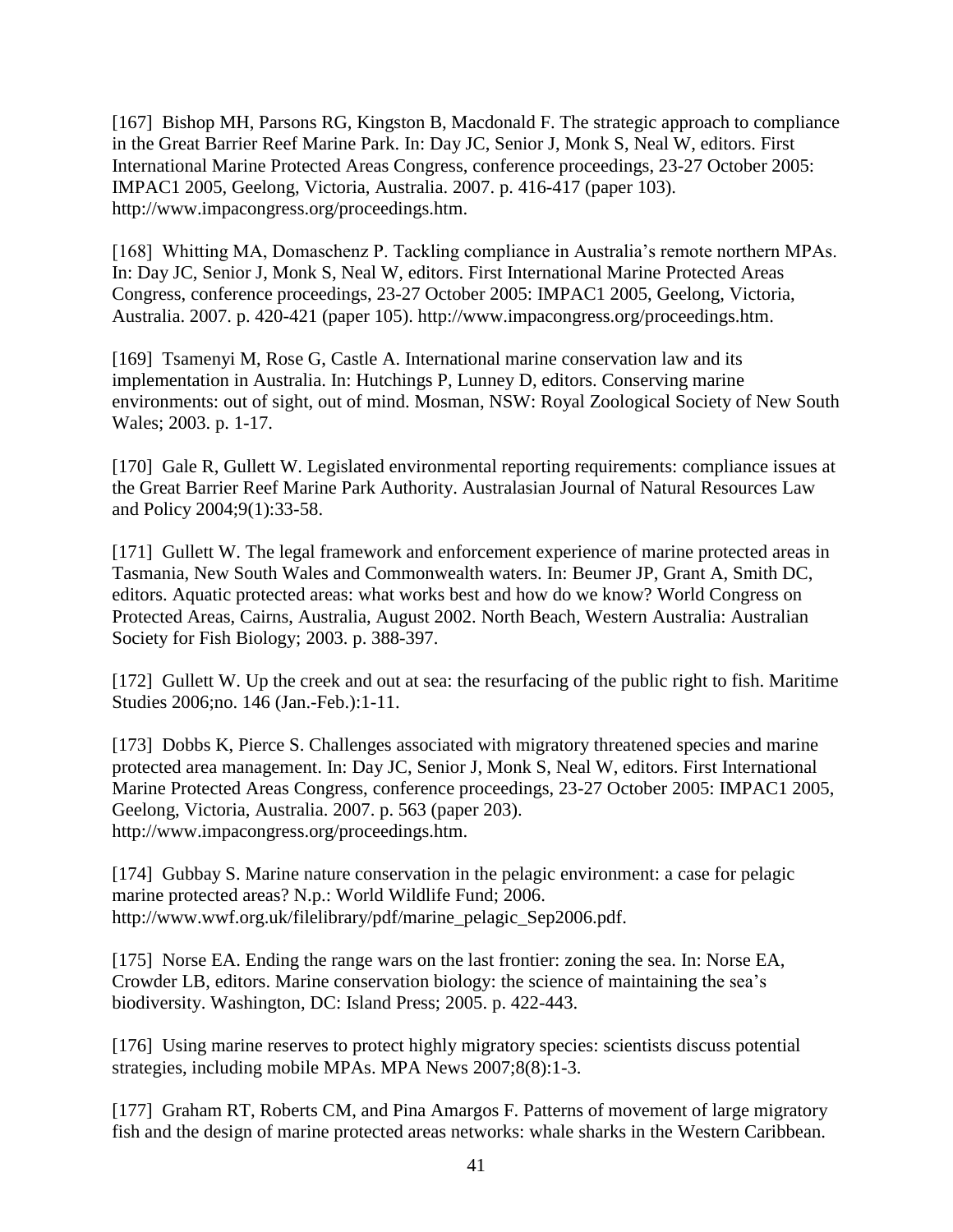[167] Bishop MH, Parsons RG, Kingston B, Macdonald F. The strategic approach to compliance in the Great Barrier Reef Marine Park. In: Day JC, Senior J, Monk S, Neal W, editors. First International Marine Protected Areas Congress, conference proceedings, 23-27 October 2005: IMPAC1 2005, Geelong, Victoria, Australia. 2007. p. 416-417 (paper 103). http://www.impacongress.org/proceedings.htm.

[168] Whitting MA, Domaschenz P. Tackling compliance in Australia's remote northern MPAs. In: Day JC, Senior J, Monk S, Neal W, editors. First International Marine Protected Areas Congress, conference proceedings, 23-27 October 2005: IMPAC1 2005, Geelong, Victoria, Australia. 2007. p. 420-421 (paper 105). http://www.impacongress.org/proceedings.htm.

[169] Tsamenyi M, Rose G, Castle A. International marine conservation law and its implementation in Australia. In: Hutchings P, Lunney D, editors. Conserving marine environments: out of sight, out of mind. Mosman, NSW: Royal Zoological Society of New South Wales; 2003. p. 1-17.

[170] Gale R, Gullett W. Legislated environmental reporting requirements: compliance issues at the Great Barrier Reef Marine Park Authority. Australasian Journal of Natural Resources Law and Policy 2004;9(1):33-58.

[171] Gullett W. The legal framework and enforcement experience of marine protected areas in Tasmania, New South Wales and Commonwealth waters. In: Beumer JP, Grant A, Smith DC, editors. Aquatic protected areas: what works best and how do we know? World Congress on Protected Areas, Cairns, Australia, August 2002. North Beach, Western Australia: Australian Society for Fish Biology; 2003. p. 388-397.

[172] Gullett W. Up the creek and out at sea: the resurfacing of the public right to fish. Maritime Studies 2006;no. 146 (Jan.-Feb.):1-11.

[173] Dobbs K, Pierce S. Challenges associated with migratory threatened species and marine protected area management. In: Day JC, Senior J, Monk S, Neal W, editors. First International Marine Protected Areas Congress, conference proceedings, 23-27 October 2005: IMPAC1 2005, Geelong, Victoria, Australia. 2007. p. 563 (paper 203). http://www.impacongress.org/proceedings.htm.

[174] Gubbay S. Marine nature conservation in the pelagic environment: a case for pelagic marine protected areas? N.p.: World Wildlife Fund; 2006. http://www.wwf.org.uk/filelibrary/pdf/marine_pelagic_Sep2006.pdf.

[175] Norse EA. Ending the range wars on the last frontier: zoning the sea. In: Norse EA, Crowder LB, editors. Marine conservation biology: the science of maintaining the sea's biodiversity. Washington, DC: Island Press; 2005. p. 422-443.

[176] Using marine reserves to protect highly migratory species: scientists discuss potential strategies, including mobile MPAs. MPA News 2007;8(8):1-3.

[177] Graham RT, Roberts CM, and Pina Amargos F. Patterns of movement of large migratory fish and the design of marine protected areas networks: whale sharks in the Western Caribbean.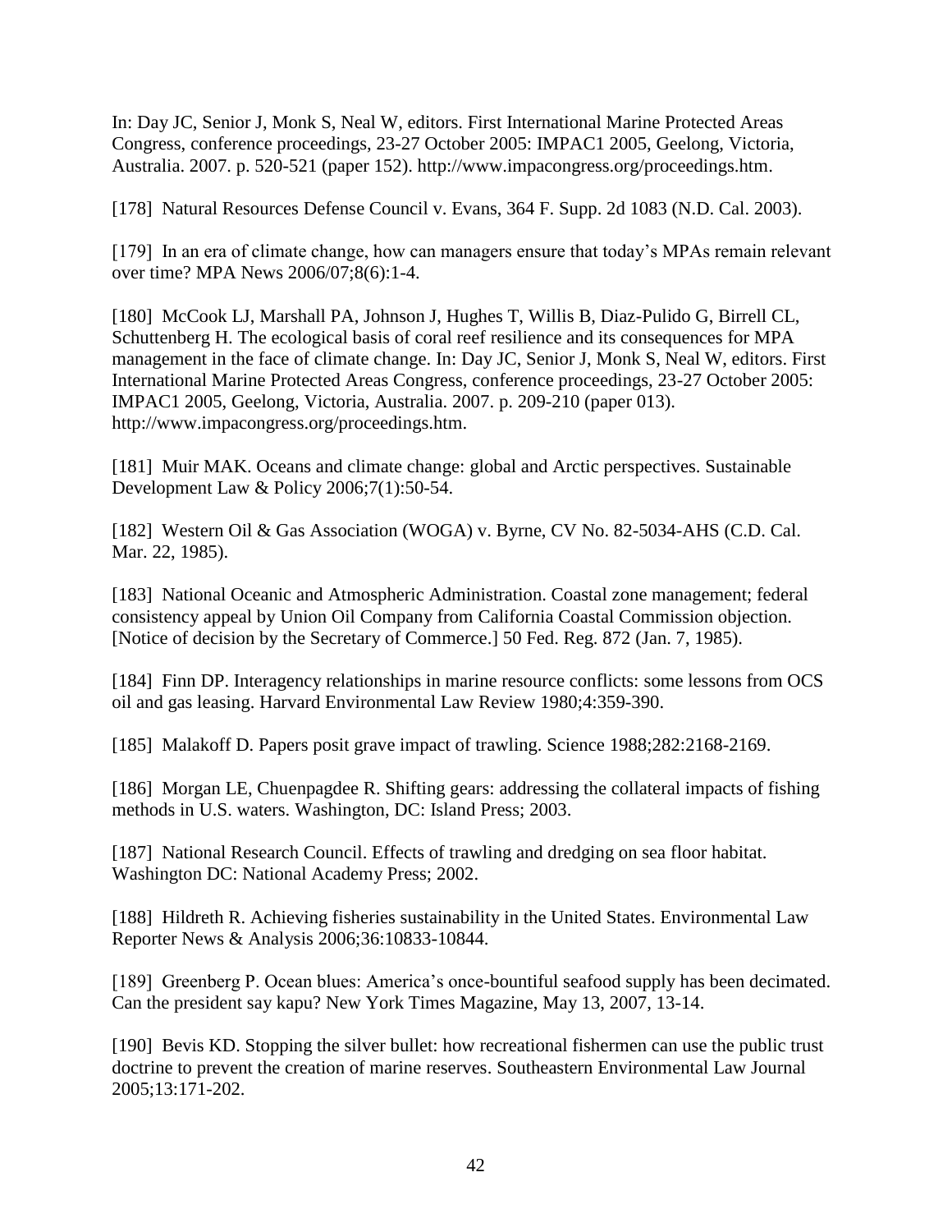In: Day JC, Senior J, Monk S, Neal W, editors. First International Marine Protected Areas Congress, conference proceedings, 23-27 October 2005: IMPAC1 2005, Geelong, Victoria, Australia. 2007. p. 520-521 (paper 152). http://www.impacongress.org/proceedings.htm.

[178] Natural Resources Defense Council v. Evans, 364 F. Supp. 2d 1083 (N.D. Cal. 2003).

[179] In an era of climate change, how can managers ensure that today's MPAs remain relevant over time? MPA News 2006/07;8(6):1-4.

[180] McCook LJ, Marshall PA, Johnson J, Hughes T, Willis B, Diaz-Pulido G, Birrell CL, Schuttenberg H. The ecological basis of coral reef resilience and its consequences for MPA management in the face of climate change. In: Day JC, Senior J, Monk S, Neal W, editors. First International Marine Protected Areas Congress, conference proceedings, 23-27 October 2005: IMPAC1 2005, Geelong, Victoria, Australia. 2007. p. 209-210 (paper 013). http://www.impacongress.org/proceedings.htm.

[181] Muir MAK. Oceans and climate change: global and Arctic perspectives. Sustainable Development Law & Policy 2006;7(1):50-54.

[182] Western Oil & Gas Association (WOGA) v. Byrne, CV No. 82-5034-AHS (C.D. Cal. Mar. 22, 1985).

[183] National Oceanic and Atmospheric Administration. Coastal zone management; federal consistency appeal by Union Oil Company from California Coastal Commission objection. [Notice of decision by the Secretary of Commerce.] 50 Fed. Reg. 872 (Jan. 7, 1985).

[184] Finn DP. Interagency relationships in marine resource conflicts: some lessons from OCS oil and gas leasing. Harvard Environmental Law Review 1980;4:359-390.

[185] Malakoff D. Papers posit grave impact of trawling. Science 1988;282:2168-2169.

[186] Morgan LE, Chuenpagdee R. Shifting gears: addressing the collateral impacts of fishing methods in U.S. waters. Washington, DC: Island Press; 2003.

[187] National Research Council. Effects of trawling and dredging on sea floor habitat. Washington DC: National Academy Press; 2002.

[188] Hildreth R. Achieving fisheries sustainability in the United States. Environmental Law Reporter News & Analysis 2006;36:10833-10844.

[189] Greenberg P. Ocean blues: America's once-bountiful seafood supply has been decimated. Can the president say kapu? New York Times Magazine, May 13, 2007, 13-14.

[190] Bevis KD. Stopping the silver bullet: how recreational fishermen can use the public trust doctrine to prevent the creation of marine reserves. Southeastern Environmental Law Journal 2005;13:171-202.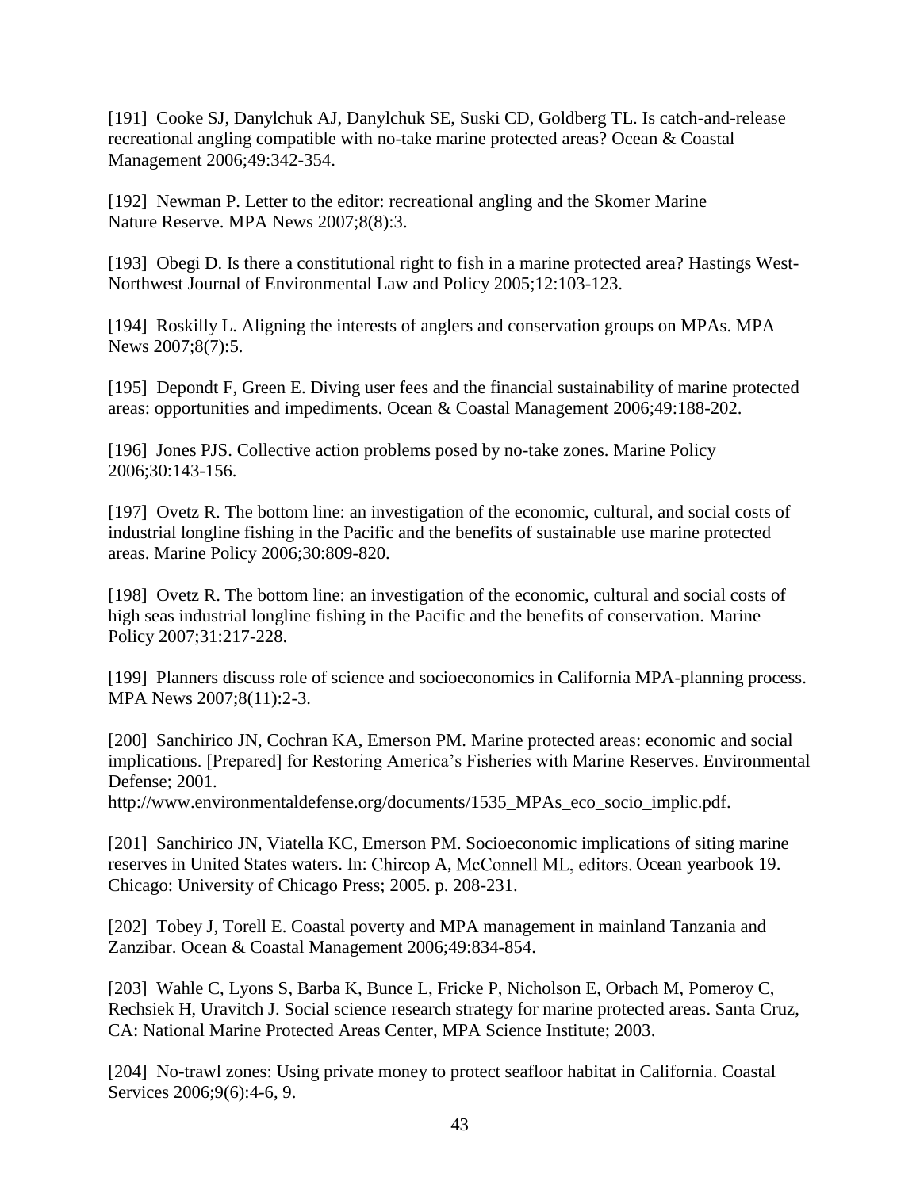[191] Cooke SJ, Danylchuk AJ, Danylchuk SE, Suski CD, Goldberg TL. Is catch-and-release recreational angling compatible with no-take marine protected areas? Ocean & Coastal Management 2006;49:342-354.

[192] Newman P. Letter to the editor: recreational angling and the Skomer Marine Nature Reserve. MPA News 2007;8(8):3.

[193] Obegi D. Is there a constitutional right to fish in a marine protected area? Hastings West-Northwest Journal of Environmental Law and Policy 2005;12:103-123.

[194] Roskilly L. Aligning the interests of anglers and conservation groups on MPAs. MPA News 2007;8(7):5.

[195] Depondt F, Green E. Diving user fees and the financial sustainability of marine protected areas: opportunities and impediments. Ocean & Coastal Management 2006;49:188-202.

[196] Jones PJS. Collective action problems posed by no-take zones. Marine Policy 2006;30:143-156.

[197] Ovetz R. The bottom line: an investigation of the economic, cultural, and social costs of industrial longline fishing in the Pacific and the benefits of sustainable use marine protected areas. Marine Policy 2006;30:809-820.

[198] Ovetz R. The bottom line: an investigation of the economic, cultural and social costs of high seas industrial longline fishing in the Pacific and the benefits of conservation. Marine Policy 2007;31:217-228.

[199] Planners discuss role of science and socioeconomics in California MPA-planning process. MPA News 2007;8(11):2-3.

[200] Sanchirico JN, Cochran KA, Emerson PM. Marine protected areas: economic and social implications. [Prepared] for Restoring America's Fisheries with Marine Reserves. Environmental Defense; 2001. http://www.environmentaldefense.org/documents/1535_MPAs_eco_socio_implic.pdf.

[201] Sanchirico JN, Viatella KC, Emerson PM. Socioeconomic implications of siting marine reserves in United States waters. In: Chircop A, McConnell ML, editors. Ocean yearbook 19. Chicago: University of Chicago Press; 2005. p. 208-231.

[202] Tobey J, Torell E. Coastal poverty and MPA management in mainland Tanzania and Zanzibar. Ocean & Coastal Management 2006;49:834-854.

[203] Wahle C, Lyons S, Barba K, Bunce L, Fricke P, Nicholson E, Orbach M, Pomeroy C, Rechsiek H, Uravitch J. Social science research strategy for marine protected areas. Santa Cruz, CA: National Marine Protected Areas Center, MPA Science Institute; 2003.

[204] No-trawl zones: Using private money to protect seafloor habitat in California. Coastal Services 2006;9(6):4-6, 9.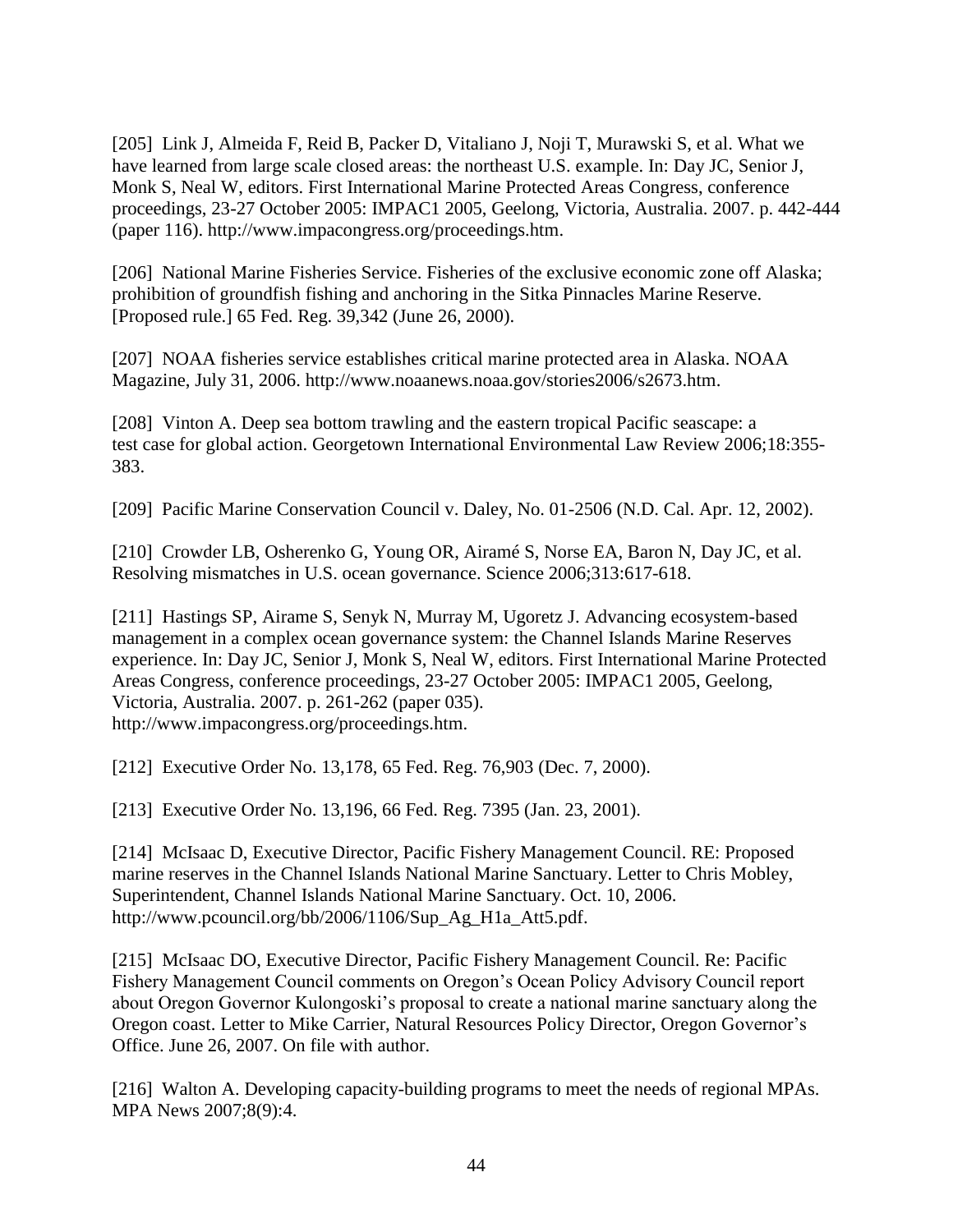[205] Link J, Almeida F, Reid B, Packer D, Vitaliano J, Noji T, Murawski S, et al. What we have learned from large scale closed areas: the northeast U.S. example. In: Day JC, Senior J, Monk S, Neal W, editors. First International Marine Protected Areas Congress, conference proceedings, 23-27 October 2005: IMPAC1 2005, Geelong, Victoria, Australia. 2007. p. 442-444 (paper 116). http://www.impacongress.org/proceedings.htm.

[206] National Marine Fisheries Service. Fisheries of the exclusive economic zone off Alaska; prohibition of groundfish fishing and anchoring in the Sitka Pinnacles Marine Reserve. [Proposed rule.] 65 Fed. Reg. 39,342 (June 26, 2000).

[207] NOAA fisheries service establishes critical marine protected area in Alaska. NOAA Magazine, July 31, 2006. http://www.noaanews.noaa.gov/stories2006/s2673.htm.

[208] Vinton A. Deep sea bottom trawling and the eastern tropical Pacific seascape: a test case for global action. Georgetown International Environmental Law Review 2006;18:355-383.

[209] Pacific Marine Conservation Council v. Daley, No. 01-2506 (N.D. Cal. Apr. 12, 2002).

[210] Crowder LB, Osherenko G, Young OR, Airamé S, Norse EA, Baron N, Day JC, et al. Resolving mismatches in U.S. ocean governance. Science 2006;313:617-618.

[211] Hastings SP, Airame S, Senyk N, Murray M, Ugoretz J. Advancing ecosystem-based management in a complex ocean governance system: the Channel Islands Marine Reserves experience. In: Day JC, Senior J, Monk S, Neal W, editors. First International Marine Protected Areas Congress, conference proceedings, 23-27 October 2005: IMPAC1 2005, Geelong, Victoria, Australia. 2007. p. 261-262 (paper 035). http://www.impacongress.org/proceedings.htm.

[212] Executive Order No. 13,178, 65 Fed. Reg. 76,903 (Dec. 7, 2000).

[213] Executive Order No. 13,196, 66 Fed. Reg. 7395 (Jan. 23, 2001).

[214] McIsaac D, Executive Director, Pacific Fishery Management Council. RE: Proposed marine reserves in the Channel Islands National Marine Sanctuary. Letter to Chris Mobley, Superintendent, Channel Islands National Marine Sanctuary. Oct. 10, 2006. http://www.pcouncil.org/bb/2006/1106/Sup_Ag_H1a_Att5.pdf.

[215] McIsaac DO, Executive Director, Pacific Fishery Management Council. Re: Pacific Fishery Management Council comments on Oregon's Ocean Policy Advisory Council report about Oregon Governor Kulongoski's proposal to create a national marine sanctuary along the Oregon coast. Letter to Mike Carrier, Natural Resources Policy Director, Oregon Governor's Office. June 26, 2007. On file with author.

[216] Walton A. Developing capacity-building programs to meet the needs of regional MPAs. MPA News 2007;8(9):4.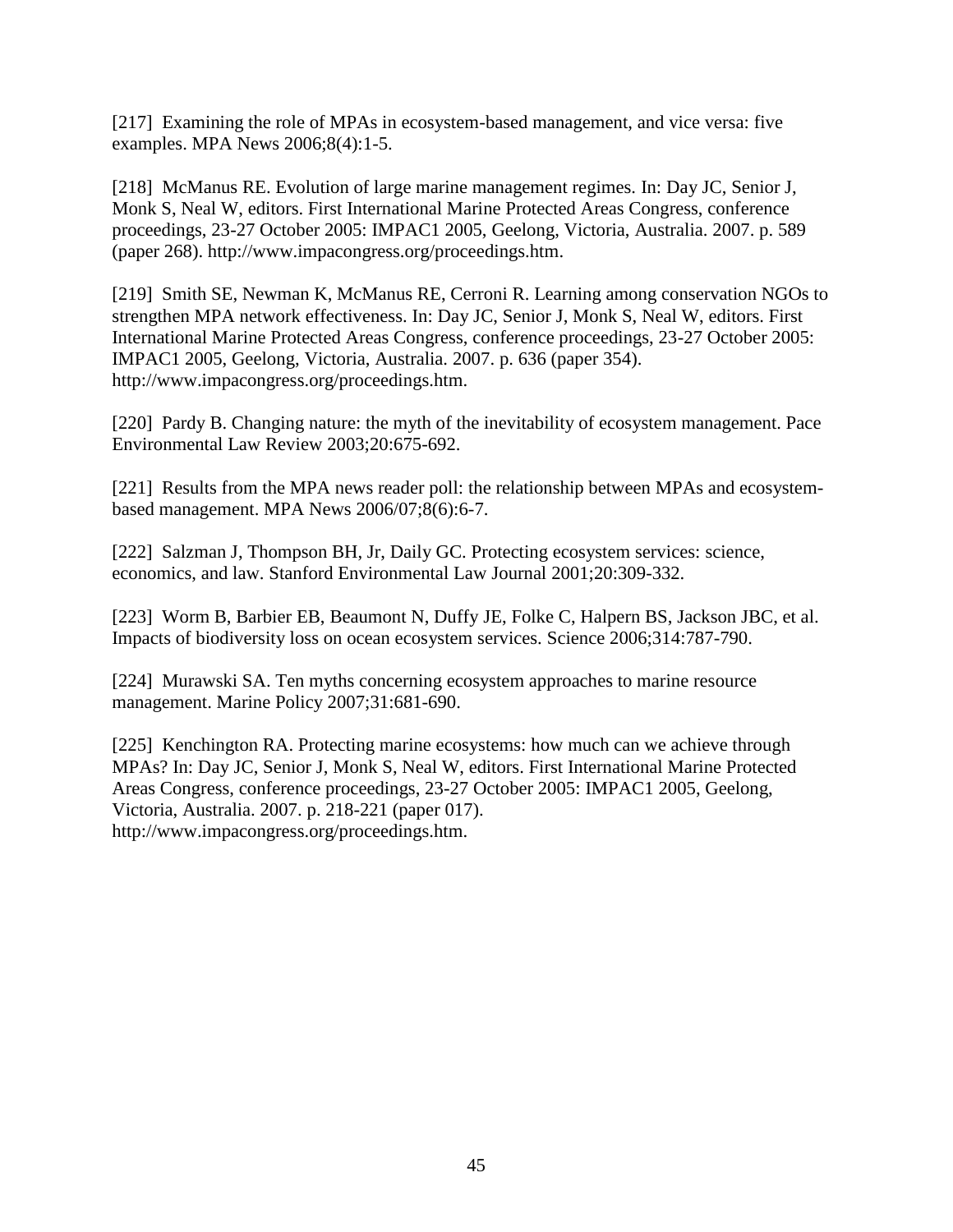[217] Examining the role of MPAs in ecosystem-based management, and vice versa: five examples. MPA News 2006;8(4):1-5.

[218] McManus RE. Evolution of large marine management regimes. In: Day JC, Senior J, Monk S, Neal W, editors. First International Marine Protected Areas Congress, conference proceedings, 23-27 October 2005: IMPAC1 2005, Geelong, Victoria, Australia. 2007. p. 589 (paper 268). http://www.impacongress.org/proceedings.htm.

[219] Smith SE, Newman K, McManus RE, Cerroni R. Learning among conservation NGOs to strengthen MPA network effectiveness. In: Day JC, Senior J, Monk S, Neal W, editors. First International Marine Protected Areas Congress, conference proceedings, 23-27 October 2005: IMPAC1 2005, Geelong, Victoria, Australia. 2007. p. 636 (paper 354). http://www.impacongress.org/proceedings.htm.

[220] Pardy B. Changing nature: the myth of the inevitability of ecosystem management. Pace Environmental Law Review 2003;20:675-692.

[221] Results from the MPA news reader poll: the relationship between MPAs and ecosystem-based management. MPA News 2006/07;8(6):6-7.

[222] Salzman J, Thompson BH, Jr, Daily GC. Protecting ecosystem services: science, economics, and law. Stanford Environmental Law Journal 2001;20:309-332.

[223] Worm B, Barbier EB, Beaumont N, Duffy JE, Folke C, Halpern BS, Jackson JBC, et al. Impacts of biodiversity loss on ocean ecosystem services. Science 2006;314:787-790.

[224] Murawski SA. Ten myths concerning ecosystem approaches to marine resource management. Marine Policy 2007;31:681-690.

[225] Kenchington RA. Protecting marine ecosystems: how much can we achieve through MPAs? In: Day JC, Senior J, Monk S, Neal W, editors. First International Marine Protected Areas Congress, conference proceedings, 23-27 October 2005: IMPAC1 2005, Geelong, Victoria, Australia. 2007. p. 218-221 (paper 017). http://www.impacongress.org/proceedings.htm.